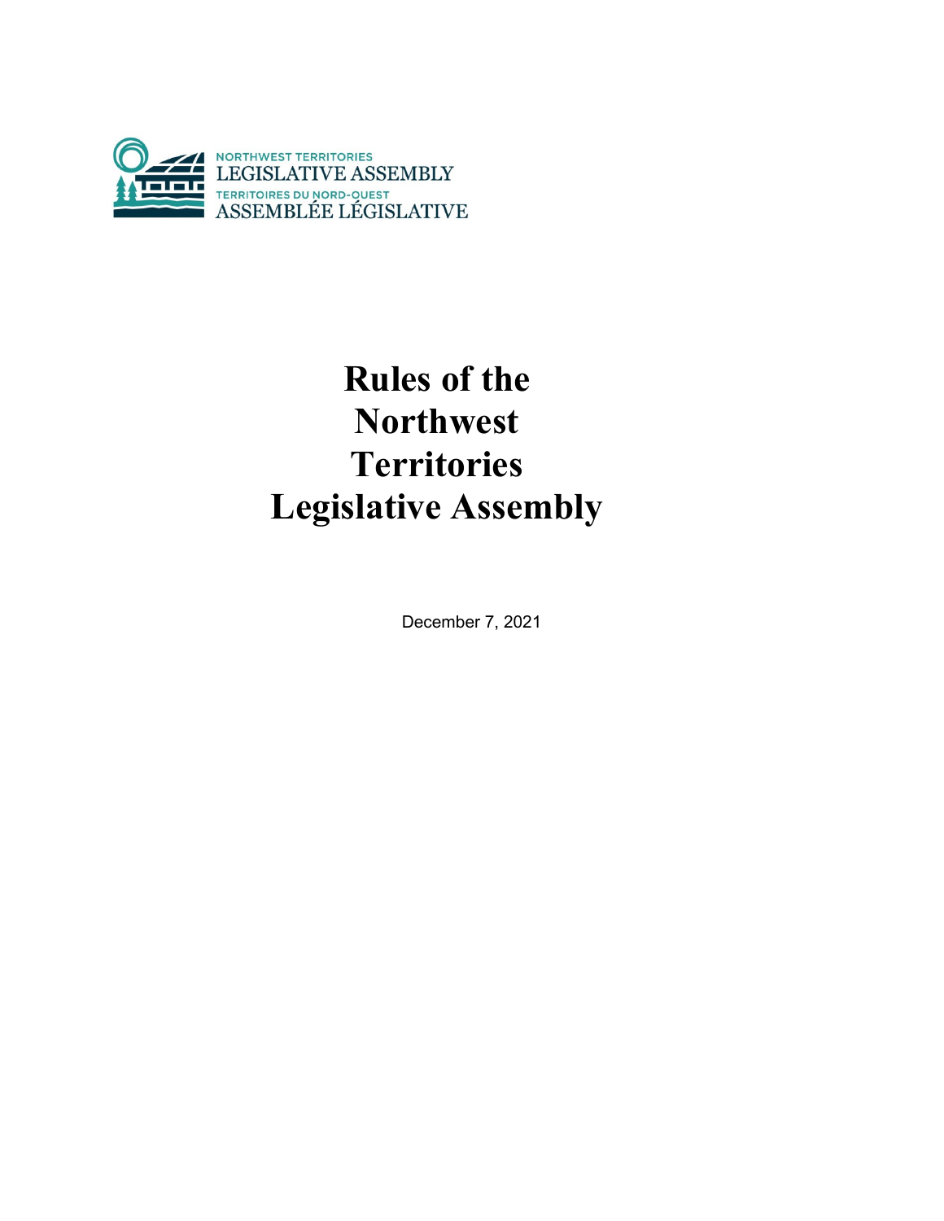NORTHWEST TERRITORIES
LEGISLATIVE ASSEMBLY
TERRITOIRES DU NORD-OUEST
ASSEMBLÉE LÉGISLATIVE

# Rules of the Northwest Territories Legislative Assembly

December 7, 2021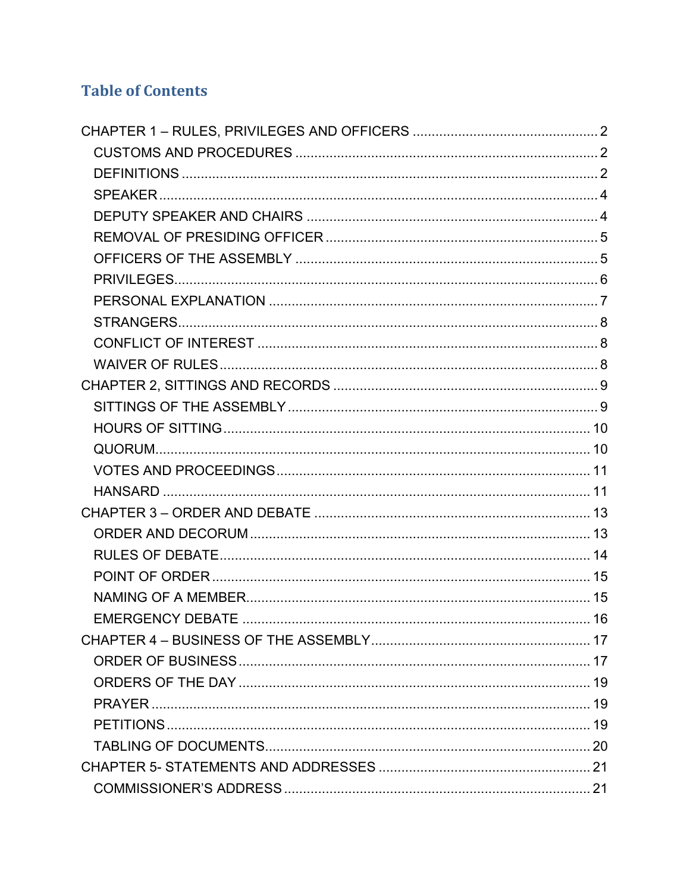## Table of Contents

- CHAPTER 1 – RULES, PRIVILEGES AND OFFICERS ..... 2
  - CUSTOMS AND PROCEDURES ..... 2
  - DEFINITIONS ..... 2
  - SPEAKER ..... 4
  - DEPUTY SPEAKER AND CHAIRS ..... 4
  - REMOVAL OF PRESIDING OFFICER ..... 5
  - OFFICERS OF THE ASSEMBLY ..... 5
  - PRIVILEGES ..... 6
  - PERSONAL EXPLANATION ..... 7
  - STRANGERS ..... 8
  - CONFLICT OF INTEREST ..... 8
  - WAIVER OF RULES ..... 8
- CHAPTER 2, SITTINGS AND RECORDS ..... 9
  - SITTINGS OF THE ASSEMBLY ..... 9
  - HOURS OF SITTING ..... 10
  - QUORUM ..... 10
  - VOTES AND PROCEEDINGS ..... 11
  - HANSARD ..... 11
- CHAPTER 3 – ORDER AND DEBATE ..... 13
  - ORDER AND DECORUM ..... 13
  - RULES OF DEBATE ..... 14
  - POINT OF ORDER ..... 15
  - NAMING OF A MEMBER ..... 15
  - EMERGENCY DEBATE ..... 16
- CHAPTER 4 – BUSINESS OF THE ASSEMBLY ..... 17
  - ORDER OF BUSINESS ..... 17
  - ORDERS OF THE DAY ..... 19
  - PRAYER ..... 19
  - PETITIONS ..... 19
  - TABLING OF DOCUMENTS ..... 20
- CHAPTER 5- STATEMENTS AND ADDRESSES ..... 21
  - COMMISSIONER'S ADDRESS ..... 21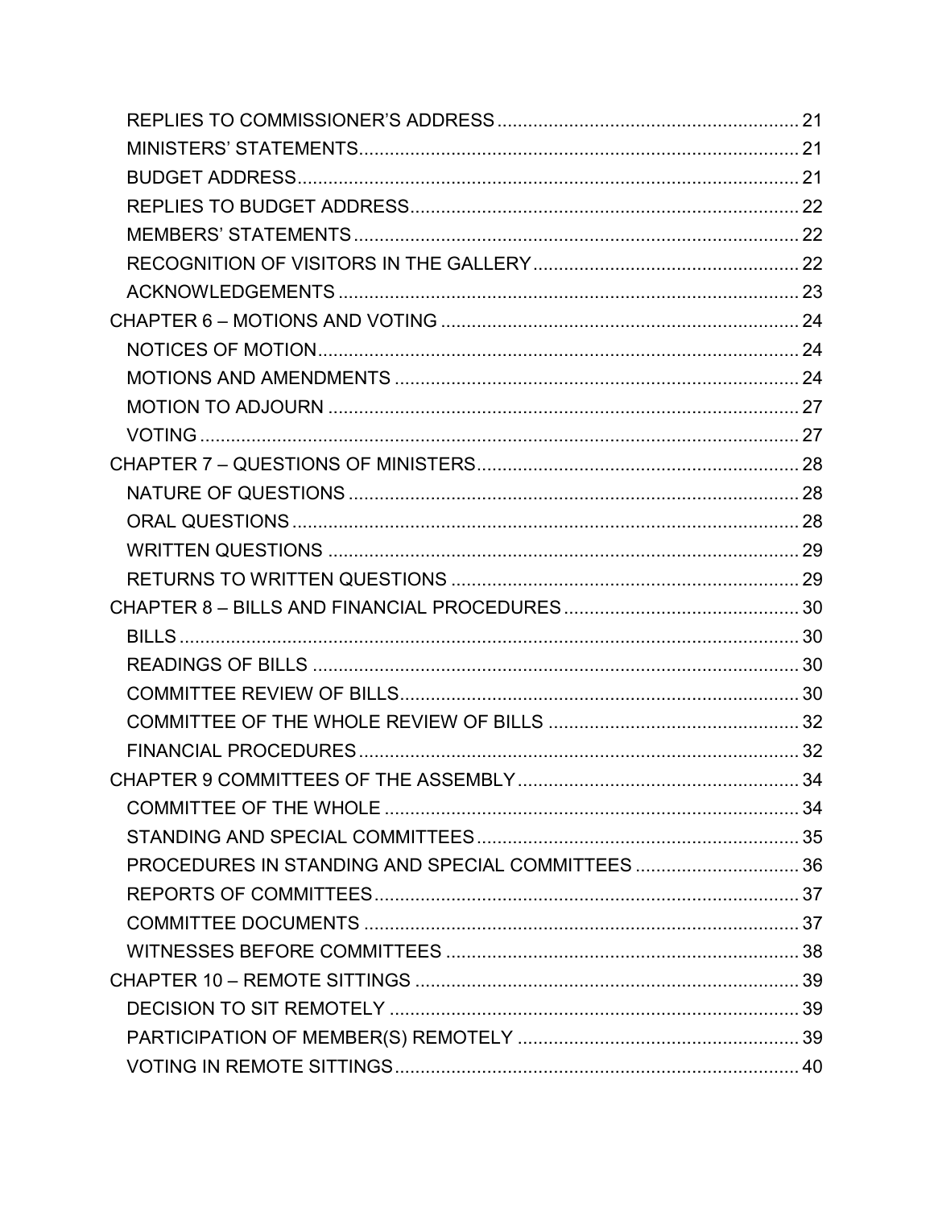REPLIES TO COMMISSIONER'S ADDRESS .......... 21
MINISTERS' STATEMENTS .......... 21
BUDGET ADDRESS .......... 21
REPLIES TO BUDGET ADDRESS .......... 22
MEMBERS' STATEMENTS .......... 22
RECOGNITION OF VISITORS IN THE GALLERY .......... 22
ACKNOWLEDGEMENTS .......... 23

CHAPTER 6 – MOTIONS AND VOTING .......... 24
NOTICES OF MOTION .......... 24
MOTIONS AND AMENDMENTS .......... 24
MOTION TO ADJOURN .......... 27
VOTING .......... 27

CHAPTER 7 – QUESTIONS OF MINISTERS .......... 28
NATURE OF QUESTIONS .......... 28
ORAL QUESTIONS .......... 28
WRITTEN QUESTIONS .......... 29
RETURNS TO WRITTEN QUESTIONS .......... 29

CHAPTER 8 – BILLS AND FINANCIAL PROCEDURES .......... 30
BILLS .......... 30
READINGS OF BILLS .......... 30
COMMITTEE REVIEW OF BILLS .......... 30
COMMITTEE OF THE WHOLE REVIEW OF BILLS .......... 32
FINANCIAL PROCEDURES .......... 32

CHAPTER 9 COMMITTEES OF THE ASSEMBLY .......... 34
COMMITTEE OF THE WHOLE .......... 34
STANDING AND SPECIAL COMMITTEES .......... 35
PROCEDURES IN STANDING AND SPECIAL COMMITTEES .......... 36
REPORTS OF COMMITTEES .......... 37
COMMITTEE DOCUMENTS .......... 37
WITNESSES BEFORE COMMITTEES .......... 38

CHAPTER 10 – REMOTE SITTINGS .......... 39
DECISION TO SIT REMOTELY .......... 39
PARTICIPATION OF MEMBER(S) REMOTELY .......... 39
VOTING IN REMOTE SITTINGS .......... 40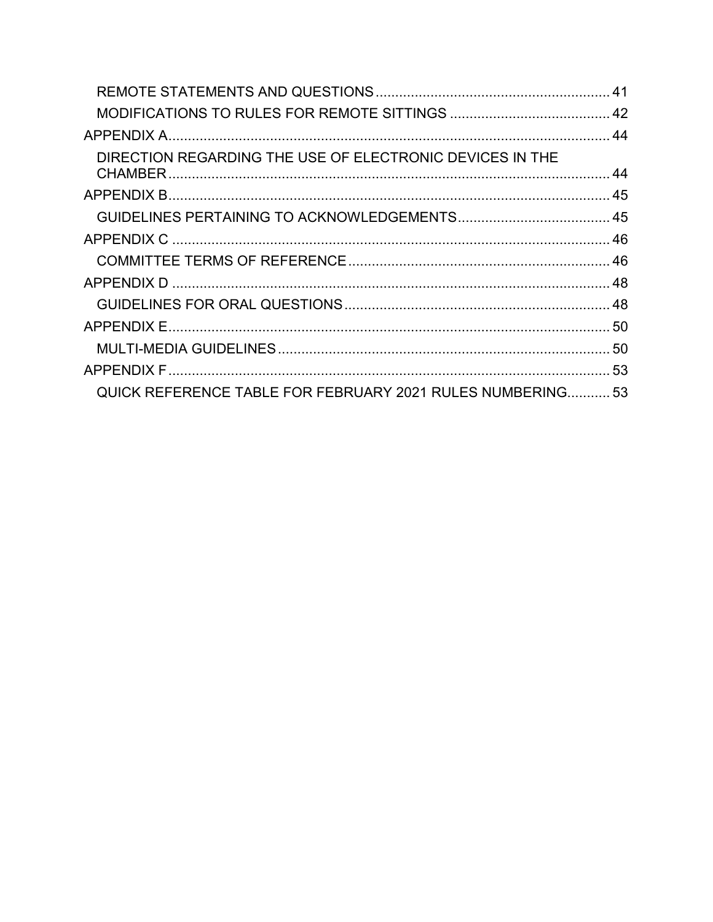- REMOTE STATEMENTS AND QUESTIONS ... 41
- MODIFICATIONS TO RULES FOR REMOTE SITTINGS ... 42

APPENDIX A ... 44
- DIRECTION REGARDING THE USE OF ELECTRONIC DEVICES IN THE CHAMBER ... 44

APPENDIX B ... 45
- GUIDELINES PERTAINING TO ACKNOWLEDGEMENTS ... 45

APPENDIX C ... 46
- COMMITTEE TERMS OF REFERENCE ... 46

APPENDIX D ... 48
- GUIDELINES FOR ORAL QUESTIONS ... 48

APPENDIX E ... 50
- MULTI-MEDIA GUIDELINES ... 50

APPENDIX F ... 53
- QUICK REFERENCE TABLE FOR FEBRUARY 2021 RULES NUMBERING ... 53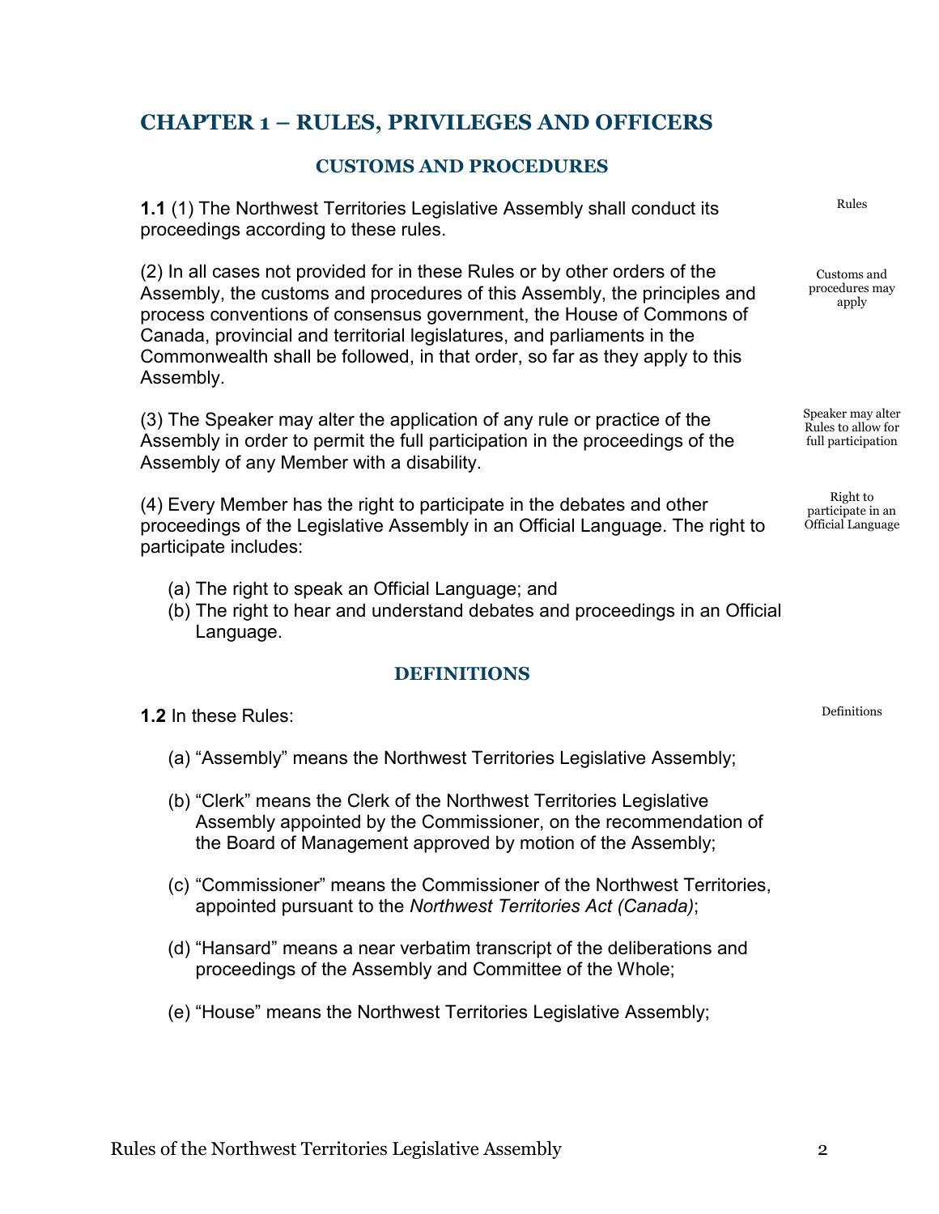# CHAPTER 1 – RULES, PRIVILEGES AND OFFICERS

## CUSTOMS AND PROCEDURES

Rules

**1.1** (1) The Northwest Territories Legislative Assembly shall conduct its proceedings according to these rules.

Customs and procedures may apply

(2) In all cases not provided for in these Rules or by other orders of the Assembly, the customs and procedures of this Assembly, the principles and process conventions of consensus government, the House of Commons of Canada, provincial and territorial legislatures, and parliaments in the Commonwealth shall be followed, in that order, so far as they apply to this Assembly.

Speaker may alter Rules to allow for full participation

(3) The Speaker may alter the application of any rule or practice of the Assembly in order to permit the full participation in the proceedings of the Assembly of any Member with a disability.

Right to participate in an Official Language

(4) Every Member has the right to participate in the debates and other proceedings of the Legislative Assembly in an Official Language. The right to participate includes:

(a) The right to speak an Official Language; and
(b) The right to hear and understand debates and proceedings in an Official Language.

## DEFINITIONS

Definitions

**1.2** In these Rules:

(a) "Assembly" means the Northwest Territories Legislative Assembly;

(b) "Clerk" means the Clerk of the Northwest Territories Legislative Assembly appointed by the Commissioner, on the recommendation of the Board of Management approved by motion of the Assembly;

(c) "Commissioner" means the Commissioner of the Northwest Territories, appointed pursuant to the *Northwest Territories Act (Canada)*;

(d) "Hansard" means a near verbatim transcript of the deliberations and proceedings of the Assembly and Committee of the Whole;

(e) "House" means the Northwest Territories Legislative Assembly;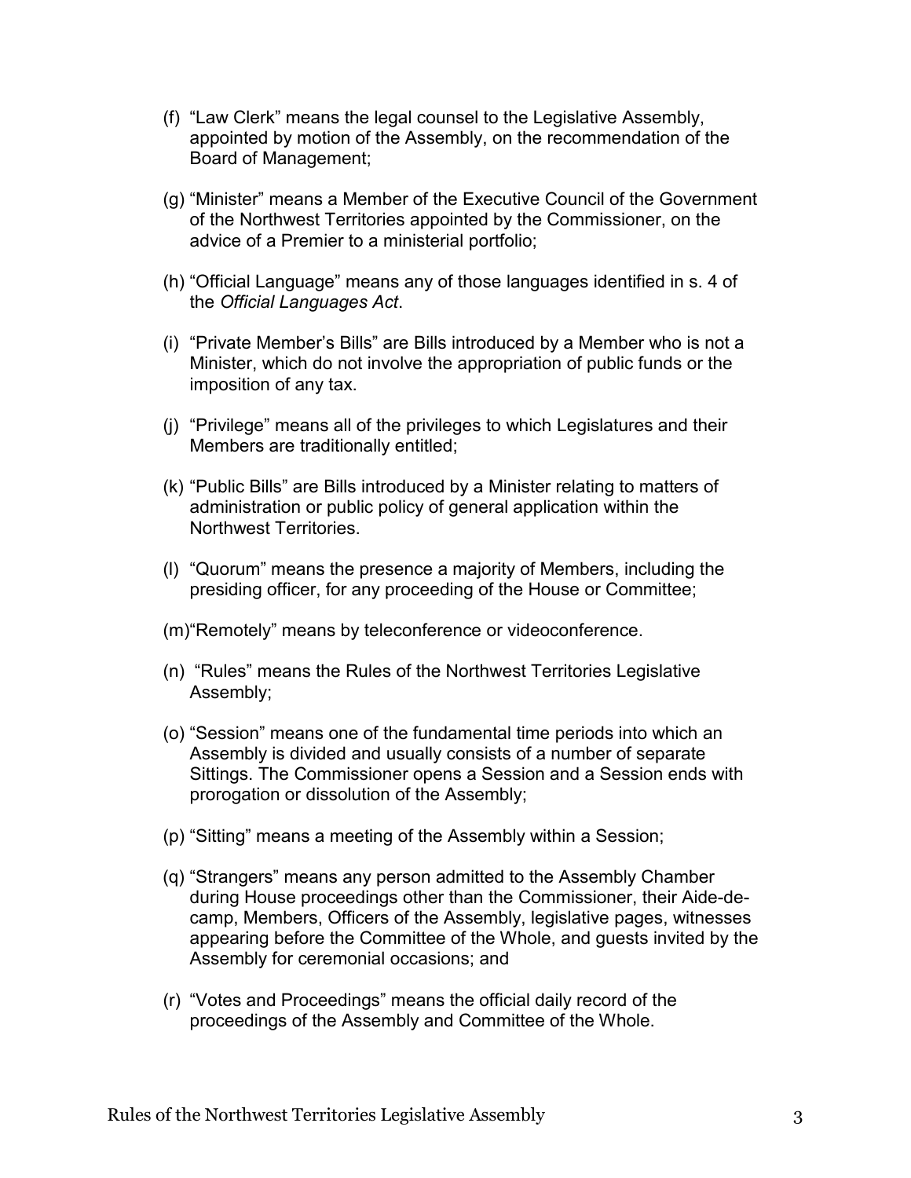(f) "Law Clerk" means the legal counsel to the Legislative Assembly, appointed by motion of the Assembly, on the recommendation of the Board of Management;

(g) "Minister" means a Member of the Executive Council of the Government of the Northwest Territories appointed by the Commissioner, on the advice of a Premier to a ministerial portfolio;

(h) "Official Language" means any of those languages identified in s. 4 of the *Official Languages Act*.

(i) "Private Member's Bills" are Bills introduced by a Member who is not a Minister, which do not involve the appropriation of public funds or the imposition of any tax.

(j) "Privilege" means all of the privileges to which Legislatures and their Members are traditionally entitled;

(k) "Public Bills" are Bills introduced by a Minister relating to matters of administration or public policy of general application within the Northwest Territories.

(l) "Quorum" means the presence a majority of Members, including the presiding officer, for any proceeding of the House or Committee;

(m) "Remotely" means by teleconference or videoconference.

(n) "Rules" means the Rules of the Northwest Territories Legislative Assembly;

(o) "Session" means one of the fundamental time periods into which an Assembly is divided and usually consists of a number of separate Sittings. The Commissioner opens a Session and a Session ends with prorogation or dissolution of the Assembly;

(p) "Sitting" means a meeting of the Assembly within a Session;

(q) "Strangers" means any person admitted to the Assembly Chamber during House proceedings other than the Commissioner, their Aide-de-camp, Members, Officers of the Assembly, legislative pages, witnesses appearing before the Committee of the Whole, and guests invited by the Assembly for ceremonial occasions; and

(r) "Votes and Proceedings" means the official daily record of the proceedings of the Assembly and Committee of the Whole.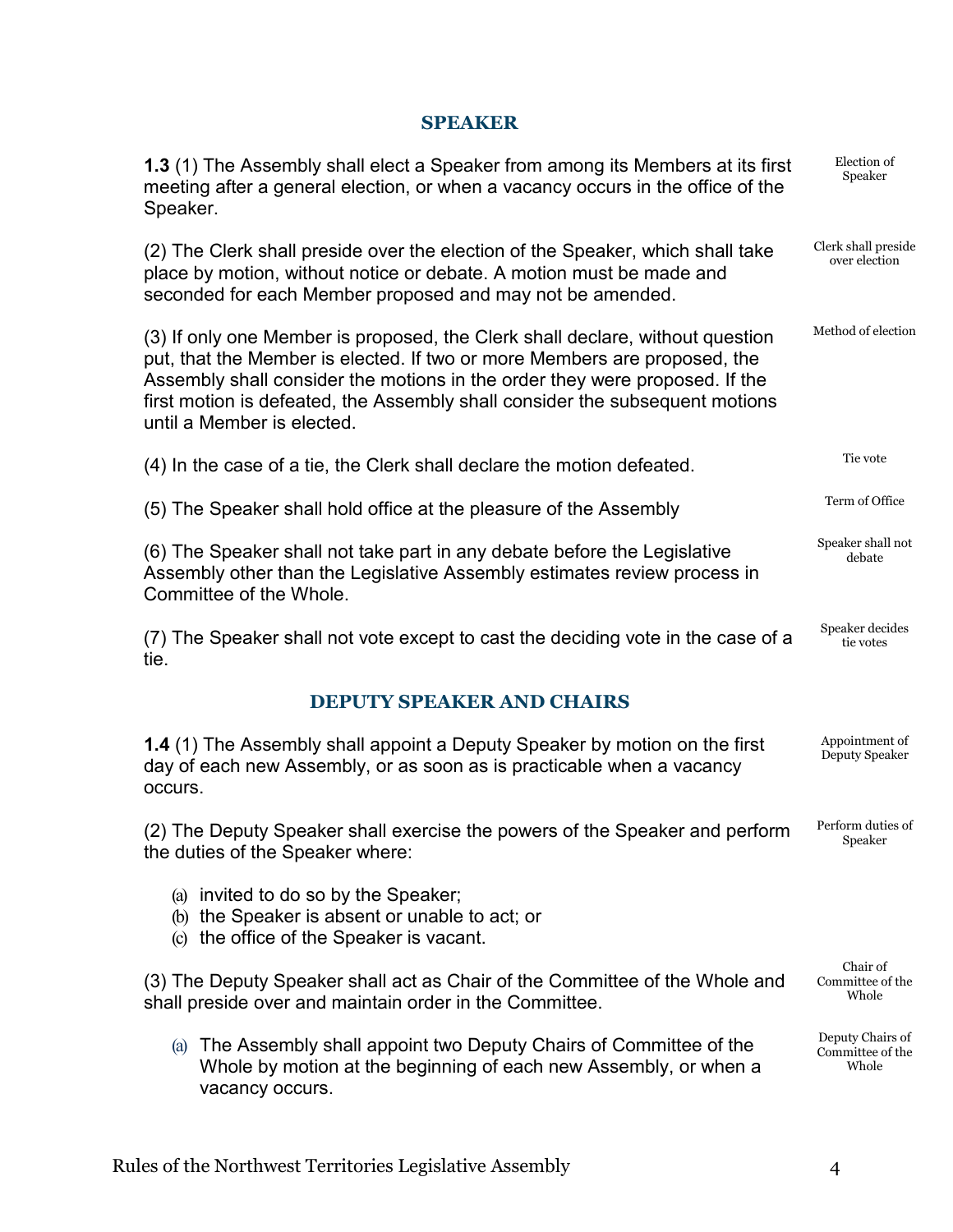## SPEAKER

**1.3** (1) The Assembly shall elect a Speaker from among its Members at its first meeting after a general election, or when a vacancy occurs in the office of the Speaker.

Election of Speaker

(2) The Clerk shall preside over the election of the Speaker, which shall take place by motion, without notice or debate. A motion must be made and seconded for each Member proposed and may not be amended.

Clerk shall preside over election

(3) If only one Member is proposed, the Clerk shall declare, without question put, that the Member is elected. If two or more Members are proposed, the Assembly shall consider the motions in the order they were proposed. If the first motion is defeated, the Assembly shall consider the subsequent motions until a Member is elected.

Method of election

(4) In the case of a tie, the Clerk shall declare the motion defeated.

Tie vote

(5) The Speaker shall hold office at the pleasure of the Assembly

Term of Office

(6) The Speaker shall not take part in any debate before the Legislative Assembly other than the Legislative Assembly estimates review process in Committee of the Whole.

Speaker shall not debate

(7) The Speaker shall not vote except to cast the deciding vote in the case of a tie.

Speaker decides tie votes

## DEPUTY SPEAKER AND CHAIRS

**1.4** (1) The Assembly shall appoint a Deputy Speaker by motion on the first day of each new Assembly, or as soon as is practicable when a vacancy occurs.

Appointment of Deputy Speaker

(2) The Deputy Speaker shall exercise the powers of the Speaker and perform the duties of the Speaker where:

Perform duties of Speaker

(a) invited to do so by the Speaker;
(b) the Speaker is absent or unable to act; or
(c) the office of the Speaker is vacant.

(3) The Deputy Speaker shall act as Chair of the Committee of the Whole and shall preside over and maintain order in the Committee.

Chair of Committee of the Whole

(a) The Assembly shall appoint two Deputy Chairs of Committee of the Whole by motion at the beginning of each new Assembly, or when a vacancy occurs.

Deputy Chairs of Committee of the Whole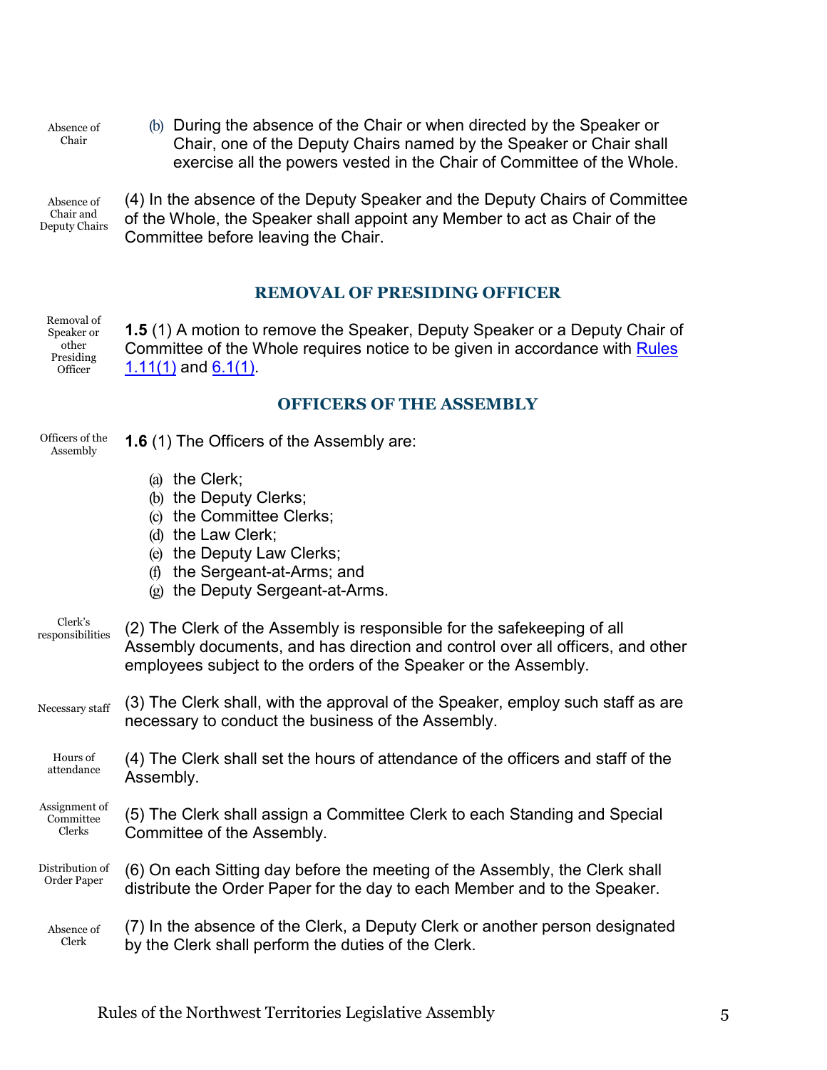Absence of Chair

(b) During the absence of the Chair or when directed by the Speaker or Chair, one of the Deputy Chairs named by the Speaker or Chair shall exercise all the powers vested in the Chair of Committee of the Whole.

Absence of Chair and Deputy Chairs

(4) In the absence of the Deputy Speaker and the Deputy Chairs of Committee of the Whole, the Speaker shall appoint any Member to act as Chair of the Committee before leaving the Chair.

## REMOVAL OF PRESIDING OFFICER

Removal of Speaker or other Presiding Officer

**1.5** (1) A motion to remove the Speaker, Deputy Speaker or a Deputy Chair of Committee of the Whole requires notice to be given in accordance with Rules 1.11(1) and 6.1(1).

## OFFICERS OF THE ASSEMBLY

Officers of the Assembly

**1.6** (1) The Officers of the Assembly are:

(a) the Clerk;
(b) the Deputy Clerks;
(c) the Committee Clerks;
(d) the Law Clerk;
(e) the Deputy Law Clerks;
(f) the Sergeant-at-Arms; and
(g) the Deputy Sergeant-at-Arms.

Clerk's responsibilities

(2) The Clerk of the Assembly is responsible for the safekeeping of all Assembly documents, and has direction and control over all officers, and other employees subject to the orders of the Speaker or the Assembly.

Necessary staff

(3) The Clerk shall, with the approval of the Speaker, employ such staff as are necessary to conduct the business of the Assembly.

Hours of attendance

(4) The Clerk shall set the hours of attendance of the officers and staff of the Assembly.

Assignment of Committee Clerks

(5) The Clerk shall assign a Committee Clerk to each Standing and Special Committee of the Assembly.

Distribution of Order Paper

(6) On each Sitting day before the meeting of the Assembly, the Clerk shall distribute the Order Paper for the day to each Member and to the Speaker.

Absence of Clerk

(7) In the absence of the Clerk, a Deputy Clerk or another person designated by the Clerk shall perform the duties of the Clerk.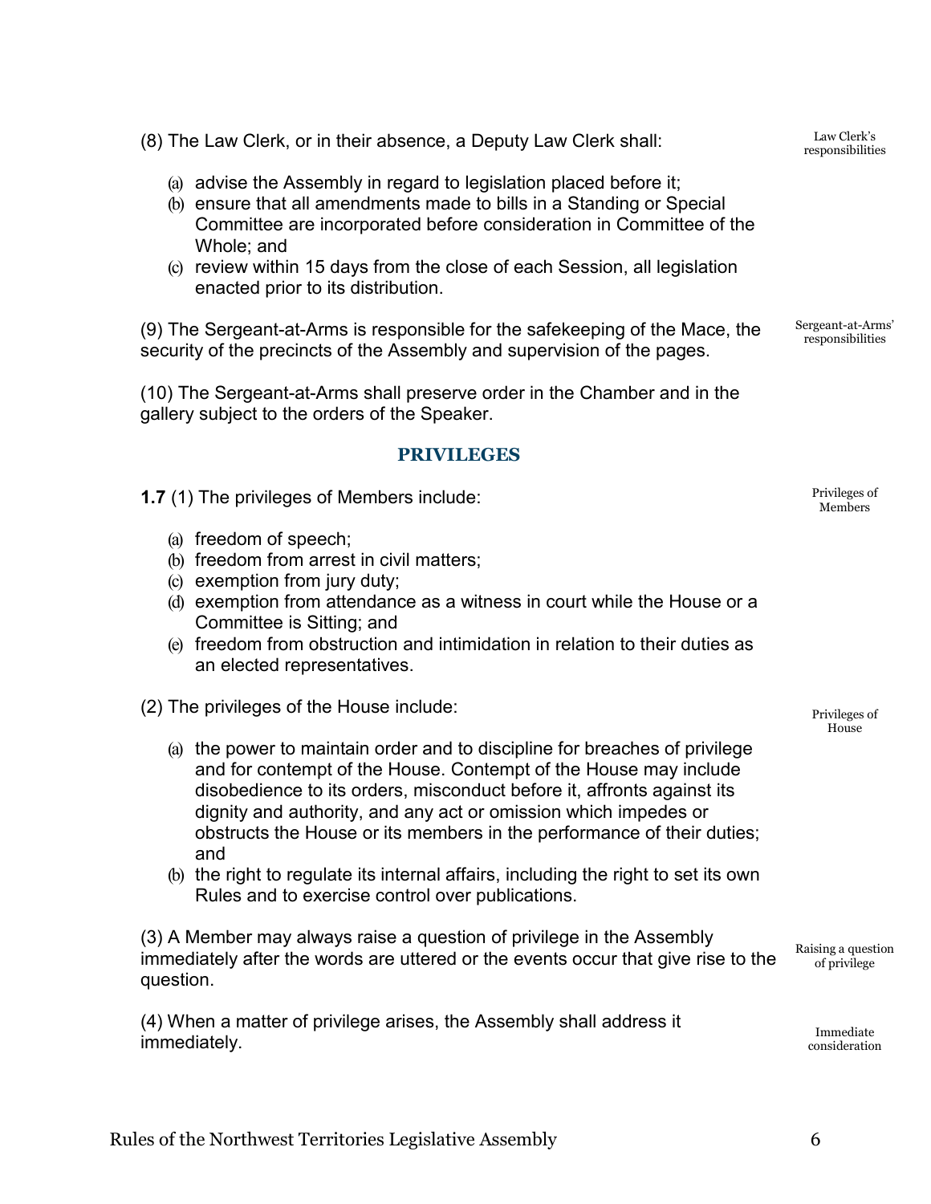(8) The Law Clerk, or in their absence, a Deputy Law Clerk shall:

Law Clerk's responsibilities

(a) advise the Assembly in regard to legislation placed before it;
(b) ensure that all amendments made to bills in a Standing or Special Committee are incorporated before consideration in Committee of the Whole; and
(c) review within 15 days from the close of each Session, all legislation enacted prior to its distribution.

(9) The Sergeant-at-Arms is responsible for the safekeeping of the Mace, the security of the precincts of the Assembly and supervision of the pages.

Sergeant-at-Arms' responsibilities

(10) The Sergeant-at-Arms shall preserve order in the Chamber and in the gallery subject to the orders of the Speaker.

## PRIVILEGES

**1.7** (1) The privileges of Members include:

Privileges of Members

(a) freedom of speech;
(b) freedom from arrest in civil matters;
(c) exemption from jury duty;
(d) exemption from attendance as a witness in court while the House or a Committee is Sitting; and
(e) freedom from obstruction and intimidation in relation to their duties as an elected representatives.

(2) The privileges of the House include:

Privileges of House

(a) the power to maintain order and to discipline for breaches of privilege and for contempt of the House. Contempt of the House may include disobedience to its orders, misconduct before it, affronts against its dignity and authority, and any act or omission which impedes or obstructs the House or its members in the performance of their duties; and
(b) the right to regulate its internal affairs, including the right to set its own Rules and to exercise control over publications.

(3) A Member may always raise a question of privilege in the Assembly immediately after the words are uttered or the events occur that give rise to the question.

Raising a question of privilege

(4) When a matter of privilege arises, the Assembly shall address it immediately.

Immediate consideration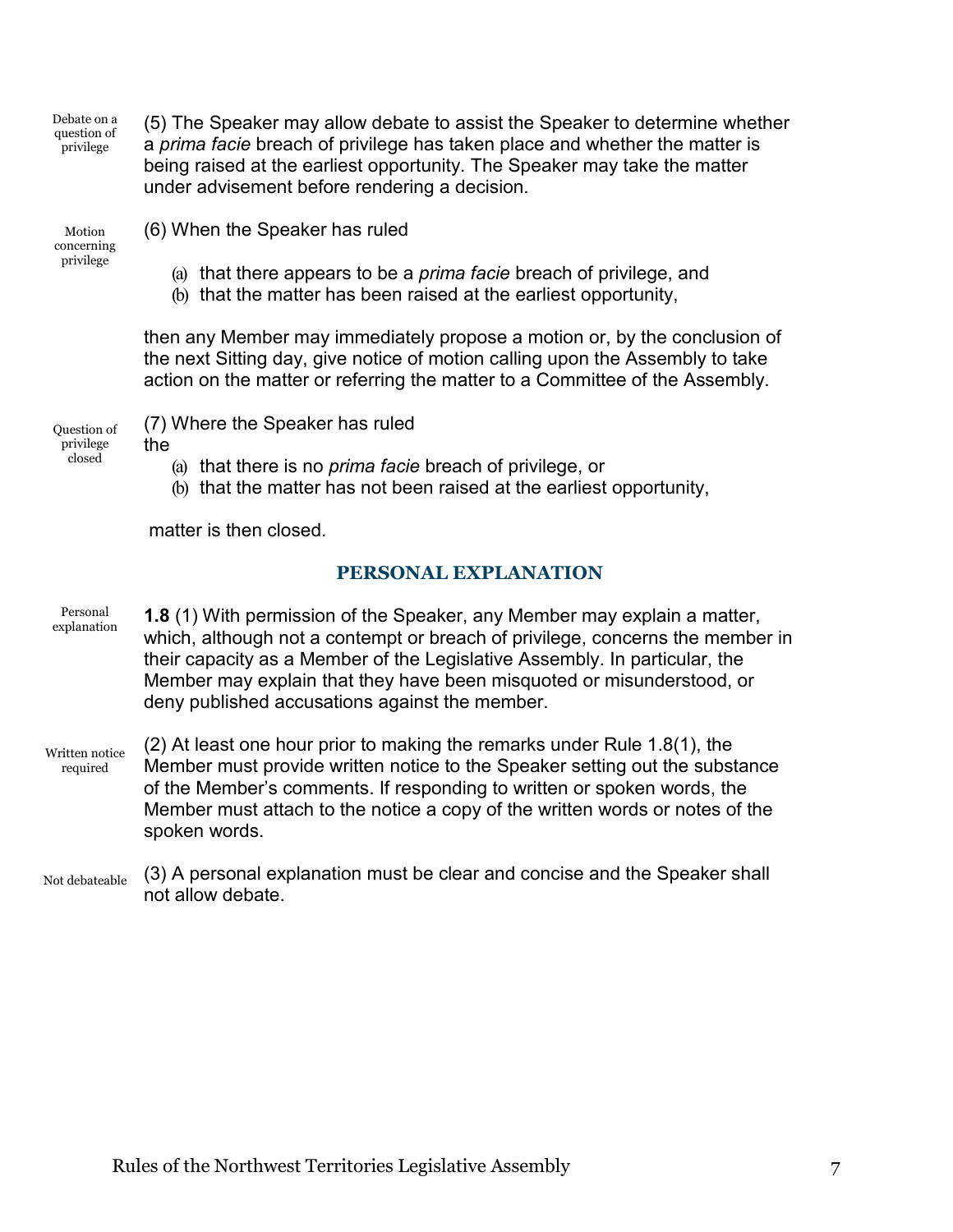Debate on a question of privilege

(5) The Speaker may allow debate to assist the Speaker to determine whether a *prima facie* breach of privilege has taken place and whether the matter is being raised at the earliest opportunity. The Speaker may take the matter under advisement before rendering a decision.

Motion concerning privilege

(6) When the Speaker has ruled

(a) that there appears to be a *prima facie* breach of privilege, and
(b) that the matter has been raised at the earliest opportunity,

then any Member may immediately propose a motion or, by the conclusion of the next Sitting day, give notice of motion calling upon the Assembly to take action on the matter or referring the matter to a Committee of the Assembly.

Question of privilege closed

(7) Where the Speaker has ruled

(a) that there is no *prima facie* breach of privilege, or
(b) that the matter has not been raised at the earliest opportunity,

the matter is then closed.

## PERSONAL EXPLANATION

Personal explanation

**1.8** (1) With permission of the Speaker, any Member may explain a matter, which, although not a contempt or breach of privilege, concerns the member in their capacity as a Member of the Legislative Assembly. In particular, the Member may explain that they have been misquoted or misunderstood, or deny published accusations against the member.

Written notice required

(2) At least one hour prior to making the remarks under Rule 1.8(1), the Member must provide written notice to the Speaker setting out the substance of the Member's comments. If responding to written or spoken words, the Member must attach to the notice a copy of the written words or notes of the spoken words.

Not debateable

(3) A personal explanation must be clear and concise and the Speaker shall not allow debate.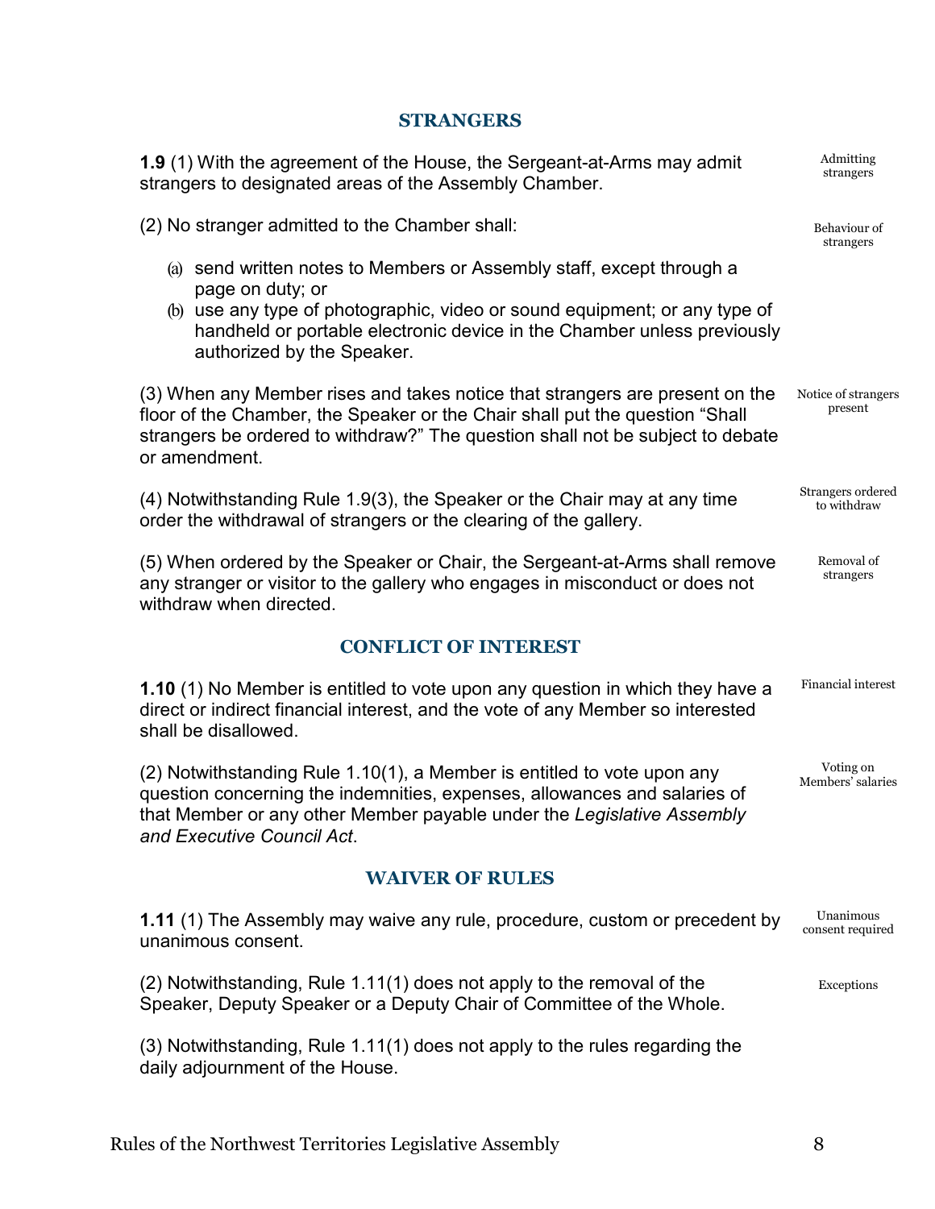## STRANGERS

**1.9** (1) With the agreement of the House, the Sergeant-at-Arms may admit strangers to designated areas of the Assembly Chamber. *Admitting strangers*

(2) No stranger admitted to the Chamber shall: *Behaviour of strangers*

- (a) send written notes to Members or Assembly staff, except through a page on duty; or
- (b) use any type of photographic, video or sound equipment; or any type of handheld or portable electronic device in the Chamber unless previously authorized by the Speaker.

(3) When any Member rises and takes notice that strangers are present on the floor of the Chamber, the Speaker or the Chair shall put the question "Shall strangers be ordered to withdraw?" The question shall not be subject to debate or amendment. *Notice of strangers present*

(4) Notwithstanding Rule 1.9(3), the Speaker or the Chair may at any time order the withdrawal of strangers or the clearing of the gallery. *Strangers ordered to withdraw*

(5) When ordered by the Speaker or Chair, the Sergeant-at-Arms shall remove any stranger or visitor to the gallery who engages in misconduct or does not withdraw when directed. *Removal of strangers*

## CONFLICT OF INTEREST

**1.10** (1) No Member is entitled to vote upon any question in which they have a direct or indirect financial interest, and the vote of any Member so interested shall be disallowed. *Financial interest*

(2) Notwithstanding Rule 1.10(1), a Member is entitled to vote upon any question concerning the indemnities, expenses, allowances and salaries of that Member or any other Member payable under the *Legislative Assembly and Executive Council Act*. *Voting on Members' salaries*

## WAIVER OF RULES

**1.11** (1) The Assembly may waive any rule, procedure, custom or precedent by unanimous consent. *Unanimous consent required*

(2) Notwithstanding, Rule 1.11(1) does not apply to the removal of the Speaker, Deputy Speaker or a Deputy Chair of Committee of the Whole. *Exceptions*

(3) Notwithstanding, Rule 1.11(1) does not apply to the rules regarding the daily adjournment of the House.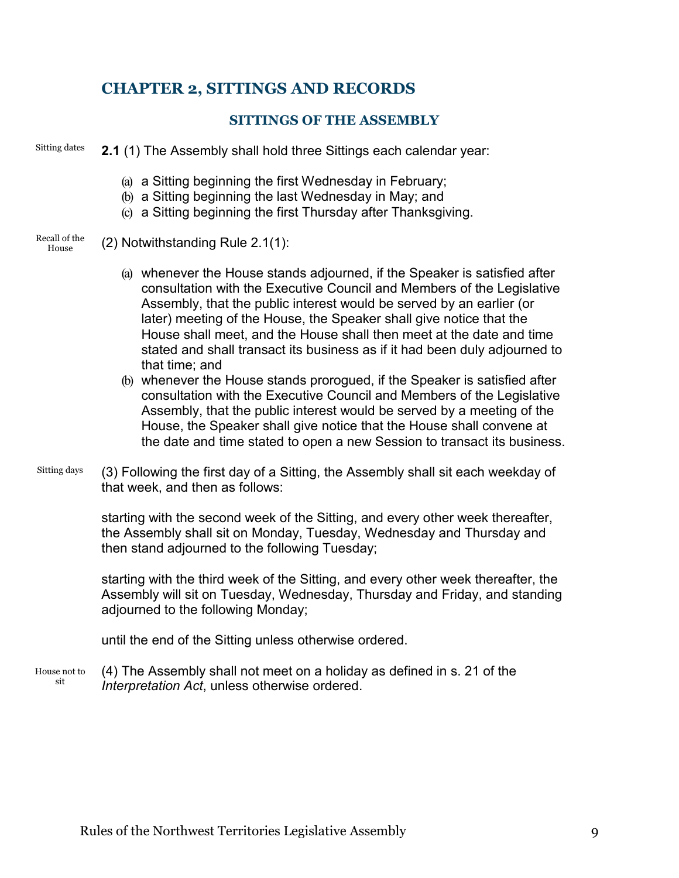## CHAPTER 2, SITTINGS AND RECORDS

### SITTINGS OF THE ASSEMBLY

Sitting dates

**2.1** (1) The Assembly shall hold three Sittings each calendar year:

(a) a Sitting beginning the first Wednesday in February;
(b) a Sitting beginning the last Wednesday in May; and
(c) a Sitting beginning the first Thursday after Thanksgiving.

Recall of the House

(2) Notwithstanding Rule 2.1(1):

(a) whenever the House stands adjourned, if the Speaker is satisfied after consultation with the Executive Council and Members of the Legislative Assembly, that the public interest would be served by an earlier (or later) meeting of the House, the Speaker shall give notice that the House shall meet, and the House shall then meet at the date and time stated and shall transact its business as if it had been duly adjourned to that time; and
(b) whenever the House stands prorogued, if the Speaker is satisfied after consultation with the Executive Council and Members of the Legislative Assembly, that the public interest would be served by a meeting of the House, the Speaker shall give notice that the House shall convene at the date and time stated to open a new Session to transact its business.

Sitting days

(3) Following the first day of a Sitting, the Assembly shall sit each weekday of that week, and then as follows:

starting with the second week of the Sitting, and every other week thereafter, the Assembly shall sit on Monday, Tuesday, Wednesday and Thursday and then stand adjourned to the following Tuesday;

starting with the third week of the Sitting, and every other week thereafter, the Assembly will sit on Tuesday, Wednesday, Thursday and Friday, and standing adjourned to the following Monday;

until the end of the Sitting unless otherwise ordered.

House not to sit

(4) The Assembly shall not meet on a holiday as defined in s. 21 of the *Interpretation Act*, unless otherwise ordered.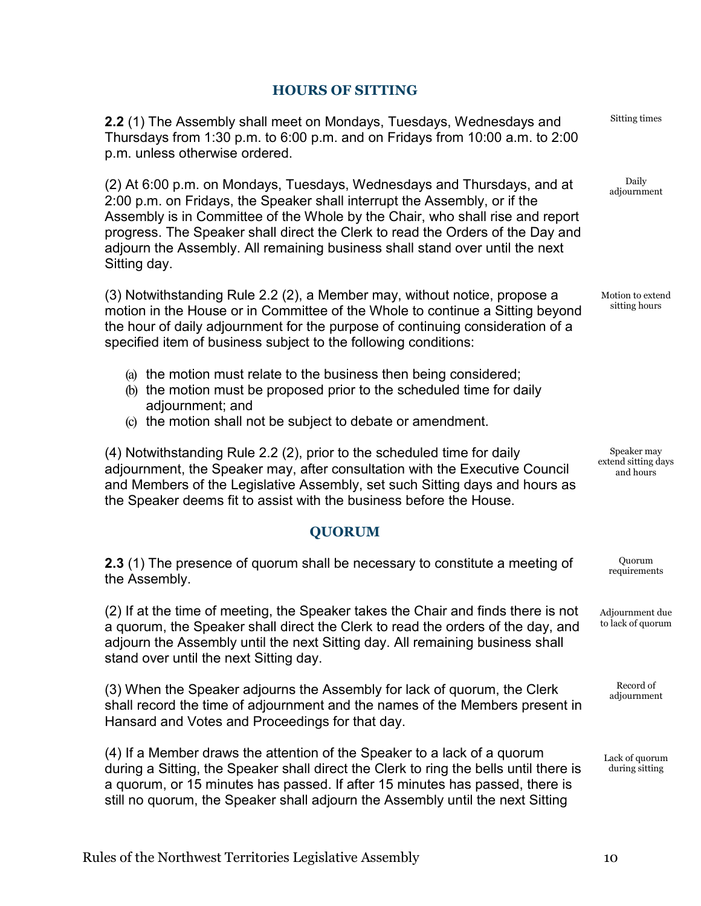## HOURS OF SITTING

**2.2** (1) The Assembly shall meet on Mondays, Tuesdays, Wednesdays and Thursdays from 1:30 p.m. to 6:00 p.m. and on Fridays from 10:00 a.m. to 2:00 p.m. unless otherwise ordered.

Sitting times

(2) At 6:00 p.m. on Mondays, Tuesdays, Wednesdays and Thursdays, and at 2:00 p.m. on Fridays, the Speaker shall interrupt the Assembly, or if the Assembly is in Committee of the Whole by the Chair, who shall rise and report progress. The Speaker shall direct the Clerk to read the Orders of the Day and adjourn the Assembly. All remaining business shall stand over until the next Sitting day.

Daily adjournment

(3) Notwithstanding Rule 2.2 (2), a Member may, without notice, propose a motion in the House or in Committee of the Whole to continue a Sitting beyond the hour of daily adjournment for the purpose of continuing consideration of a specified item of business subject to the following conditions:

Motion to extend sitting hours

(a) the motion must relate to the business then being considered;
(b) the motion must be proposed prior to the scheduled time for daily adjournment; and
(c) the motion shall not be subject to debate or amendment.

(4) Notwithstanding Rule 2.2 (2), prior to the scheduled time for daily adjournment, the Speaker may, after consultation with the Executive Council and Members of the Legislative Assembly, set such Sitting days and hours as the Speaker deems fit to assist with the business before the House.

Speaker may extend sitting days and hours

## QUORUM

**2.3** (1) The presence of quorum shall be necessary to constitute a meeting of the Assembly.

Quorum requirements

(2) If at the time of meeting, the Speaker takes the Chair and finds there is not a quorum, the Speaker shall direct the Clerk to read the orders of the day, and adjourn the Assembly until the next Sitting day. All remaining business shall stand over until the next Sitting day.

Adjournment due to lack of quorum

(3) When the Speaker adjourns the Assembly for lack of quorum, the Clerk shall record the time of adjournment and the names of the Members present in Hansard and Votes and Proceedings for that day.

Record of adjournment

(4) If a Member draws the attention of the Speaker to a lack of a quorum during a Sitting, the Speaker shall direct the Clerk to ring the bells until there is a quorum, or 15 minutes has passed. If after 15 minutes has passed, there is still no quorum, the Speaker shall adjourn the Assembly until the next Sitting

Lack of quorum during sitting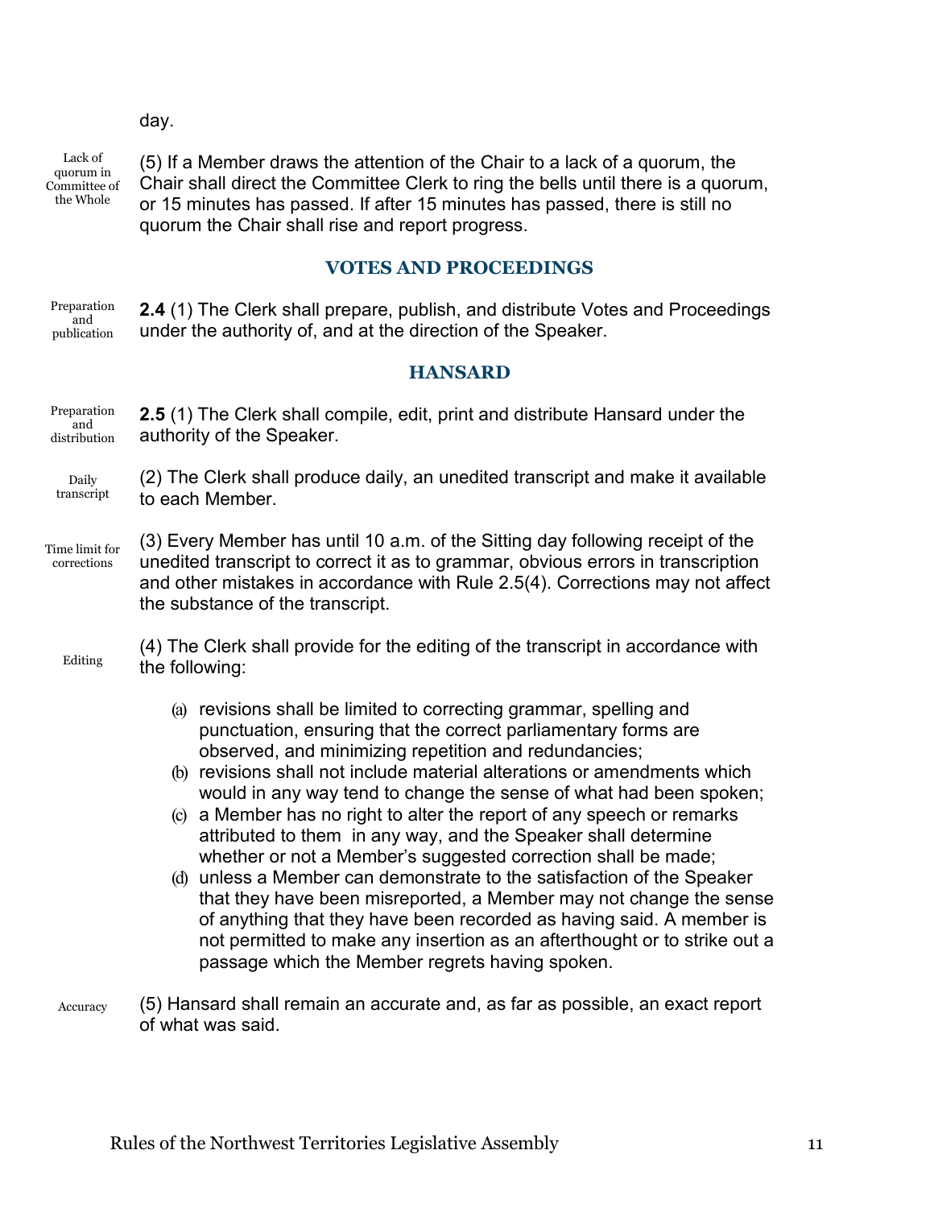day.

Lack of quorum in Committee of the Whole

(5) If a Member draws the attention of the Chair to a lack of a quorum, the Chair shall direct the Committee Clerk to ring the bells until there is a quorum, or 15 minutes has passed. If after 15 minutes has passed, there is still no quorum the Chair shall rise and report progress.

## VOTES AND PROCEEDINGS

Preparation and publication

**2.4** (1) The Clerk shall prepare, publish, and distribute Votes and Proceedings under the authority of, and at the direction of the Speaker.

## HANSARD

Preparation and distribution

**2.5** (1) The Clerk shall compile, edit, print and distribute Hansard under the authority of the Speaker.

Daily transcript

(2) The Clerk shall produce daily, an unedited transcript and make it available to each Member.

Time limit for corrections

(3) Every Member has until 10 a.m. of the Sitting day following receipt of the unedited transcript to correct it as to grammar, obvious errors in transcription and other mistakes in accordance with Rule 2.5(4). Corrections may not affect the substance of the transcript.

Editing

(4) The Clerk shall provide for the editing of the transcript in accordance with the following:

(a) revisions shall be limited to correcting grammar, spelling and punctuation, ensuring that the correct parliamentary forms are observed, and minimizing repetition and redundancies;
(b) revisions shall not include material alterations or amendments which would in any way tend to change the sense of what had been spoken;
(c) a Member has no right to alter the report of any speech or remarks attributed to them in any way, and the Speaker shall determine whether or not a Member's suggested correction shall be made;
(d) unless a Member can demonstrate to the satisfaction of the Speaker that they have been misreported, a Member may not change the sense of anything that they have been recorded as having said. A member is not permitted to make any insertion as an afterthought or to strike out a passage which the Member regrets having spoken.

Accuracy

(5) Hansard shall remain an accurate and, as far as possible, an exact report of what was said.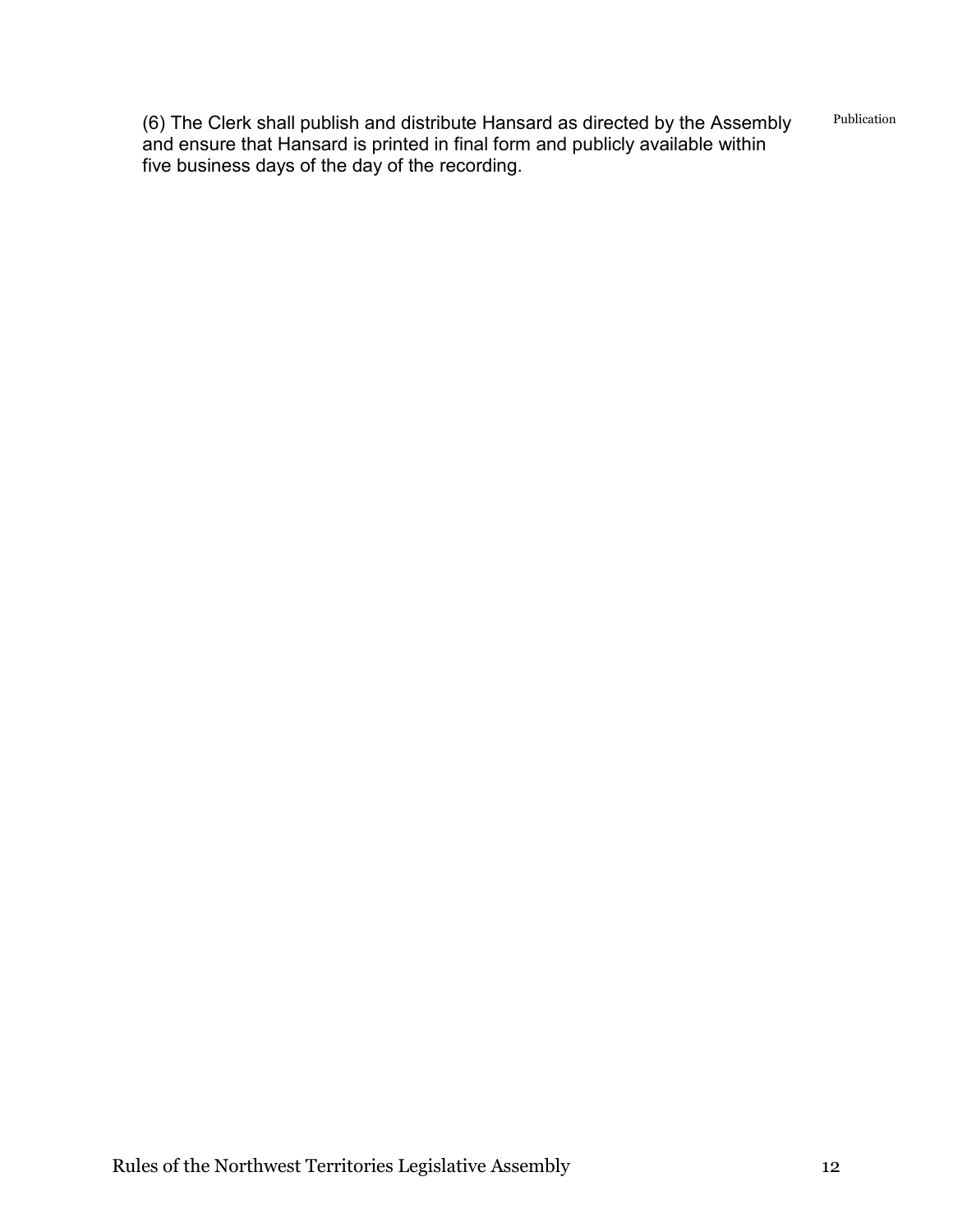(6) The Clerk shall publish and distribute Hansard as directed by the Assembly and ensure that Hansard is printed in final form and publicly available within five business days of the day of the recording.

Publication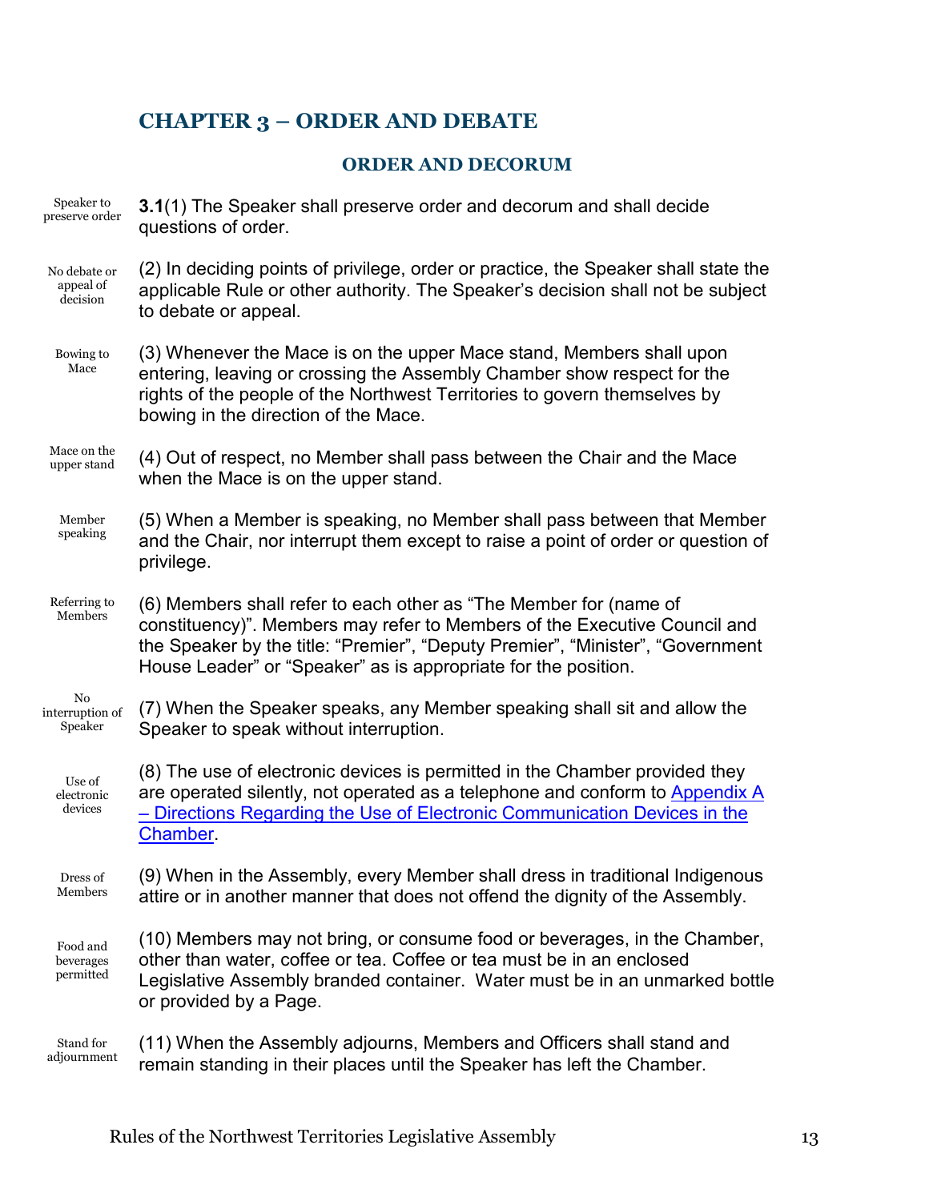## CHAPTER 3 – ORDER AND DEBATE

### ORDER AND DECORUM

Speaker to preserve order

**3.1**(1) The Speaker shall preserve order and decorum and shall decide questions of order.

No debate or appeal of decision

(2) In deciding points of privilege, order or practice, the Speaker shall state the applicable Rule or other authority. The Speaker's decision shall not be subject to debate or appeal.

Bowing to Mace

(3) Whenever the Mace is on the upper Mace stand, Members shall upon entering, leaving or crossing the Assembly Chamber show respect for the rights of the people of the Northwest Territories to govern themselves by bowing in the direction of the Mace.

Mace on the upper stand

(4) Out of respect, no Member shall pass between the Chair and the Mace when the Mace is on the upper stand.

Member speaking

(5) When a Member is speaking, no Member shall pass between that Member and the Chair, nor interrupt them except to raise a point of order or question of privilege.

Referring to Members

(6) Members shall refer to each other as "The Member for (name of constituency)". Members may refer to Members of the Executive Council and the Speaker by the title: "Premier", "Deputy Premier", "Minister", "Government House Leader" or "Speaker" as is appropriate for the position.

No interruption of Speaker

(7) When the Speaker speaks, any Member speaking shall sit and allow the Speaker to speak without interruption.

Use of electronic devices

(8) The use of electronic devices is permitted in the Chamber provided they are operated silently, not operated as a telephone and conform to Appendix A – Directions Regarding the Use of Electronic Communication Devices in the Chamber.

Dress of Members

(9) When in the Assembly, every Member shall dress in traditional Indigenous attire or in another manner that does not offend the dignity of the Assembly.

Food and beverages permitted

(10) Members may not bring, or consume food or beverages, in the Chamber, other than water, coffee or tea. Coffee or tea must be in an enclosed Legislative Assembly branded container. Water must be in an unmarked bottle or provided by a Page.

Stand for adjournment

(11) When the Assembly adjourns, Members and Officers shall stand and remain standing in their places until the Speaker has left the Chamber.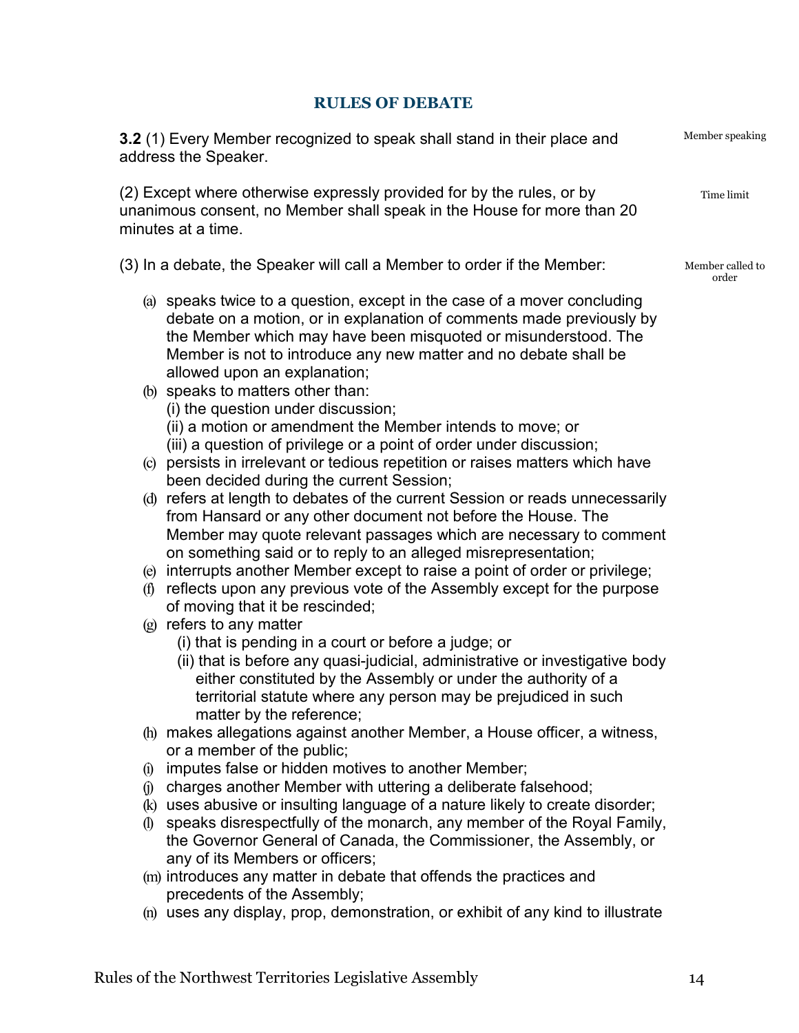## RULES OF DEBATE

**3.2** (1) Every Member recognized to speak shall stand in their place and address the Speaker.

Member speaking

(2) Except where otherwise expressly provided for by the rules, or by unanimous consent, no Member shall speak in the House for more than 20 minutes at a time.

Time limit

(3) In a debate, the Speaker will call a Member to order if the Member:

Member called to order

(a) speaks twice to a question, except in the case of a mover concluding debate on a motion, or in explanation of comments made previously by the Member which may have been misquoted or misunderstood. The Member is not to introduce any new matter and no debate shall be allowed upon an explanation;

(b) speaks to matters other than:
  (i) the question under discussion;
  (ii) a motion or amendment the Member intends to move; or
  (iii) a question of privilege or a point of order under discussion;

(c) persists in irrelevant or tedious repetition or raises matters which have been decided during the current Session;

(d) refers at length to debates of the current Session or reads unnecessarily from Hansard or any other document not before the House. The Member may quote relevant passages which are necessary to comment on something said or to reply to an alleged misrepresentation;

(e) interrupts another Member except to raise a point of order or privilege;

(f) reflects upon any previous vote of the Assembly except for the purpose of moving that it be rescinded;

(g) refers to any matter
  (i) that is pending in a court or before a judge; or
  (ii) that is before any quasi-judicial, administrative or investigative body either constituted by the Assembly or under the authority of a territorial statute where any person may be prejudiced in such matter by the reference;

(h) makes allegations against another Member, a House officer, a witness, or a member of the public;

(i) imputes false or hidden motives to another Member;

(j) charges another Member with uttering a deliberate falsehood;

(k) uses abusive or insulting language of a nature likely to create disorder;

(l) speaks disrespectfully of the monarch, any member of the Royal Family, the Governor General of Canada, the Commissioner, the Assembly, or any of its Members or officers;

(m) introduces any matter in debate that offends the practices and precedents of the Assembly;

(n) uses any display, prop, demonstration, or exhibit of any kind to illustrate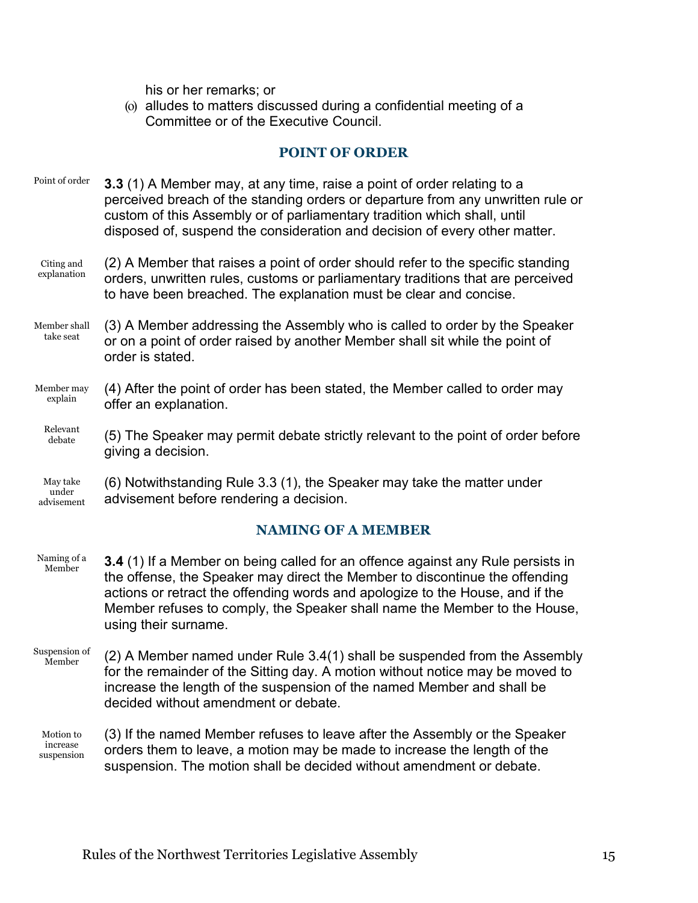his or her remarks; or

(o) alludes to matters discussed during a confidential meeting of a Committee or of the Executive Council.

## POINT OF ORDER

Point of order

**3.3** (1) A Member may, at any time, raise a point of order relating to a perceived breach of the standing orders or departure from any unwritten rule or custom of this Assembly or of parliamentary tradition which shall, until disposed of, suspend the consideration and decision of every other matter.

Citing and explanation

(2) A Member that raises a point of order should refer to the specific standing orders, unwritten rules, customs or parliamentary traditions that are perceived to have been breached. The explanation must be clear and concise.

Member shall take seat

(3) A Member addressing the Assembly who is called to order by the Speaker or on a point of order raised by another Member shall sit while the point of order is stated.

Member may explain

(4) After the point of order has been stated, the Member called to order may offer an explanation.

Relevant debate

(5) The Speaker may permit debate strictly relevant to the point of order before giving a decision.

May take under advisement

(6) Notwithstanding Rule 3.3 (1), the Speaker may take the matter under advisement before rendering a decision.

## NAMING OF A MEMBER

Naming of a Member

**3.4** (1) If a Member on being called for an offence against any Rule persists in the offense, the Speaker may direct the Member to discontinue the offending actions or retract the offending words and apologize to the House, and if the Member refuses to comply, the Speaker shall name the Member to the House, using their surname.

Suspension of Member

(2) A Member named under Rule 3.4(1) shall be suspended from the Assembly for the remainder of the Sitting day. A motion without notice may be moved to increase the length of the suspension of the named Member and shall be decided without amendment or debate.

Motion to increase suspension

(3) If the named Member refuses to leave after the Assembly or the Speaker orders them to leave, a motion may be made to increase the length of the suspension. The motion shall be decided without amendment or debate.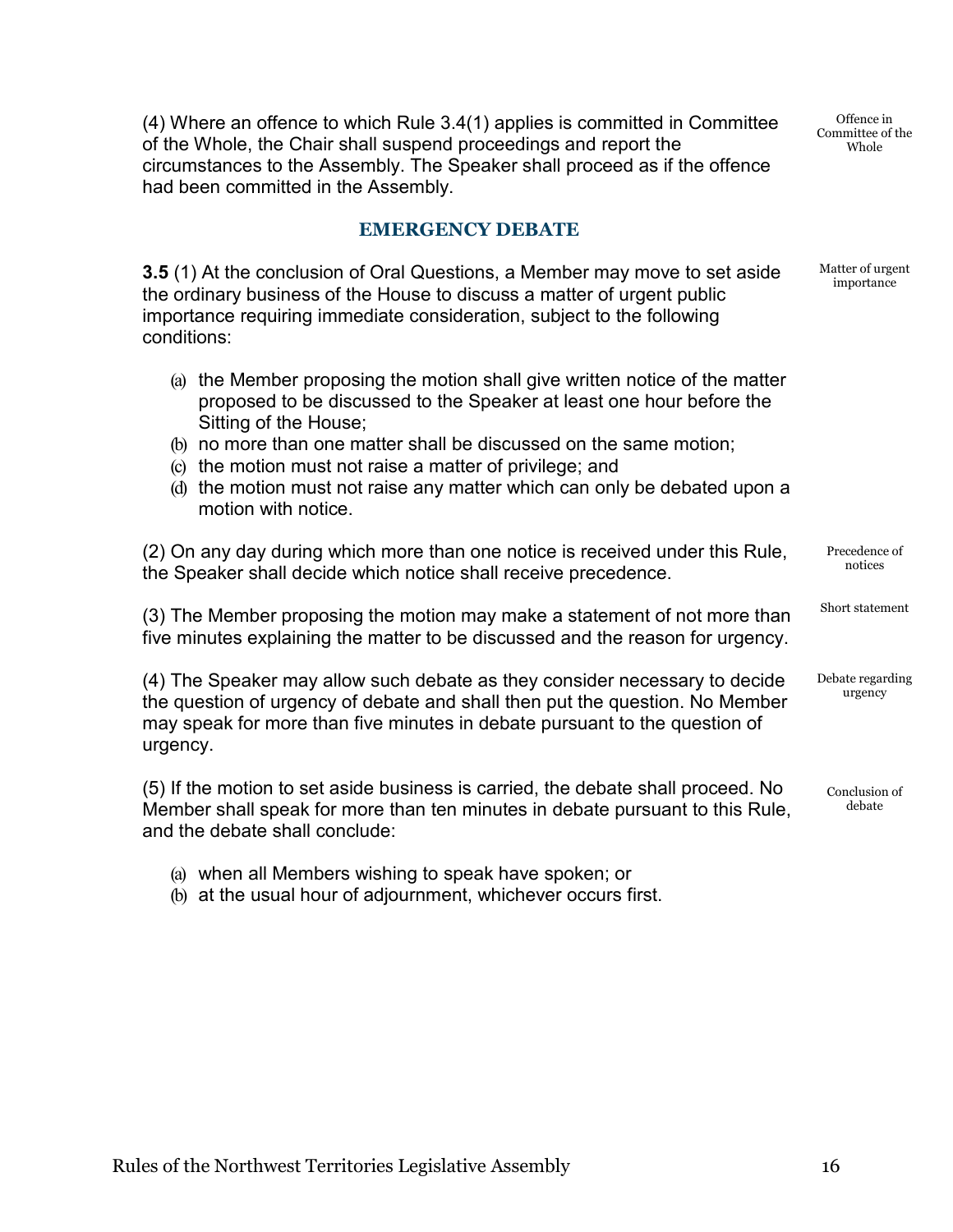(4) Where an offence to which Rule 3.4(1) applies is committed in Committee of the Whole, the Chair shall suspend proceedings and report the circumstances to the Assembly. The Speaker shall proceed as if the offence had been committed in the Assembly.

Offence in Committee of the Whole

## EMERGENCY DEBATE

**3.5** (1) At the conclusion of Oral Questions, a Member may move to set aside the ordinary business of the House to discuss a matter of urgent public importance requiring immediate consideration, subject to the following conditions:

Matter of urgent importance

(a) the Member proposing the motion shall give written notice of the matter proposed to be discussed to the Speaker at least one hour before the Sitting of the House;
(b) no more than one matter shall be discussed on the same motion;
(c) the motion must not raise a matter of privilege; and
(d) the motion must not raise any matter which can only be debated upon a motion with notice.

(2) On any day during which more than one notice is received under this Rule, the Speaker shall decide which notice shall receive precedence.

Precedence of notices

(3) The Member proposing the motion may make a statement of not more than five minutes explaining the matter to be discussed and the reason for urgency.

Short statement

(4) The Speaker may allow such debate as they consider necessary to decide the question of urgency of debate and shall then put the question. No Member may speak for more than five minutes in debate pursuant to the question of urgency.

Debate regarding urgency

(5) If the motion to set aside business is carried, the debate shall proceed. No Member shall speak for more than ten minutes in debate pursuant to this Rule, and the debate shall conclude:

Conclusion of debate

(a) when all Members wishing to speak have spoken; or
(b) at the usual hour of adjournment, whichever occurs first.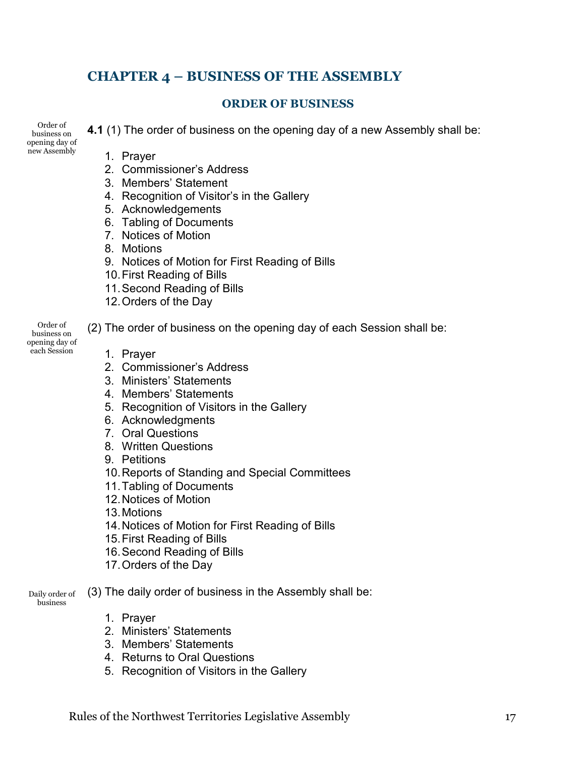# CHAPTER 4 – BUSINESS OF THE ASSEMBLY

## ORDER OF BUSINESS

Order of business on opening day of new Assembly

**4.1** (1) The order of business on the opening day of a new Assembly shall be:

1. Prayer
2. Commissioner's Address
3. Members' Statement
4. Recognition of Visitor's in the Gallery
5. Acknowledgements
6. Tabling of Documents
7. Notices of Motion
8. Motions
9. Notices of Motion for First Reading of Bills
10. First Reading of Bills
11. Second Reading of Bills
12. Orders of the Day

Order of business on opening day of each Session

(2) The order of business on the opening day of each Session shall be:

1. Prayer
2. Commissioner's Address
3. Ministers' Statements
4. Members' Statements
5. Recognition of Visitors in the Gallery
6. Acknowledgments
7. Oral Questions
8. Written Questions
9. Petitions
10. Reports of Standing and Special Committees
11. Tabling of Documents
12. Notices of Motion
13. Motions
14. Notices of Motion for First Reading of Bills
15. First Reading of Bills
16. Second Reading of Bills
17. Orders of the Day

Daily order of business

(3) The daily order of business in the Assembly shall be:

1. Prayer
2. Ministers' Statements
3. Members' Statements
4. Returns to Oral Questions
5. Recognition of Visitors in the Gallery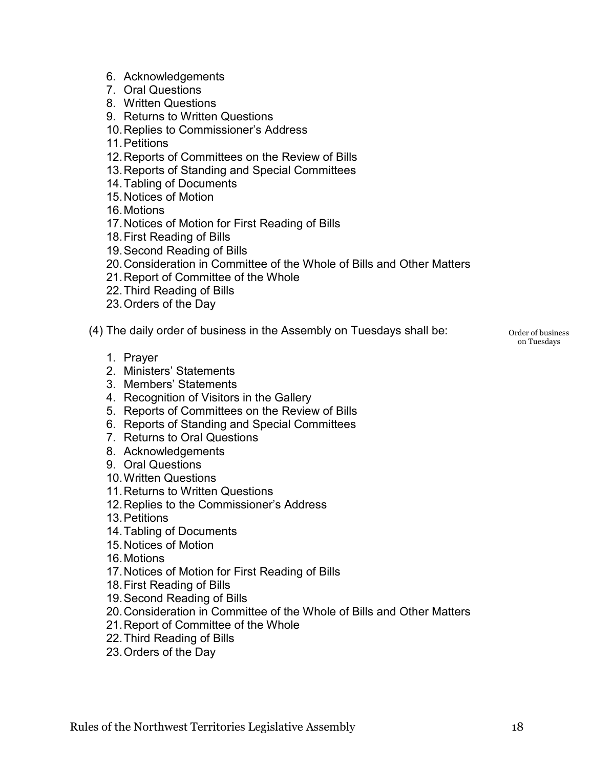6. Acknowledgements
7. Oral Questions
8. Written Questions
9. Returns to Written Questions
10. Replies to Commissioner's Address
11. Petitions
12. Reports of Committees on the Review of Bills
13. Reports of Standing and Special Committees
14. Tabling of Documents
15. Notices of Motion
16. Motions
17. Notices of Motion for First Reading of Bills
18. First Reading of Bills
19. Second Reading of Bills
20. Consideration in Committee of the Whole of Bills and Other Matters
21. Report of Committee of the Whole
22. Third Reading of Bills
23. Orders of the Day

(4) The daily order of business in the Assembly on Tuesdays shall be:

Order of business on Tuesdays

1. Prayer
2. Ministers' Statements
3. Members' Statements
4. Recognition of Visitors in the Gallery
5. Reports of Committees on the Review of Bills
6. Reports of Standing and Special Committees
7. Returns to Oral Questions
8. Acknowledgements
9. Oral Questions
10. Written Questions
11. Returns to Written Questions
12. Replies to the Commissioner's Address
13. Petitions
14. Tabling of Documents
15. Notices of Motion
16. Motions
17. Notices of Motion for First Reading of Bills
18. First Reading of Bills
19. Second Reading of Bills
20. Consideration in Committee of the Whole of Bills and Other Matters
21. Report of Committee of the Whole
22. Third Reading of Bills
23. Orders of the Day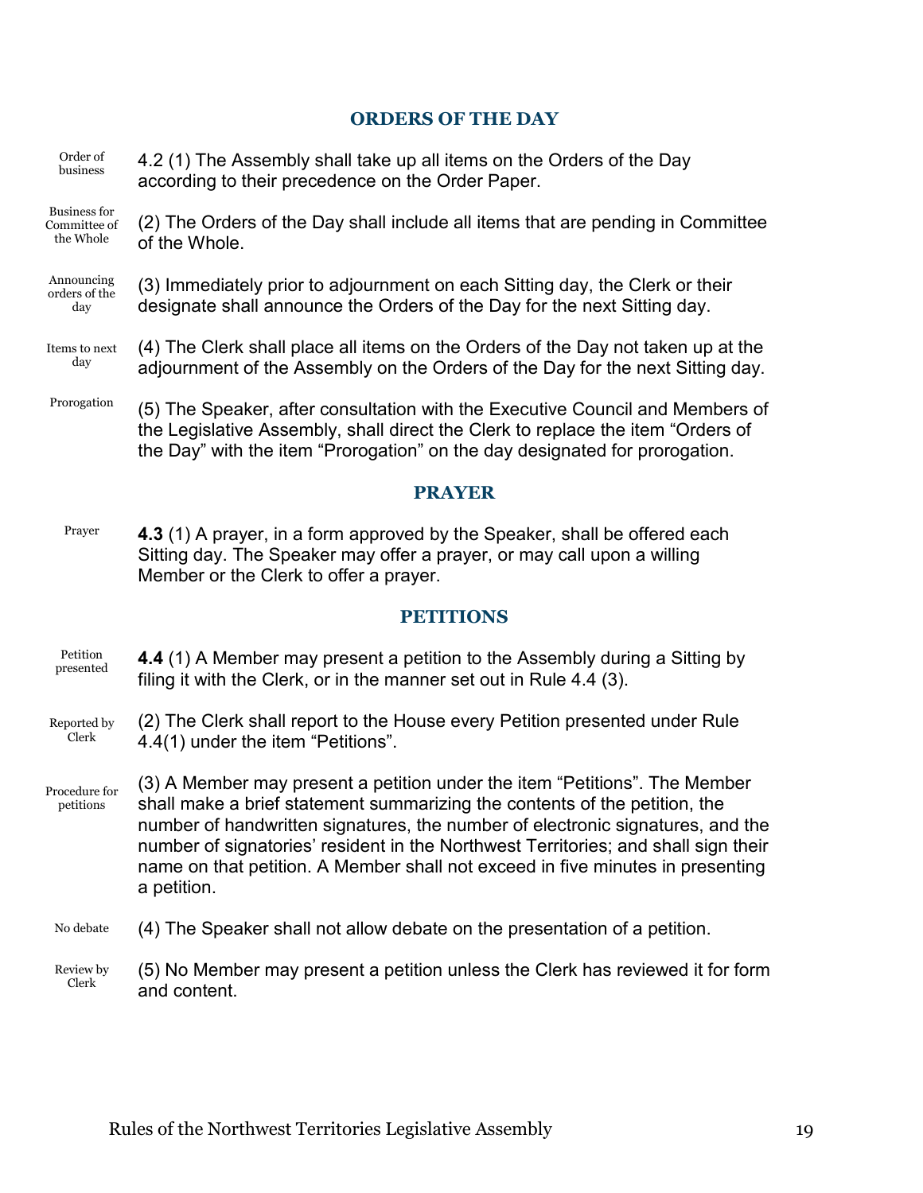## ORDERS OF THE DAY

Order of business

4.2 (1) The Assembly shall take up all items on the Orders of the Day according to their precedence on the Order Paper.

Business for Committee of the Whole

(2) The Orders of the Day shall include all items that are pending in Committee of the Whole.

Announcing orders of the day

(3) Immediately prior to adjournment on each Sitting day, the Clerk or their designate shall announce the Orders of the Day for the next Sitting day.

Items to next day

(4) The Clerk shall place all items on the Orders of the Day not taken up at the adjournment of the Assembly on the Orders of the Day for the next Sitting day.

Prorogation

(5) The Speaker, after consultation with the Executive Council and Members of the Legislative Assembly, shall direct the Clerk to replace the item "Orders of the Day" with the item "Prorogation" on the day designated for prorogation.

## PRAYER

Prayer

**4.3** (1) A prayer, in a form approved by the Speaker, shall be offered each Sitting day. The Speaker may offer a prayer, or may call upon a willing Member or the Clerk to offer a prayer.

## PETITIONS

Petition presented

**4.4** (1) A Member may present a petition to the Assembly during a Sitting by filing it with the Clerk, or in the manner set out in Rule 4.4 (3).

Reported by Clerk

(2) The Clerk shall report to the House every Petition presented under Rule 4.4(1) under the item "Petitions".

Procedure for petitions

(3) A Member may present a petition under the item "Petitions". The Member shall make a brief statement summarizing the contents of the petition, the number of handwritten signatures, the number of electronic signatures, and the number of signatories' resident in the Northwest Territories; and shall sign their name on that petition. A Member shall not exceed in five minutes in presenting a petition.

No debate

(4) The Speaker shall not allow debate on the presentation of a petition.

Review by Clerk

(5) No Member may present a petition unless the Clerk has reviewed it for form and content.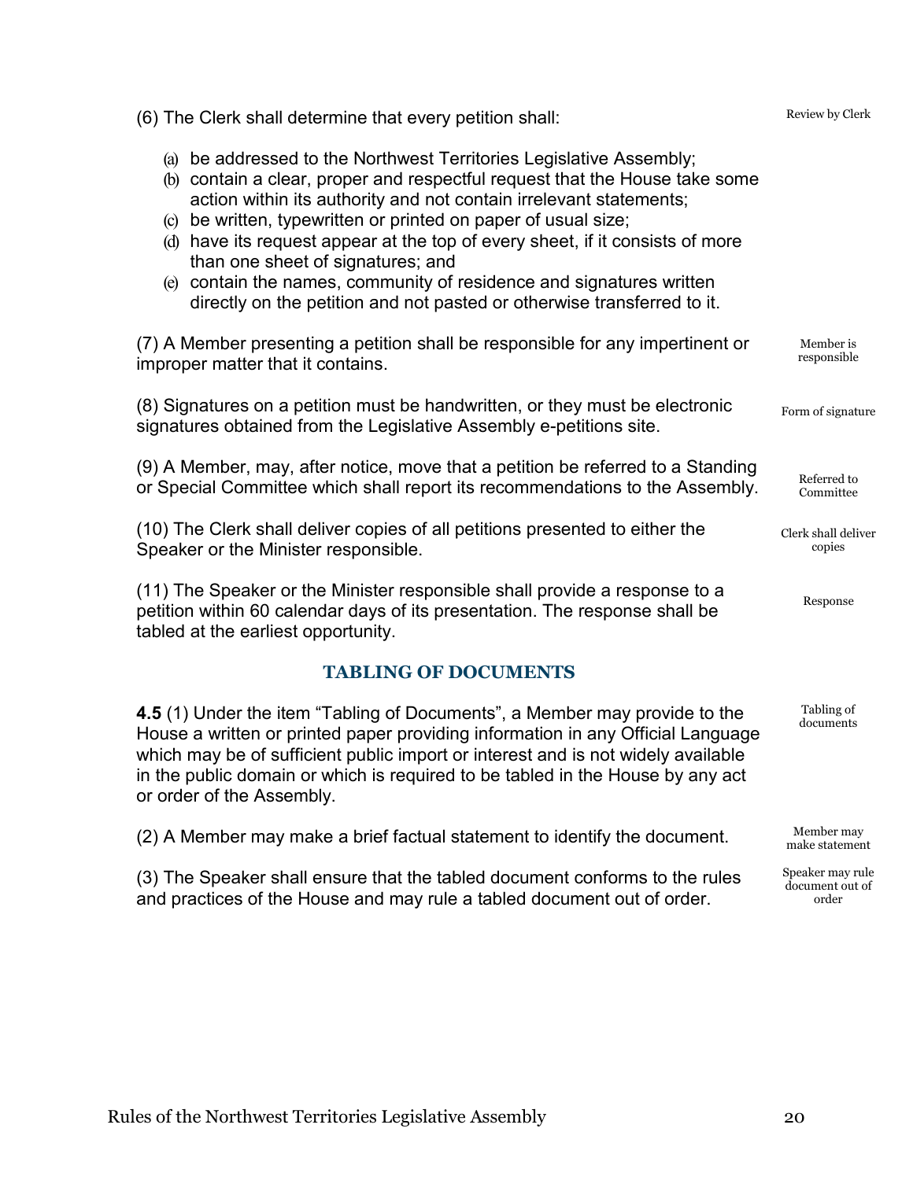(6) The Clerk shall determine that every petition shall:

Review by Clerk

- (a) be addressed to the Northwest Territories Legislative Assembly;
- (b) contain a clear, proper and respectful request that the House take some action within its authority and not contain irrelevant statements;
- (c) be written, typewritten or printed on paper of usual size;
- (d) have its request appear at the top of every sheet, if it consists of more than one sheet of signatures; and
- (e) contain the names, community of residence and signatures written directly on the petition and not pasted or otherwise transferred to it.

(7) A Member presenting a petition shall be responsible for any impertinent or improper matter that it contains.

Member is responsible

(8) Signatures on a petition must be handwritten, or they must be electronic signatures obtained from the Legislative Assembly e-petitions site.

Form of signature

(9) A Member, may, after notice, move that a petition be referred to a Standing or Special Committee which shall report its recommendations to the Assembly.

Referred to Committee

(10) The Clerk shall deliver copies of all petitions presented to either the Speaker or the Minister responsible.

Clerk shall deliver copies

(11) The Speaker or the Minister responsible shall provide a response to a petition within 60 calendar days of its presentation. The response shall be tabled at the earliest opportunity.

Response

## TABLING OF DOCUMENTS

**4.5** (1) Under the item "Tabling of Documents", a Member may provide to the House a written or printed paper providing information in any Official Language which may be of sufficient public import or interest and is not widely available in the public domain or which is required to be tabled in the House by any act or order of the Assembly.

Tabling of documents

(2) A Member may make a brief factual statement to identify the document.

Member may make statement

(3) The Speaker shall ensure that the tabled document conforms to the rules and practices of the House and may rule a tabled document out of order.

Speaker may rule document out of order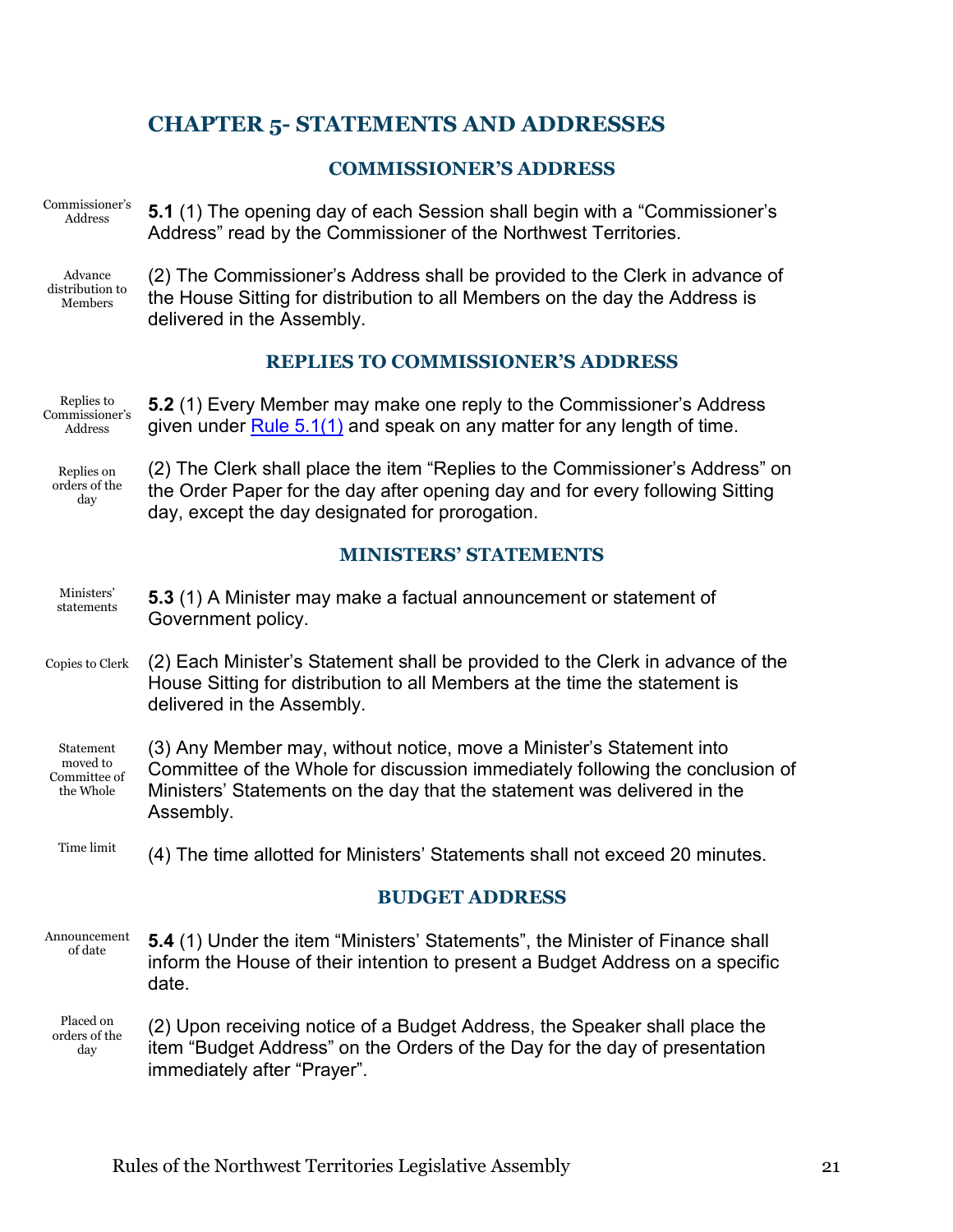# CHAPTER 5- STATEMENTS AND ADDRESSES

## COMMISSIONER'S ADDRESS

Commissioner's Address

**5.1** (1) The opening day of each Session shall begin with a "Commissioner's Address" read by the Commissioner of the Northwest Territories.

Advance distribution to Members

(2) The Commissioner's Address shall be provided to the Clerk in advance of the House Sitting for distribution to all Members on the day the Address is delivered in the Assembly.

## REPLIES TO COMMISSIONER'S ADDRESS

Replies to Commissioner's Address

**5.2** (1) Every Member may make one reply to the Commissioner's Address given under Rule 5.1(1) and speak on any matter for any length of time.

Replies on orders of the day

(2) The Clerk shall place the item "Replies to the Commissioner's Address" on the Order Paper for the day after opening day and for every following Sitting day, except the day designated for prorogation.

## MINISTERS' STATEMENTS

Ministers' statements

**5.3** (1) A Minister may make a factual announcement or statement of Government policy.

Copies to Clerk

(2) Each Minister's Statement shall be provided to the Clerk in advance of the House Sitting for distribution to all Members at the time the statement is delivered in the Assembly.

Statement moved to Committee of the Whole

(3) Any Member may, without notice, move a Minister's Statement into Committee of the Whole for discussion immediately following the conclusion of Ministers' Statements on the day that the statement was delivered in the Assembly.

Time limit

(4) The time allotted for Ministers' Statements shall not exceed 20 minutes.

## BUDGET ADDRESS

Announcement of date

**5.4** (1) Under the item "Ministers' Statements", the Minister of Finance shall inform the House of their intention to present a Budget Address on a specific date.

Placed on orders of the day

(2) Upon receiving notice of a Budget Address, the Speaker shall place the item "Budget Address" on the Orders of the Day for the day of presentation immediately after "Prayer".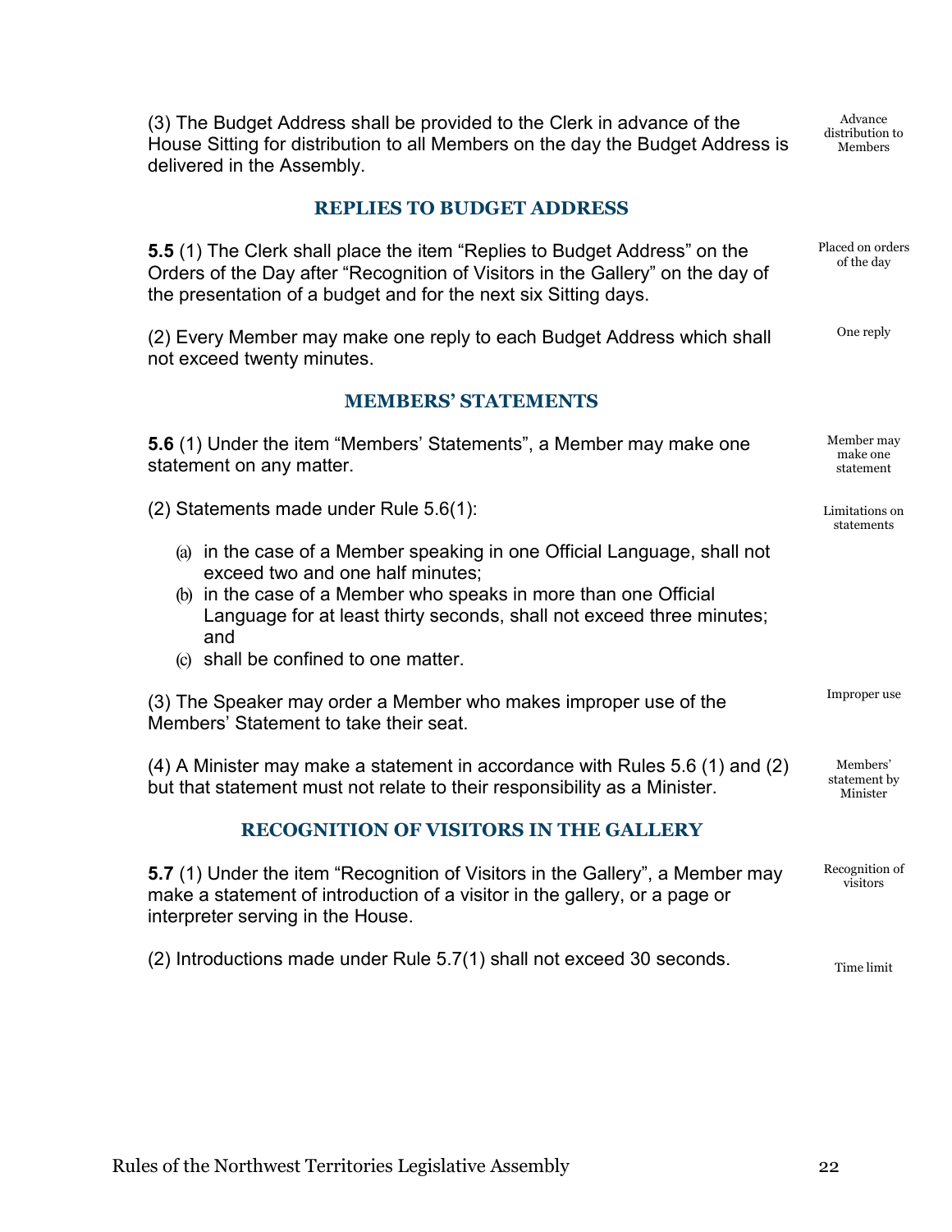(3) The Budget Address shall be provided to the Clerk in advance of the House Sitting for distribution to all Members on the day the Budget Address is delivered in the Assembly. *Advance distribution to Members*

## REPLIES TO BUDGET ADDRESS

**5.5** (1) The Clerk shall place the item "Replies to Budget Address" on the Orders of the Day after "Recognition of Visitors in the Gallery" on the day of the presentation of a budget and for the next six Sitting days. *Placed on orders of the day*

(2) Every Member may make one reply to each Budget Address which shall not exceed twenty minutes. *One reply*

## MEMBERS' STATEMENTS

**5.6** (1) Under the item "Members' Statements", a Member may make one statement on any matter. *Member may make one statement*

(2) Statements made under Rule 5.6(1): *Limitations on statements*

(a) in the case of a Member speaking in one Official Language, shall not exceed two and one half minutes;
(b) in the case of a Member who speaks in more than one Official Language for at least thirty seconds, shall not exceed three minutes; and
(c) shall be confined to one matter.

(3) The Speaker may order a Member who makes improper use of the Members' Statement to take their seat. *Improper use*

(4) A Minister may make a statement in accordance with Rules 5.6 (1) and (2) but that statement must not relate to their responsibility as a Minister. *Members' statement by Minister*

## RECOGNITION OF VISITORS IN THE GALLERY

**5.7** (1) Under the item "Recognition of Visitors in the Gallery", a Member may make a statement of introduction of a visitor in the gallery, or a page or interpreter serving in the House. *Recognition of visitors*

(2) Introductions made under Rule 5.7(1) shall not exceed 30 seconds. *Time limit*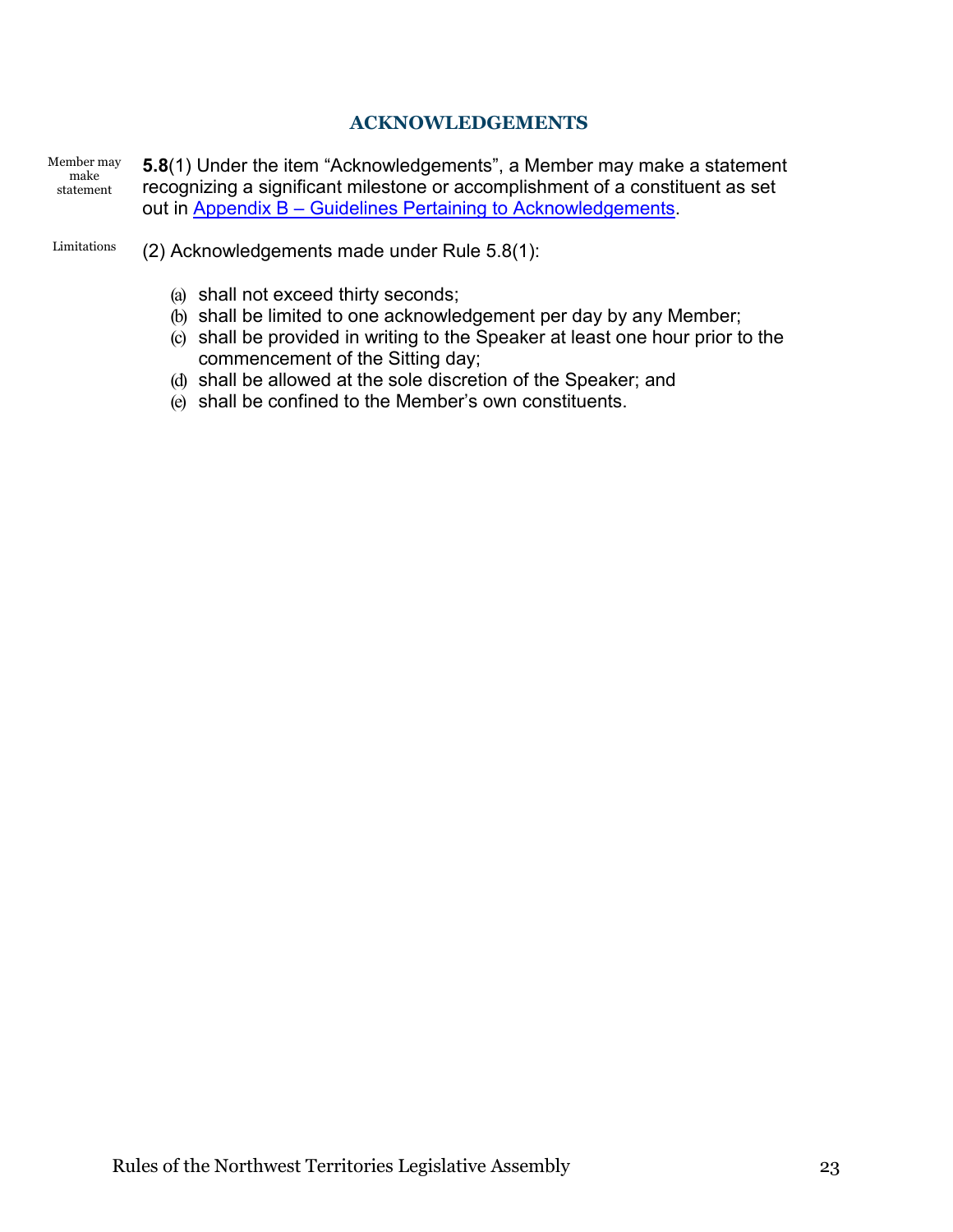## ACKNOWLEDGEMENTS

Member may make statement

**5.8**(1) Under the item "Acknowledgements", a Member may make a statement recognizing a significant milestone or accomplishment of a constituent as set out in Appendix B – Guidelines Pertaining to Acknowledgements.

Limitations

(2) Acknowledgements made under Rule 5.8(1):

(a) shall not exceed thirty seconds;
(b) shall be limited to one acknowledgement per day by any Member;
(c) shall be provided in writing to the Speaker at least one hour prior to the commencement of the Sitting day;
(d) shall be allowed at the sole discretion of the Speaker; and
(e) shall be confined to the Member's own constituents.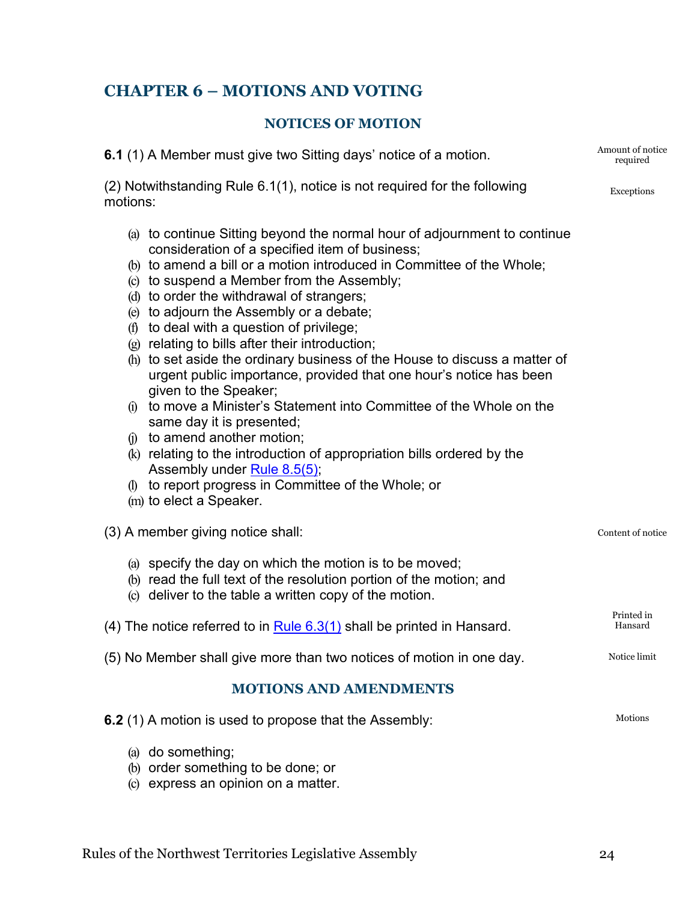# CHAPTER 6 – MOTIONS AND VOTING

## NOTICES OF MOTION

**6.1** (1) A Member must give two Sitting days' notice of a motion. *Amount of notice required*

(2) Notwithstanding Rule 6.1(1), notice is not required for the following motions: *Exceptions*

- (a) to continue Sitting beyond the normal hour of adjournment to continue consideration of a specified item of business;
- (b) to amend a bill or a motion introduced in Committee of the Whole;
- (c) to suspend a Member from the Assembly;
- (d) to order the withdrawal of strangers;
- (e) to adjourn the Assembly or a debate;
- (f) to deal with a question of privilege;
- (g) relating to bills after their introduction;
- (h) to set aside the ordinary business of the House to discuss a matter of urgent public importance, provided that one hour's notice has been given to the Speaker;
- (i) to move a Minister's Statement into Committee of the Whole on the same day it is presented;
- (j) to amend another motion;
- (k) relating to the introduction of appropriation bills ordered by the Assembly under Rule 8.5(5);
- (l) to report progress in Committee of the Whole; or
- (m) to elect a Speaker.

(3) A member giving notice shall: *Content of notice*

- (a) specify the day on which the motion is to be moved;
- (b) read the full text of the resolution portion of the motion; and
- (c) deliver to the table a written copy of the motion.

(4) The notice referred to in Rule 6.3(1) shall be printed in Hansard. *Printed in Hansard*

(5) No Member shall give more than two notices of motion in one day. *Notice limit*

## MOTIONS AND AMENDMENTS

**6.2** (1) A motion is used to propose that the Assembly: *Motions*

- (a) do something;
- (b) order something to be done; or
- (c) express an opinion on a matter.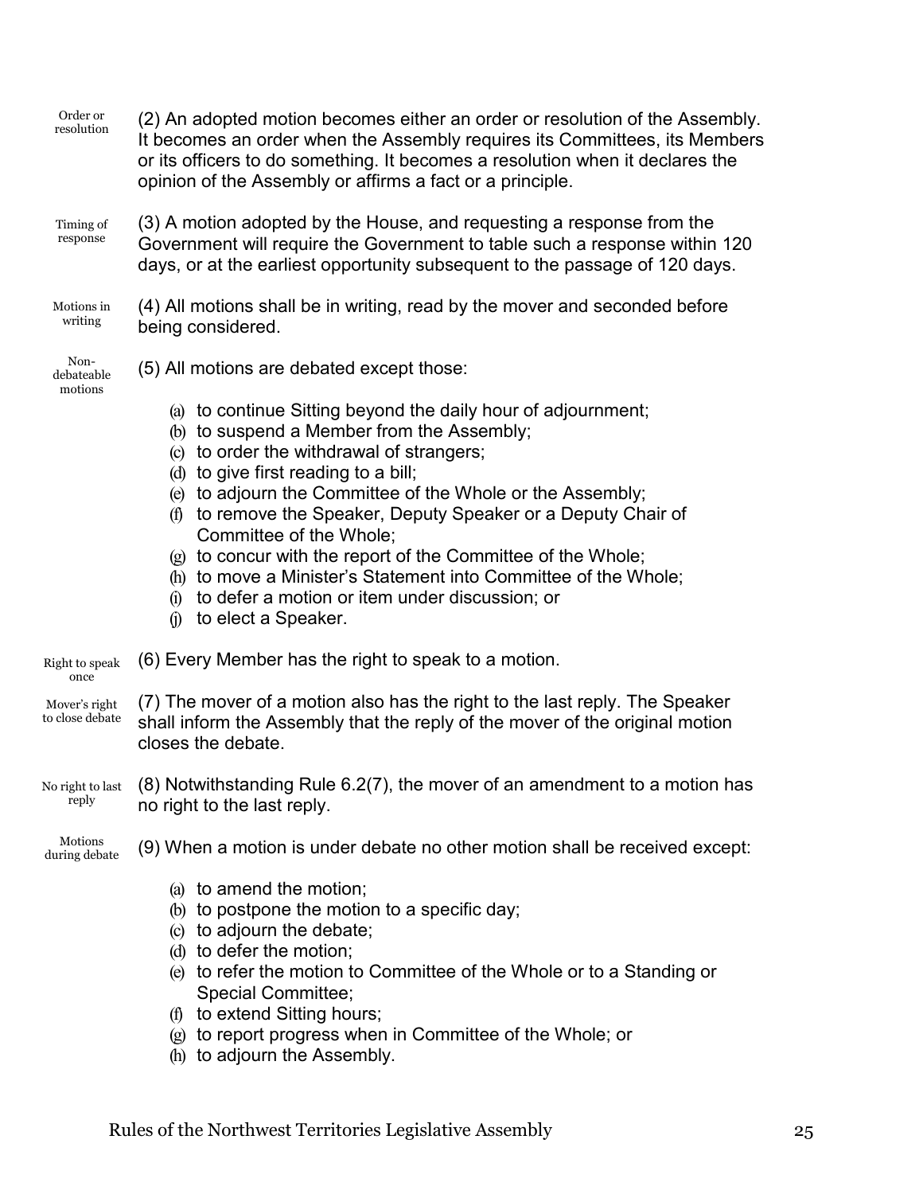Order or resolution

(2) An adopted motion becomes either an order or resolution of the Assembly. It becomes an order when the Assembly requires its Committees, its Members or its officers to do something. It becomes a resolution when it declares the opinion of the Assembly or affirms a fact or a principle.

Timing of response

(3) A motion adopted by the House, and requesting a response from the Government will require the Government to table such a response within 120 days, or at the earliest opportunity subsequent to the passage of 120 days.

Motions in writing

(4) All motions shall be in writing, read by the mover and seconded before being considered.

Non-debateable motions

(5) All motions are debated except those:

(a) to continue Sitting beyond the daily hour of adjournment;
(b) to suspend a Member from the Assembly;
(c) to order the withdrawal of strangers;
(d) to give first reading to a bill;
(e) to adjourn the Committee of the Whole or the Assembly;
(f) to remove the Speaker, Deputy Speaker or a Deputy Chair of Committee of the Whole;
(g) to concur with the report of the Committee of the Whole;
(h) to move a Minister's Statement into Committee of the Whole;
(i) to defer a motion or item under discussion; or
(j) to elect a Speaker.

Right to speak once

(6) Every Member has the right to speak to a motion.

Mover's right to close debate

(7) The mover of a motion also has the right to the last reply. The Speaker shall inform the Assembly that the reply of the mover of the original motion closes the debate.

No right to last reply

(8) Notwithstanding Rule 6.2(7), the mover of an amendment to a motion has no right to the last reply.

Motions during debate

(9) When a motion is under debate no other motion shall be received except:

(a) to amend the motion;
(b) to postpone the motion to a specific day;
(c) to adjourn the debate;
(d) to defer the motion;
(e) to refer the motion to Committee of the Whole or to a Standing or Special Committee;
(f) to extend Sitting hours;
(g) to report progress when in Committee of the Whole; or
(h) to adjourn the Assembly.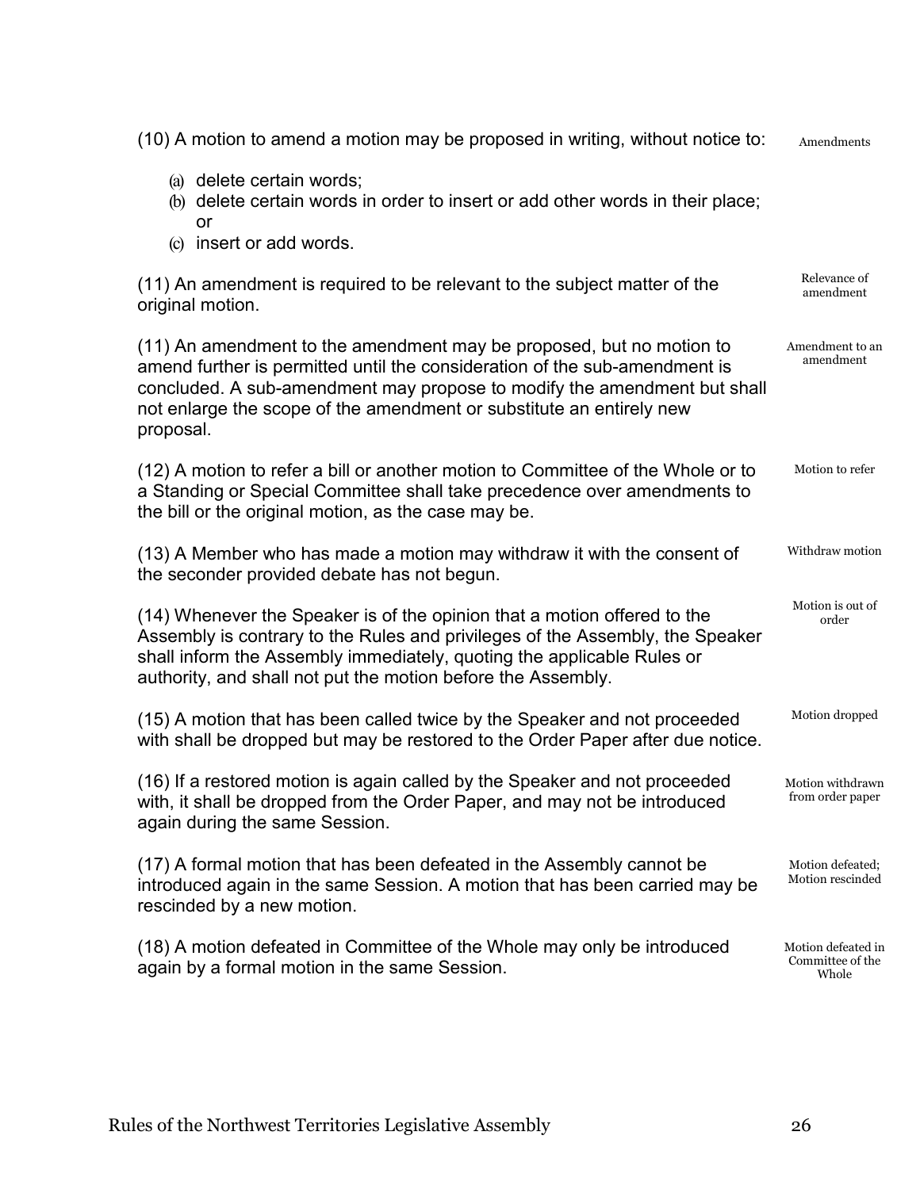(10) A motion to amend a motion may be proposed in writing, without notice to: *Amendments*

(a) delete certain words;
(b) delete certain words in order to insert or add other words in their place; or
(c) insert or add words.

(11) An amendment is required to be relevant to the subject matter of the original motion. *Relevance of amendment*

(11) An amendment to the amendment may be proposed, but no motion to amend further is permitted until the consideration of the sub-amendment is concluded. A sub-amendment may propose to modify the amendment but shall not enlarge the scope of the amendment or substitute an entirely new proposal. *Amendment to an amendment*

(12) A motion to refer a bill or another motion to Committee of the Whole or to a Standing or Special Committee shall take precedence over amendments to the bill or the original motion, as the case may be. *Motion to refer*

(13) A Member who has made a motion may withdraw it with the consent of the seconder provided debate has not begun. *Withdraw motion*

(14) Whenever the Speaker is of the opinion that a motion offered to the Assembly is contrary to the Rules and privileges of the Assembly, the Speaker shall inform the Assembly immediately, quoting the applicable Rules or authority, and shall not put the motion before the Assembly. *Motion is out of order*

(15) A motion that has been called twice by the Speaker and not proceeded with shall be dropped but may be restored to the Order Paper after due notice. *Motion dropped*

(16) If a restored motion is again called by the Speaker and not proceeded with, it shall be dropped from the Order Paper, and may not be introduced again during the same Session. *Motion withdrawn from order paper*

(17) A formal motion that has been defeated in the Assembly cannot be introduced again in the same Session. A motion that has been carried may be rescinded by a new motion. *Motion defeated; Motion rescinded*

(18) A motion defeated in Committee of the Whole may only be introduced again by a formal motion in the same Session. *Motion defeated in Committee of the Whole*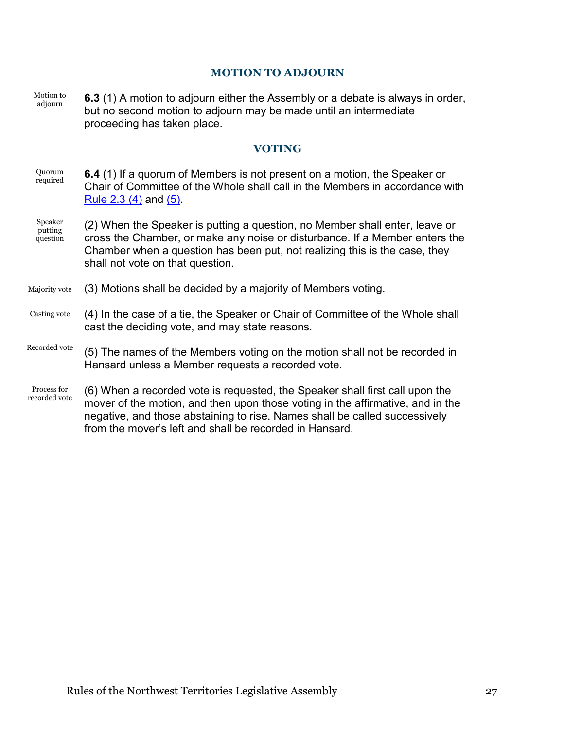## MOTION TO ADJOURN

Motion to adjourn

**6.3** (1) A motion to adjourn either the Assembly or a debate is always in order, but no second motion to adjourn may be made until an intermediate proceeding has taken place.

## VOTING

Quorum required

**6.4** (1) If a quorum of Members is not present on a motion, the Speaker or Chair of Committee of the Whole shall call in the Members in accordance with Rule 2.3 (4) and (5).

Speaker putting question

(2) When the Speaker is putting a question, no Member shall enter, leave or cross the Chamber, or make any noise or disturbance. If a Member enters the Chamber when a question has been put, not realizing this is the case, they shall not vote on that question.

Majority vote

(3) Motions shall be decided by a majority of Members voting.

Casting vote

(4) In the case of a tie, the Speaker or Chair of Committee of the Whole shall cast the deciding vote, and may state reasons.

Recorded vote

(5) The names of the Members voting on the motion shall not be recorded in Hansard unless a Member requests a recorded vote.

Process for recorded vote

(6) When a recorded vote is requested, the Speaker shall first call upon the mover of the motion, and then upon those voting in the affirmative, and in the negative, and those abstaining to rise. Names shall be called successively from the mover's left and shall be recorded in Hansard.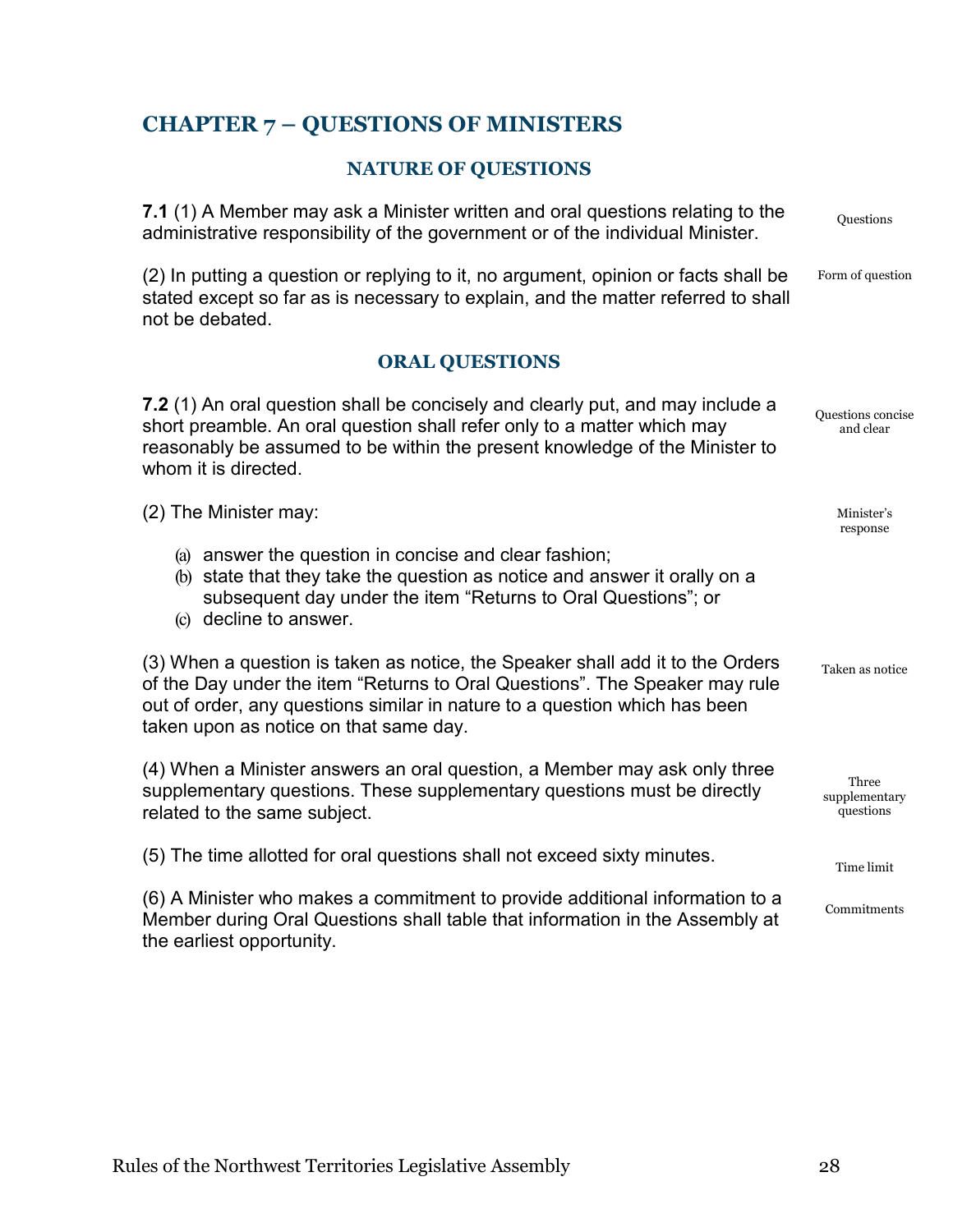# CHAPTER 7 – QUESTIONS OF MINISTERS

## NATURE OF QUESTIONS

Questions

**7.1** (1) A Member may ask a Minister written and oral questions relating to the administrative responsibility of the government or of the individual Minister.

Form of question

(2) In putting a question or replying to it, no argument, opinion or facts shall be stated except so far as is necessary to explain, and the matter referred to shall not be debated.

## ORAL QUESTIONS

Questions concise and clear

**7.2** (1) An oral question shall be concisely and clearly put, and may include a short preamble. An oral question shall refer only to a matter which may reasonably be assumed to be within the present knowledge of the Minister to whom it is directed.

Minister's response

(2) The Minister may:

(a) answer the question in concise and clear fashion;
(b) state that they take the question as notice and answer it orally on a subsequent day under the item "Returns to Oral Questions"; or
(c) decline to answer.

Taken as notice

(3) When a question is taken as notice, the Speaker shall add it to the Orders of the Day under the item "Returns to Oral Questions". The Speaker may rule out of order, any questions similar in nature to a question which has been taken upon as notice on that same day.

Three supplementary questions

(4) When a Minister answers an oral question, a Member may ask only three supplementary questions. These supplementary questions must be directly related to the same subject.

Time limit

(5) The time allotted for oral questions shall not exceed sixty minutes.

Commitments

(6) A Minister who makes a commitment to provide additional information to a Member during Oral Questions shall table that information in the Assembly at the earliest opportunity.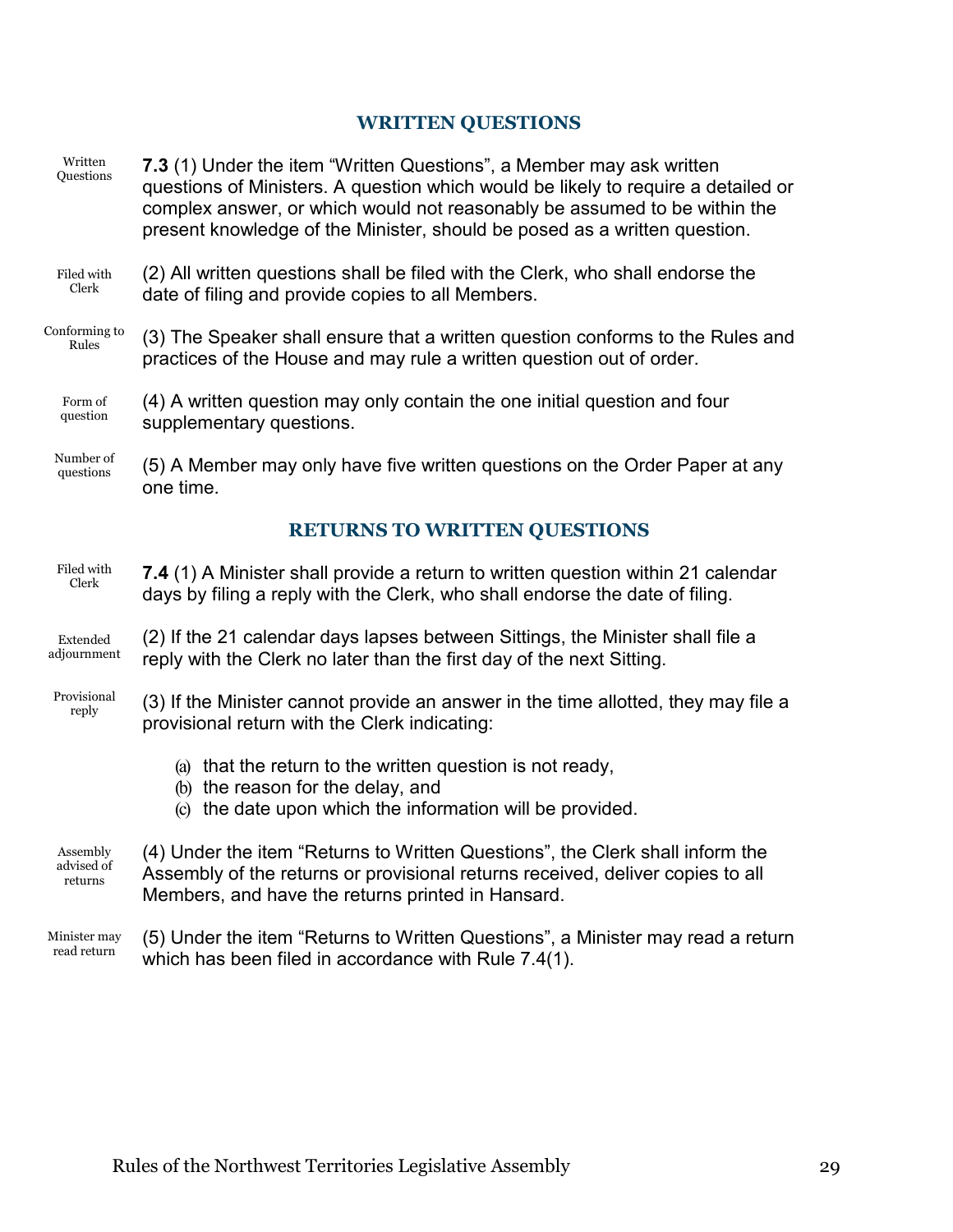## WRITTEN QUESTIONS

Written Questions

**7.3** (1) Under the item "Written Questions", a Member may ask written questions of Ministers. A question which would be likely to require a detailed or complex answer, or which would not reasonably be assumed to be within the present knowledge of the Minister, should be posed as a written question.

Filed with Clerk

(2) All written questions shall be filed with the Clerk, who shall endorse the date of filing and provide copies to all Members.

Conforming to Rules

(3) The Speaker shall ensure that a written question conforms to the Rules and practices of the House and may rule a written question out of order.

Form of question

(4) A written question may only contain the one initial question and four supplementary questions.

Number of questions

(5) A Member may only have five written questions on the Order Paper at any one time.

## RETURNS TO WRITTEN QUESTIONS

Filed with Clerk

**7.4** (1) A Minister shall provide a return to written question within 21 calendar days by filing a reply with the Clerk, who shall endorse the date of filing.

Extended adjournment

(2) If the 21 calendar days lapses between Sittings, the Minister shall file a reply with the Clerk no later than the first day of the next Sitting.

Provisional reply

(3) If the Minister cannot provide an answer in the time allotted, they may file a provisional return with the Clerk indicating:

(a) that the return to the written question is not ready,
(b) the reason for the delay, and
(c) the date upon which the information will be provided.

Assembly advised of returns

(4) Under the item "Returns to Written Questions", the Clerk shall inform the Assembly of the returns or provisional returns received, deliver copies to all Members, and have the returns printed in Hansard.

Minister may read return

(5) Under the item "Returns to Written Questions", a Minister may read a return which has been filed in accordance with Rule 7.4(1).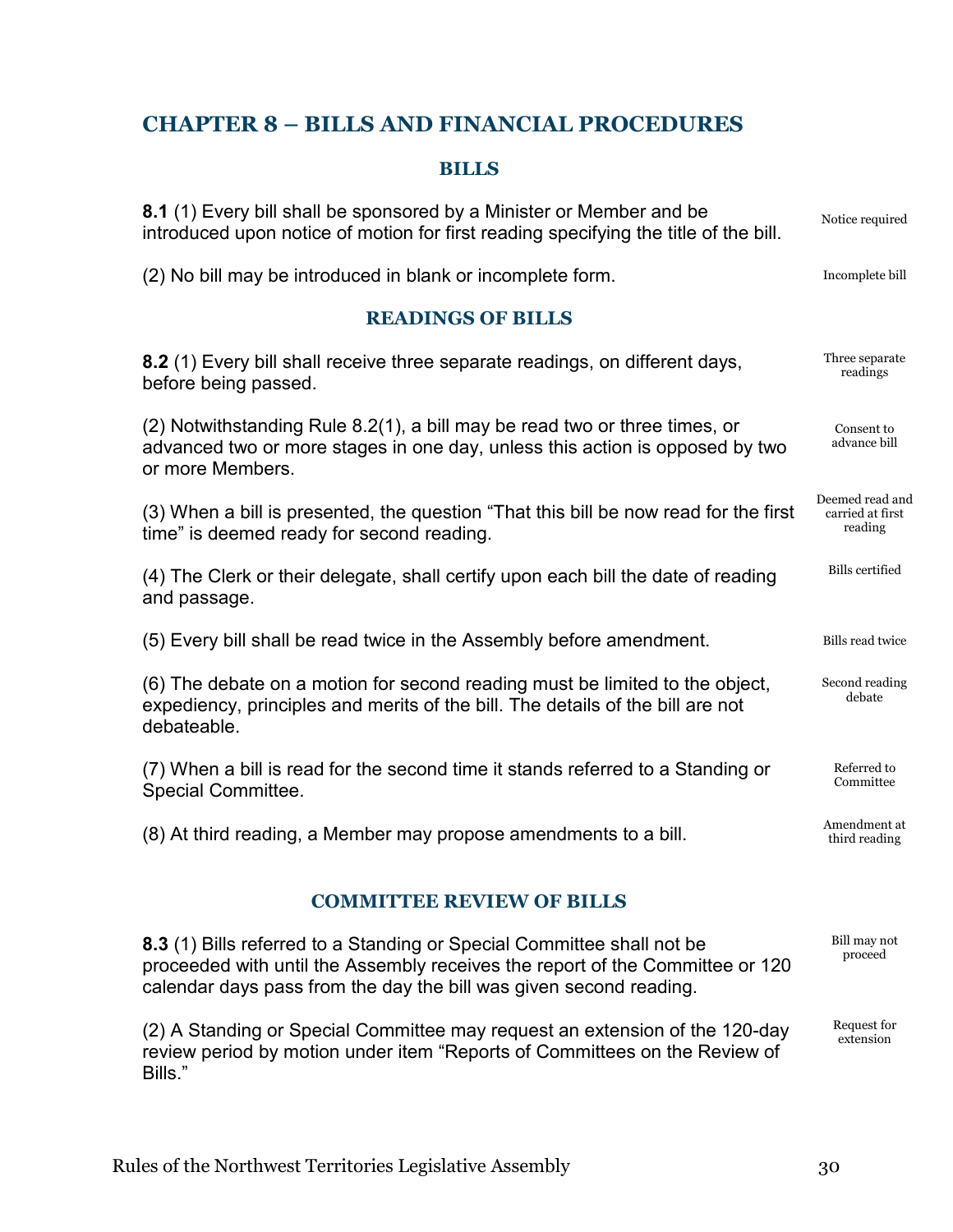# CHAPTER 8 – BILLS AND FINANCIAL PROCEDURES

## BILLS

**8.1** (1) Every bill shall be sponsored by a Minister or Member and be introduced upon notice of motion for first reading specifying the title of the bill. *Notice required*

(2) No bill may be introduced in blank or incomplete form. *Incomplete bill*

## READINGS OF BILLS

**8.2** (1) Every bill shall receive three separate readings, on different days, before being passed. *Three separate readings*

(2) Notwithstanding Rule 8.2(1), a bill may be read two or three times, or advanced two or more stages in one day, unless this action is opposed by two or more Members. *Consent to advance bill*

(3) When a bill is presented, the question "That this bill be now read for the first time" is deemed ready for second reading. *Deemed read and carried at first reading*

(4) The Clerk or their delegate, shall certify upon each bill the date of reading and passage. *Bills certified*

(5) Every bill shall be read twice in the Assembly before amendment. *Bills read twice*

(6) The debate on a motion for second reading must be limited to the object, expediency, principles and merits of the bill. The details of the bill are not debateable. *Second reading debate*

(7) When a bill is read for the second time it stands referred to a Standing or Special Committee. *Referred to Committee*

(8) At third reading, a Member may propose amendments to a bill. *Amendment at third reading*

## COMMITTEE REVIEW OF BILLS

**8.3** (1) Bills referred to a Standing or Special Committee shall not be proceeded with until the Assembly receives the report of the Committee or 120 calendar days pass from the day the bill was given second reading. *Bill may not proceed*

(2) A Standing or Special Committee may request an extension of the 120-day review period by motion under item "Reports of Committees on the Review of Bills." *Request for extension*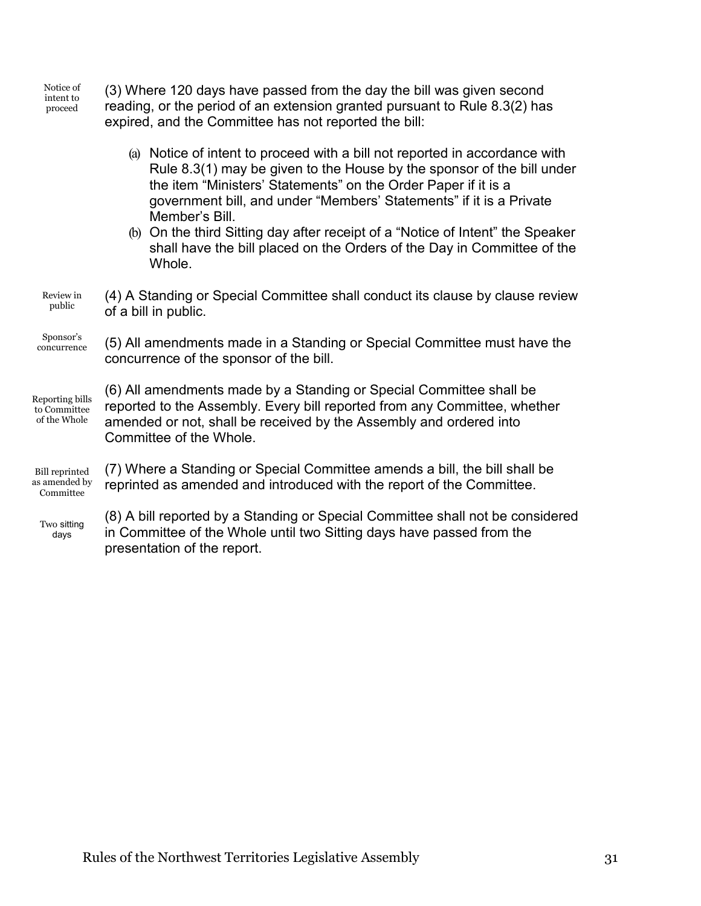Notice of intent to proceed

(3) Where 120 days have passed from the day the bill was given second reading, or the period of an extension granted pursuant to Rule 8.3(2) has expired, and the Committee has not reported the bill:

(a) Notice of intent to proceed with a bill not reported in accordance with Rule 8.3(1) may be given to the House by the sponsor of the bill under the item "Ministers' Statements" on the Order Paper if it is a government bill, and under "Members' Statements" if it is a Private Member's Bill.

(b) On the third Sitting day after receipt of a "Notice of Intent" the Speaker shall have the bill placed on the Orders of the Day in Committee of the Whole.

Review in public

(4) A Standing or Special Committee shall conduct its clause by clause review of a bill in public.

Sponsor's concurrence

(5) All amendments made in a Standing or Special Committee must have the concurrence of the sponsor of the bill.

Reporting bills to Committee of the Whole

(6) All amendments made by a Standing or Special Committee shall be reported to the Assembly. Every bill reported from any Committee, whether amended or not, shall be received by the Assembly and ordered into Committee of the Whole.

Bill reprinted as amended by Committee

(7) Where a Standing or Special Committee amends a bill, the bill shall be reprinted as amended and introduced with the report of the Committee.

Two sitting days

(8) A bill reported by a Standing or Special Committee shall not be considered in Committee of the Whole until two Sitting days have passed from the presentation of the report.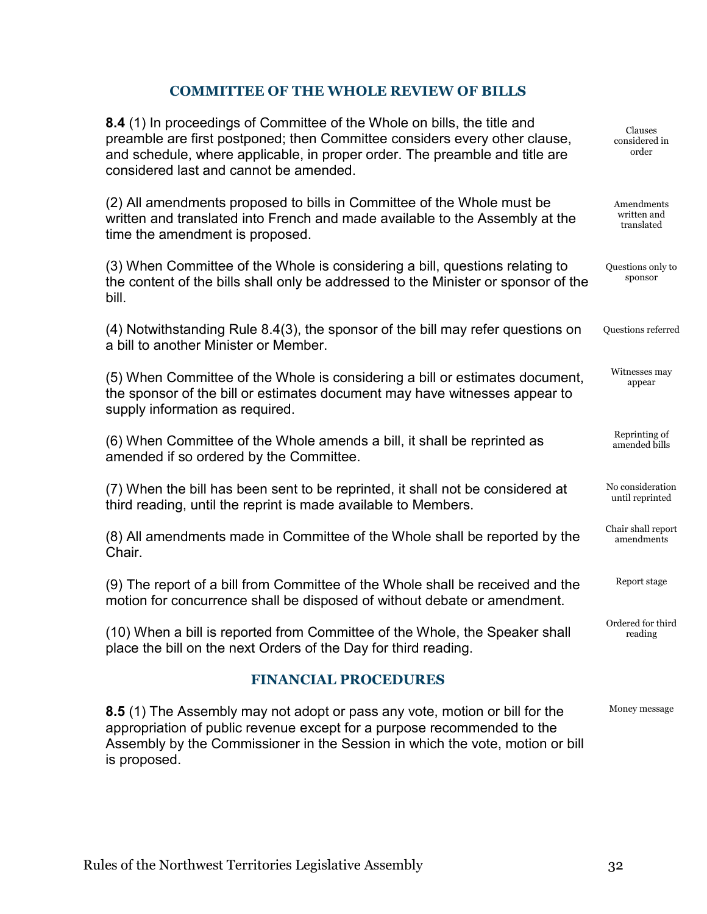## COMMITTEE OF THE WHOLE REVIEW OF BILLS

**8.4** (1) In proceedings of Committee of the Whole on bills, the title and preamble are first postponed; then Committee considers every other clause, and schedule, where applicable, in proper order. The preamble and title are considered last and cannot be amended.

*Clauses considered in order*

(2) All amendments proposed to bills in Committee of the Whole must be written and translated into French and made available to the Assembly at the time the amendment is proposed.

*Amendments written and translated*

(3) When Committee of the Whole is considering a bill, questions relating to the content of the bills shall only be addressed to the Minister or sponsor of the bill.

*Questions only to sponsor*

(4) Notwithstanding Rule 8.4(3), the sponsor of the bill may refer questions on a bill to another Minister or Member.

*Questions referred*

(5) When Committee of the Whole is considering a bill or estimates document, the sponsor of the bill or estimates document may have witnesses appear to supply information as required.

*Witnesses may appear*

(6) When Committee of the Whole amends a bill, it shall be reprinted as amended if so ordered by the Committee.

*Reprinting of amended bills*

(7) When the bill has been sent to be reprinted, it shall not be considered at third reading, until the reprint is made available to Members.

*No consideration until reprinted*

(8) All amendments made in Committee of the Whole shall be reported by the Chair.

*Chair shall report amendments*

(9) The report of a bill from Committee of the Whole shall be received and the motion for concurrence shall be disposed of without debate or amendment.

*Report stage*

(10) When a bill is reported from Committee of the Whole, the Speaker shall place the bill on the next Orders of the Day for third reading.

*Ordered for third reading*

## FINANCIAL PROCEDURES

**8.5** (1) The Assembly may not adopt or pass any vote, motion or bill for the appropriation of public revenue except for a purpose recommended to the Assembly by the Commissioner in the Session in which the vote, motion or bill is proposed.

*Money message*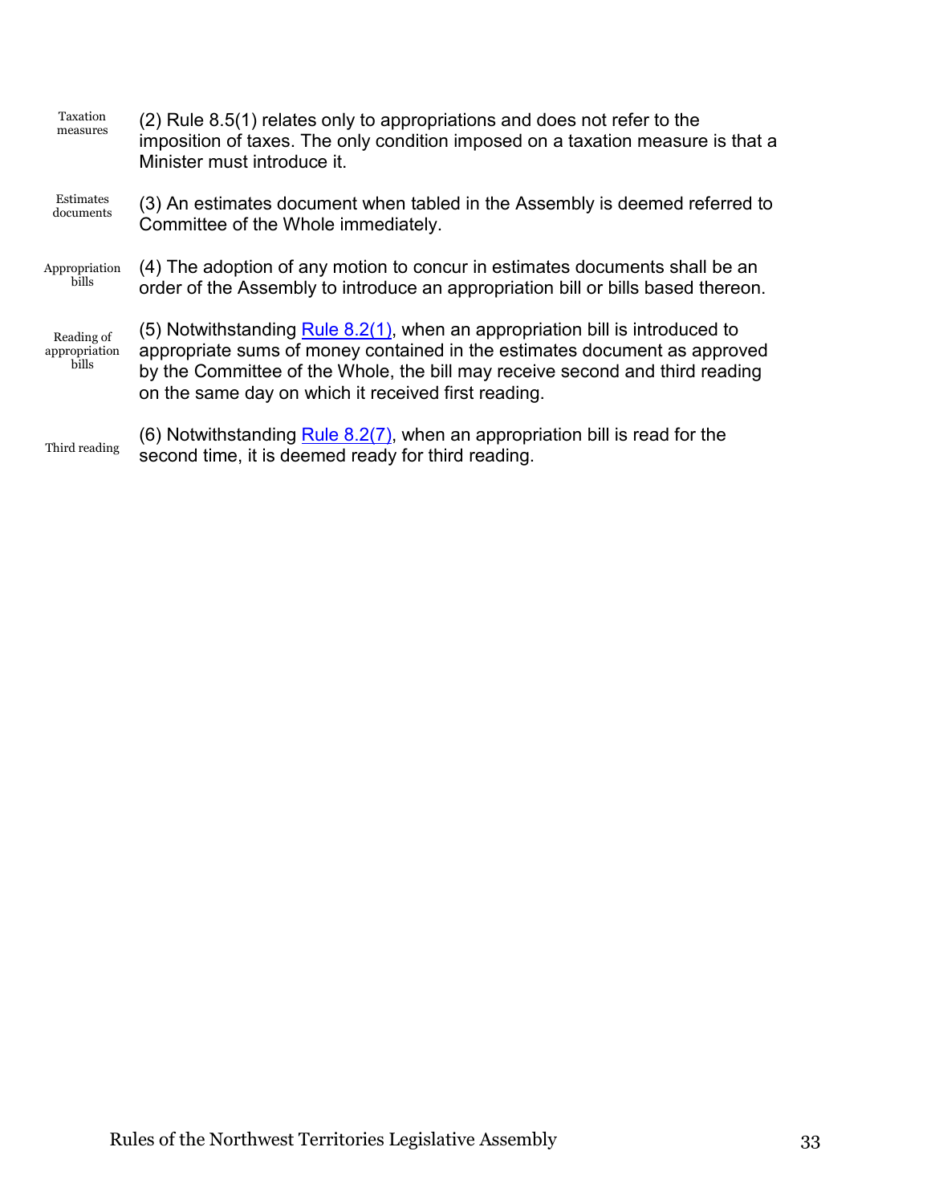Taxation measures

(2) Rule 8.5(1) relates only to appropriations and does not refer to the imposition of taxes. The only condition imposed on a taxation measure is that a Minister must introduce it.

Estimates documents

(3) An estimates document when tabled in the Assembly is deemed referred to Committee of the Whole immediately.

Appropriation bills

(4) The adoption of any motion to concur in estimates documents shall be an order of the Assembly to introduce an appropriation bill or bills based thereon.

Reading of appropriation bills

(5) Notwithstanding Rule 8.2(1), when an appropriation bill is introduced to appropriate sums of money contained in the estimates document as approved by the Committee of the Whole, the bill may receive second and third reading on the same day on which it received first reading.

Third reading

(6) Notwithstanding Rule 8.2(7), when an appropriation bill is read for the second time, it is deemed ready for third reading.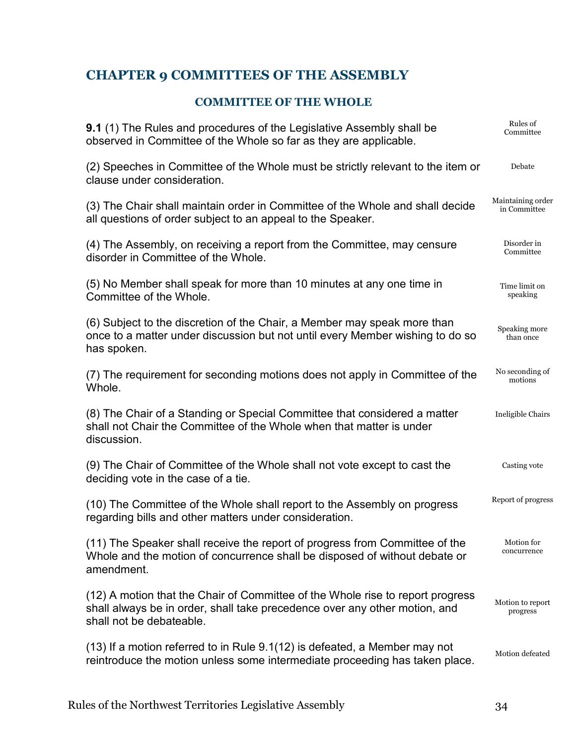# CHAPTER 9 COMMITTEES OF THE ASSEMBLY

### COMMITTEE OF THE WHOLE

**9.1** (1) The Rules and procedures of the Legislative Assembly shall be observed in Committee of the Whole so far as they are applicable. *Rules of Committee*

(2) Speeches in Committee of the Whole must be strictly relevant to the item or clause under consideration. *Debate*

(3) The Chair shall maintain order in Committee of the Whole and shall decide all questions of order subject to an appeal to the Speaker. *Maintaining order in Committee*

(4) The Assembly, on receiving a report from the Committee, may censure disorder in Committee of the Whole. *Disorder in Committee*

(5) No Member shall speak for more than 10 minutes at any one time in Committee of the Whole. *Time limit on speaking*

(6) Subject to the discretion of the Chair, a Member may speak more than once to a matter under discussion but not until every Member wishing to do so has spoken. *Speaking more than once*

(7) The requirement for seconding motions does not apply in Committee of the Whole. *No seconding of motions*

(8) The Chair of a Standing or Special Committee that considered a matter shall not Chair the Committee of the Whole when that matter is under discussion. *Ineligible Chairs*

(9) The Chair of Committee of the Whole shall not vote except to cast the deciding vote in the case of a tie. *Casting vote*

(10) The Committee of the Whole shall report to the Assembly on progress regarding bills and other matters under consideration. *Report of progress*

(11) The Speaker shall receive the report of progress from Committee of the Whole and the motion of concurrence shall be disposed of without debate or amendment. *Motion for concurrence*

(12) A motion that the Chair of Committee of the Whole rise to report progress shall always be in order, shall take precedence over any other motion, and shall not be debateable. *Motion to report progress*

(13) If a motion referred to in Rule 9.1(12) is defeated, a Member may not reintroduce the motion unless some intermediate proceeding has taken place. *Motion defeated*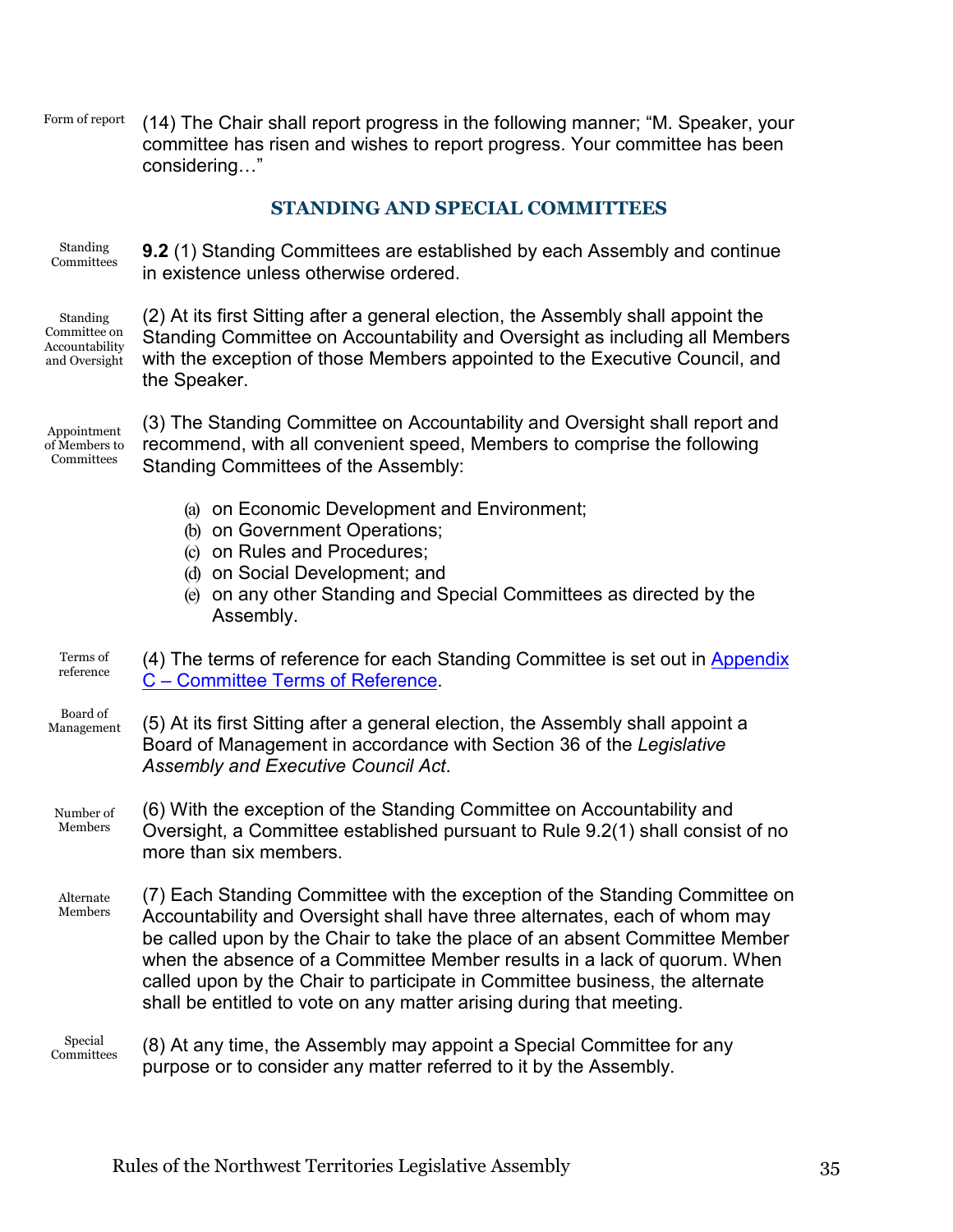Form of report

(14) The Chair shall report progress in the following manner; "M. Speaker, your committee has risen and wishes to report progress. Your committee has been considering…"

## STANDING AND SPECIAL COMMITTEES

Standing Committees

**9.2** (1) Standing Committees are established by each Assembly and continue in existence unless otherwise ordered.

Standing Committee on Accountability and Oversight

(2) At its first Sitting after a general election, the Assembly shall appoint the Standing Committee on Accountability and Oversight as including all Members with the exception of those Members appointed to the Executive Council, and the Speaker.

Appointment of Members to Committees

(3) The Standing Committee on Accountability and Oversight shall report and recommend, with all convenient speed, Members to comprise the following Standing Committees of the Assembly:

(a) on Economic Development and Environment;
(b) on Government Operations;
(c) on Rules and Procedures;
(d) on Social Development; and
(e) on any other Standing and Special Committees as directed by the Assembly.

Terms of reference

(4) The terms of reference for each Standing Committee is set out in Appendix C – Committee Terms of Reference.

Board of Management

(5) At its first Sitting after a general election, the Assembly shall appoint a Board of Management in accordance with Section 36 of the *Legislative Assembly and Executive Council Act*.

Number of Members

(6) With the exception of the Standing Committee on Accountability and Oversight, a Committee established pursuant to Rule 9.2(1) shall consist of no more than six members.

Alternate Members

(7) Each Standing Committee with the exception of the Standing Committee on Accountability and Oversight shall have three alternates, each of whom may be called upon by the Chair to take the place of an absent Committee Member when the absence of a Committee Member results in a lack of quorum. When called upon by the Chair to participate in Committee business, the alternate shall be entitled to vote on any matter arising during that meeting.

Special Committees

(8) At any time, the Assembly may appoint a Special Committee for any purpose or to consider any matter referred to it by the Assembly.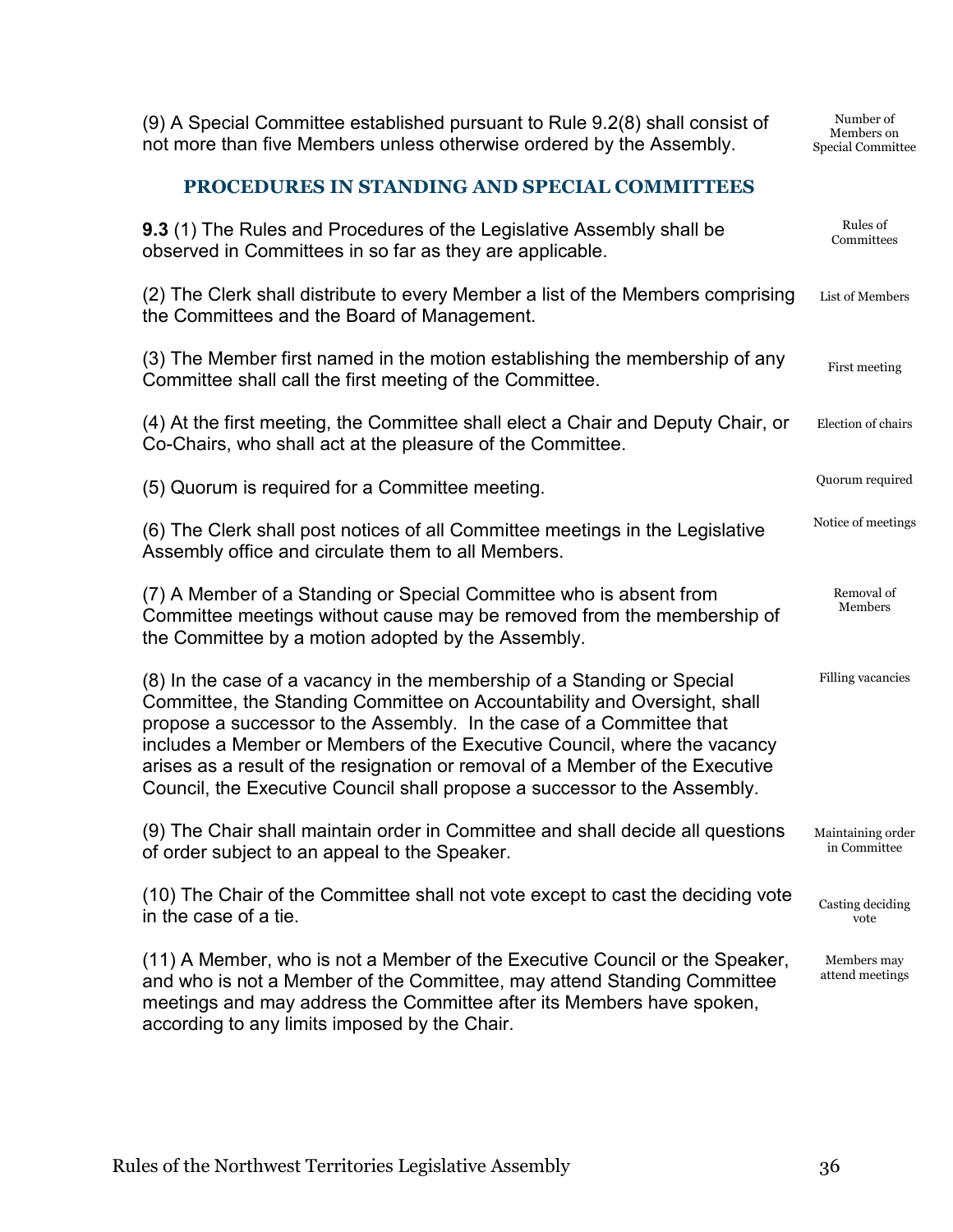(9) A Special Committee established pursuant to Rule 9.2(8) shall consist of not more than five Members unless otherwise ordered by the Assembly. *Number of Members on Special Committee*

## PROCEDURES IN STANDING AND SPECIAL COMMITTEES

**9.3** (1) The Rules and Procedures of the Legislative Assembly shall be observed in Committees in so far as they are applicable. *Rules of Committees*

(2) The Clerk shall distribute to every Member a list of the Members comprising the Committees and the Board of Management. *List of Members*

(3) The Member first named in the motion establishing the membership of any Committee shall call the first meeting of the Committee. *First meeting*

(4) At the first meeting, the Committee shall elect a Chair and Deputy Chair, or Co-Chairs, who shall act at the pleasure of the Committee. *Election of chairs*

(5) Quorum is required for a Committee meeting. *Quorum required*

(6) The Clerk shall post notices of all Committee meetings in the Legislative Assembly office and circulate them to all Members. *Notice of meetings*

(7) A Member of a Standing or Special Committee who is absent from Committee meetings without cause may be removed from the membership of the Committee by a motion adopted by the Assembly. *Removal of Members*

(8) In the case of a vacancy in the membership of a Standing or Special Committee, the Standing Committee on Accountability and Oversight, shall propose a successor to the Assembly. In the case of a Committee that includes a Member or Members of the Executive Council, where the vacancy arises as a result of the resignation or removal of a Member of the Executive Council, the Executive Council shall propose a successor to the Assembly. *Filling vacancies*

(9) The Chair shall maintain order in Committee and shall decide all questions of order subject to an appeal to the Speaker. *Maintaining order in Committee*

(10) The Chair of the Committee shall not vote except to cast the deciding vote in the case of a tie. *Casting deciding vote*

(11) A Member, who is not a Member of the Executive Council or the Speaker, and who is not a Member of the Committee, may attend Standing Committee meetings and may address the Committee after its Members have spoken, according to any limits imposed by the Chair. *Members may attend meetings*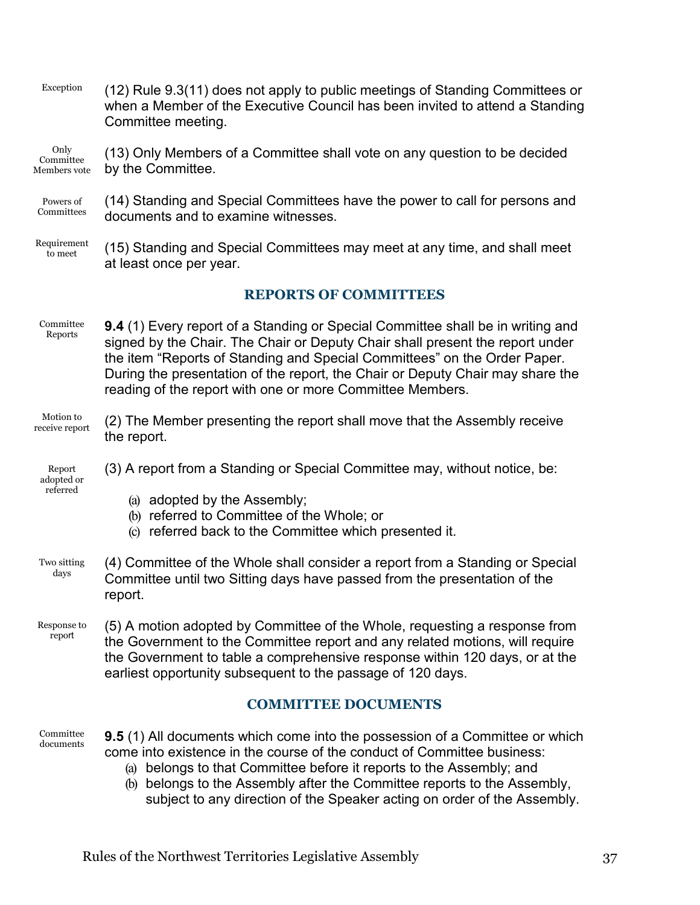Exception

(12) Rule 9.3(11) does not apply to public meetings of Standing Committees or when a Member of the Executive Council has been invited to attend a Standing Committee meeting.

Only Committee Members vote

(13) Only Members of a Committee shall vote on any question to be decided by the Committee.

Powers of Committees

(14) Standing and Special Committees have the power to call for persons and documents and to examine witnesses.

Requirement to meet

(15) Standing and Special Committees may meet at any time, and shall meet at least once per year.

## REPORTS OF COMMITTEES

Committee Reports

**9.4** (1) Every report of a Standing or Special Committee shall be in writing and signed by the Chair. The Chair or Deputy Chair shall present the report under the item "Reports of Standing and Special Committees" on the Order Paper. During the presentation of the report, the Chair or Deputy Chair may share the reading of the report with one or more Committee Members.

Motion to receive report

(2) The Member presenting the report shall move that the Assembly receive the report.

Report adopted or referred

(3) A report from a Standing or Special Committee may, without notice, be:

(a) adopted by the Assembly;
(b) referred to Committee of the Whole; or
(c) referred back to the Committee which presented it.

Two sitting days

(4) Committee of the Whole shall consider a report from a Standing or Special Committee until two Sitting days have passed from the presentation of the report.

Response to report

(5) A motion adopted by Committee of the Whole, requesting a response from the Government to the Committee report and any related motions, will require the Government to table a comprehensive response within 120 days, or at the earliest opportunity subsequent to the passage of 120 days.

## COMMITTEE DOCUMENTS

Committee documents

**9.5** (1) All documents which come into the possession of a Committee or which come into existence in the course of the conduct of Committee business:

(a) belongs to that Committee before it reports to the Assembly; and
(b) belongs to the Assembly after the Committee reports to the Assembly, subject to any direction of the Speaker acting on order of the Assembly.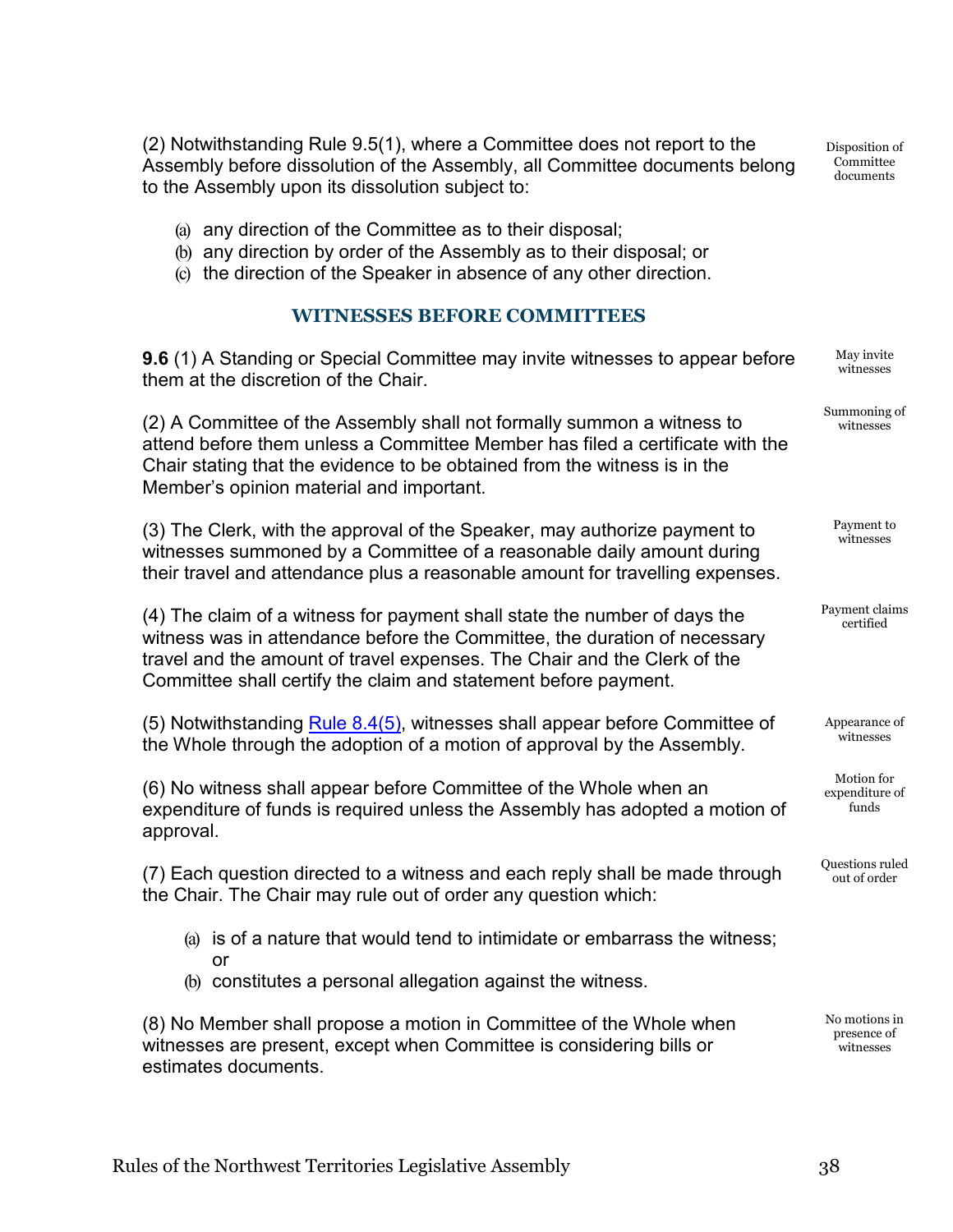(2) Notwithstanding Rule 9.5(1), where a Committee does not report to the Assembly before dissolution of the Assembly, all Committee documents belong to the Assembly upon its dissolution subject to:

Disposition of Committee documents

(a) any direction of the Committee as to their disposal;
(b) any direction by order of the Assembly as to their disposal; or
(c) the direction of the Speaker in absence of any other direction.

## WITNESSES BEFORE COMMITTEES

**9.6** (1) A Standing or Special Committee may invite witnesses to appear before them at the discretion of the Chair.

May invite witnesses

(2) A Committee of the Assembly shall not formally summon a witness to attend before them unless a Committee Member has filed a certificate with the Chair stating that the evidence to be obtained from the witness is in the Member's opinion material and important.

Summoning of witnesses

(3) The Clerk, with the approval of the Speaker, may authorize payment to witnesses summoned by a Committee of a reasonable daily amount during their travel and attendance plus a reasonable amount for travelling expenses.

Payment to witnesses

(4) The claim of a witness for payment shall state the number of days the witness was in attendance before the Committee, the duration of necessary travel and the amount of travel expenses. The Chair and the Clerk of the Committee shall certify the claim and statement before payment.

Payment claims certified

(5) Notwithstanding Rule 8.4(5), witnesses shall appear before Committee of the Whole through the adoption of a motion of approval by the Assembly.

Appearance of witnesses

(6) No witness shall appear before Committee of the Whole when an expenditure of funds is required unless the Assembly has adopted a motion of approval.

Motion for expenditure of funds

(7) Each question directed to a witness and each reply shall be made through the Chair. The Chair may rule out of order any question which:

Questions ruled out of order

(a) is of a nature that would tend to intimidate or embarrass the witness; or
(b) constitutes a personal allegation against the witness.

(8) No Member shall propose a motion in Committee of the Whole when witnesses are present, except when Committee is considering bills or estimates documents.

No motions in presence of witnesses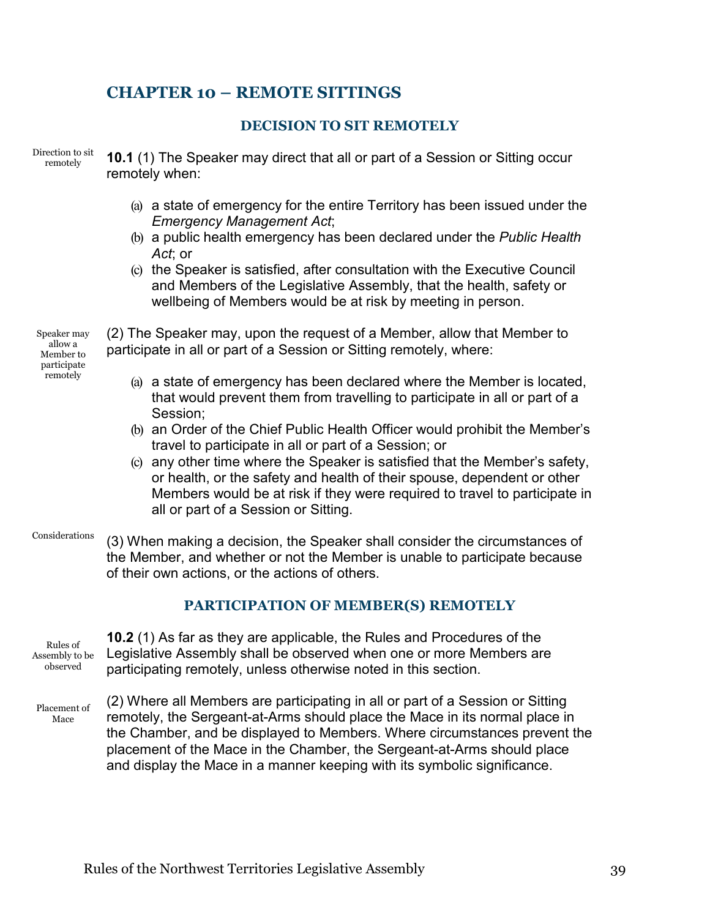## CHAPTER 10 – REMOTE SITTINGS

### DECISION TO SIT REMOTELY

Direction to sit remotely

**10.1** (1) The Speaker may direct that all or part of a Session or Sitting occur remotely when:

(a) a state of emergency for the entire Territory has been issued under the *Emergency Management Act*;

(b) a public health emergency has been declared under the *Public Health Act*; or

(c) the Speaker is satisfied, after consultation with the Executive Council and Members of the Legislative Assembly, that the health, safety or wellbeing of Members would be at risk by meeting in person.

Speaker may allow a Member to participate remotely

(2) The Speaker may, upon the request of a Member, allow that Member to participate in all or part of a Session or Sitting remotely, where:

(a) a state of emergency has been declared where the Member is located, that would prevent them from travelling to participate in all or part of a Session;

(b) an Order of the Chief Public Health Officer would prohibit the Member's travel to participate in all or part of a Session; or

(c) any other time where the Speaker is satisfied that the Member's safety, or health, or the safety and health of their spouse, dependent or other Members would be at risk if they were required to travel to participate in all or part of a Session or Sitting.

Considerations

(3) When making a decision, the Speaker shall consider the circumstances of the Member, and whether or not the Member is unable to participate because of their own actions, or the actions of others.

### PARTICIPATION OF MEMBER(S) REMOTELY

Rules of Assembly to be observed

**10.2** (1) As far as they are applicable, the Rules and Procedures of the Legislative Assembly shall be observed when one or more Members are participating remotely, unless otherwise noted in this section.

Placement of Mace

(2) Where all Members are participating in all or part of a Session or Sitting remotely, the Sergeant-at-Arms should place the Mace in its normal place in the Chamber, and be displayed to Members. Where circumstances prevent the placement of the Mace in the Chamber, the Sergeant-at-Arms should place and display the Mace in a manner keeping with its symbolic significance.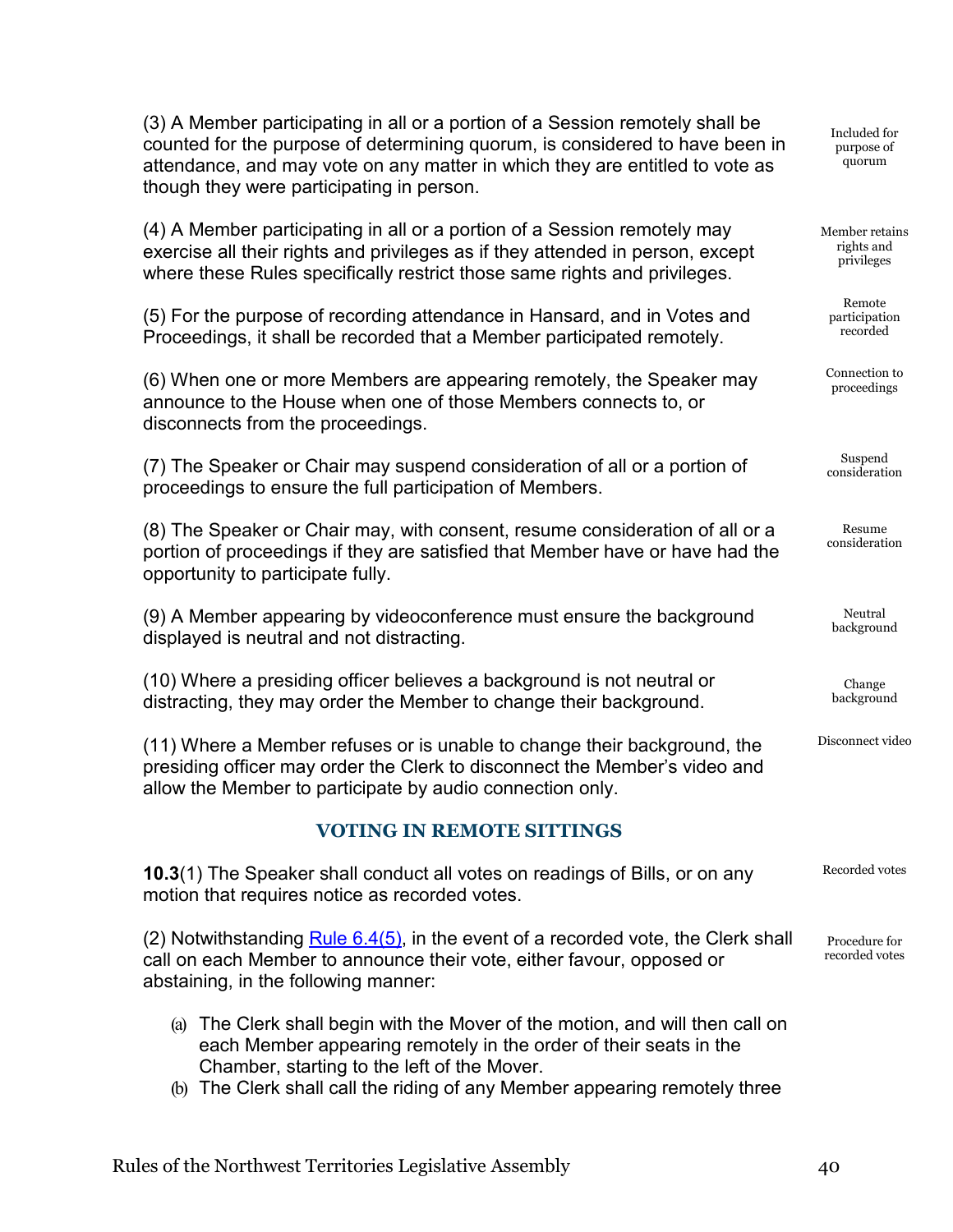(3) A Member participating in all or a portion of a Session remotely shall be counted for the purpose of determining quorum, is considered to have been in attendance, and may vote on any matter in which they are entitled to vote as though they were participating in person.

Included for purpose of quorum

(4) A Member participating in all or a portion of a Session remotely may exercise all their rights and privileges as if they attended in person, except where these Rules specifically restrict those same rights and privileges.

Member retains rights and privileges

(5) For the purpose of recording attendance in Hansard, and in Votes and Proceedings, it shall be recorded that a Member participated remotely.

Remote participation recorded

(6) When one or more Members are appearing remotely, the Speaker may announce to the House when one of those Members connects to, or disconnects from the proceedings.

Connection to proceedings

(7) The Speaker or Chair may suspend consideration of all or a portion of proceedings to ensure the full participation of Members.

Suspend consideration

(8) The Speaker or Chair may, with consent, resume consideration of all or a portion of proceedings if they are satisfied that Member have or have had the opportunity to participate fully.

Resume consideration

(9) A Member appearing by videoconference must ensure the background displayed is neutral and not distracting.

Neutral background

(10) Where a presiding officer believes a background is not neutral or distracting, they may order the Member to change their background.

Change background

(11) Where a Member refuses or is unable to change their background, the presiding officer may order the Clerk to disconnect the Member's video and allow the Member to participate by audio connection only.

Disconnect video

### VOTING IN REMOTE SITTINGS

**10.3**(1) The Speaker shall conduct all votes on readings of Bills, or on any motion that requires notice as recorded votes.

Recorded votes

(2) Notwithstanding Rule 6.4(5), in the event of a recorded vote, the Clerk shall call on each Member to announce their vote, either favour, opposed or abstaining, in the following manner:

Procedure for recorded votes

(a) The Clerk shall begin with the Mover of the motion, and will then call on each Member appearing remotely in the order of their seats in the Chamber, starting to the left of the Mover.
(b) The Clerk shall call the riding of any Member appearing remotely three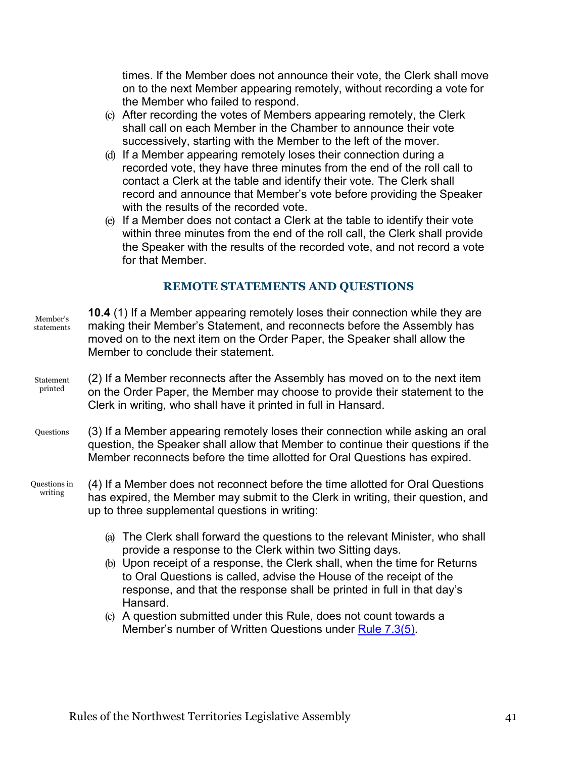times. If the Member does not announce their vote, the Clerk shall move on to the next Member appearing remotely, without recording a vote for the Member who failed to respond.

(c) After recording the votes of Members appearing remotely, the Clerk shall call on each Member in the Chamber to announce their vote successively, starting with the Member to the left of the mover.

(d) If a Member appearing remotely loses their connection during a recorded vote, they have three minutes from the end of the roll call to contact a Clerk at the table and identify their vote. The Clerk shall record and announce that Member's vote before providing the Speaker with the results of the recorded vote.

(e) If a Member does not contact a Clerk at the table to identify their vote within three minutes from the end of the roll call, the Clerk shall provide the Speaker with the results of the recorded vote, and not record a vote for that Member.

## REMOTE STATEMENTS AND QUESTIONS

*Member's statements*

**10.4** (1) If a Member appearing remotely loses their connection while they are making their Member's Statement, and reconnects before the Assembly has moved on to the next item on the Order Paper, the Speaker shall allow the Member to conclude their statement.

*Statement printed*

(2) If a Member reconnects after the Assembly has moved on to the next item on the Order Paper, the Member may choose to provide their statement to the Clerk in writing, who shall have it printed in full in Hansard.

*Questions*

(3) If a Member appearing remotely loses their connection while asking an oral question, the Speaker shall allow that Member to continue their questions if the Member reconnects before the time allotted for Oral Questions has expired.

*Questions in writing*

(4) If a Member does not reconnect before the time allotted for Oral Questions has expired, the Member may submit to the Clerk in writing, their question, and up to three supplemental questions in writing:

(a) The Clerk shall forward the questions to the relevant Minister, who shall provide a response to the Clerk within two Sitting days.

(b) Upon receipt of a response, the Clerk shall, when the time for Returns to Oral Questions is called, advise the House of the receipt of the response, and that the response shall be printed in full in that day's Hansard.

(c) A question submitted under this Rule, does not count towards a Member's number of Written Questions under Rule 7.3(5).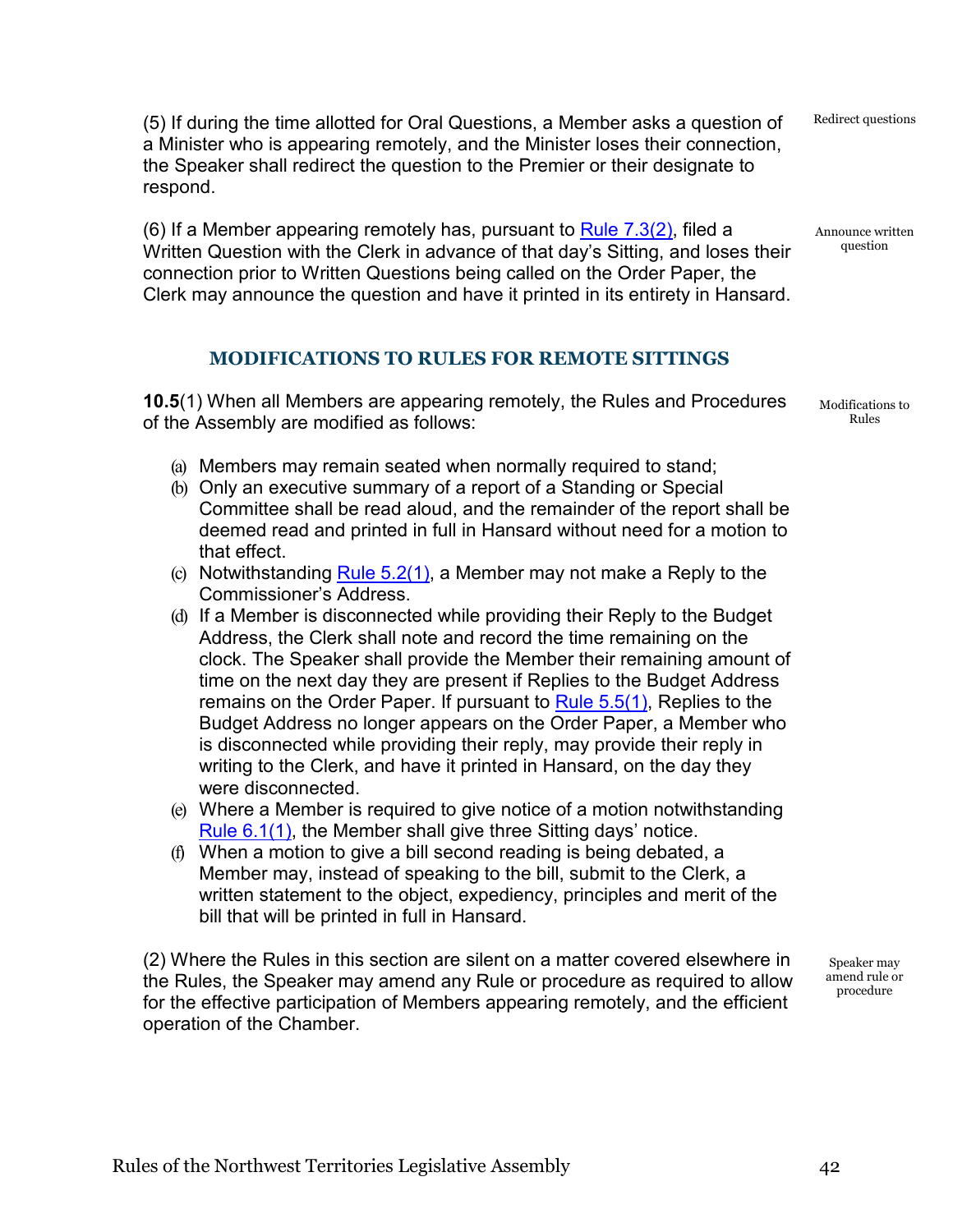(5) If during the time allotted for Oral Questions, a Member asks a question of a Minister who is appearing remotely, and the Minister loses their connection, the Speaker shall redirect the question to the Premier or their designate to respond.

Redirect questions

(6) If a Member appearing remotely has, pursuant to Rule 7.3(2), filed a Written Question with the Clerk in advance of that day's Sitting, and loses their connection prior to Written Questions being called on the Order Paper, the Clerk may announce the question and have it printed in its entirety in Hansard.

Announce written question

## MODIFICATIONS TO RULES FOR REMOTE SITTINGS

**10.5**(1) When all Members are appearing remotely, the Rules and Procedures of the Assembly are modified as follows:

Modifications to Rules

(a) Members may remain seated when normally required to stand;
(b) Only an executive summary of a report of a Standing or Special Committee shall be read aloud, and the remainder of the report shall be deemed read and printed in full in Hansard without need for a motion to that effect.
(c) Notwithstanding Rule 5.2(1), a Member may not make a Reply to the Commissioner's Address.
(d) If a Member is disconnected while providing their Reply to the Budget Address, the Clerk shall note and record the time remaining on the clock. The Speaker shall provide the Member their remaining amount of time on the next day they are present if Replies to the Budget Address remains on the Order Paper. If pursuant to Rule 5.5(1), Replies to the Budget Address no longer appears on the Order Paper, a Member who is disconnected while providing their reply, may provide their reply in writing to the Clerk, and have it printed in Hansard, on the day they were disconnected.
(e) Where a Member is required to give notice of a motion notwithstanding Rule 6.1(1), the Member shall give three Sitting days' notice.
(f) When a motion to give a bill second reading is being debated, a Member may, instead of speaking to the bill, submit to the Clerk, a written statement to the object, expediency, principles and merit of the bill that will be printed in full in Hansard.

(2) Where the Rules in this section are silent on a matter covered elsewhere in the Rules, the Speaker may amend any Rule or procedure as required to allow for the effective participation of Members appearing remotely, and the efficient operation of the Chamber.

Speaker may amend rule or procedure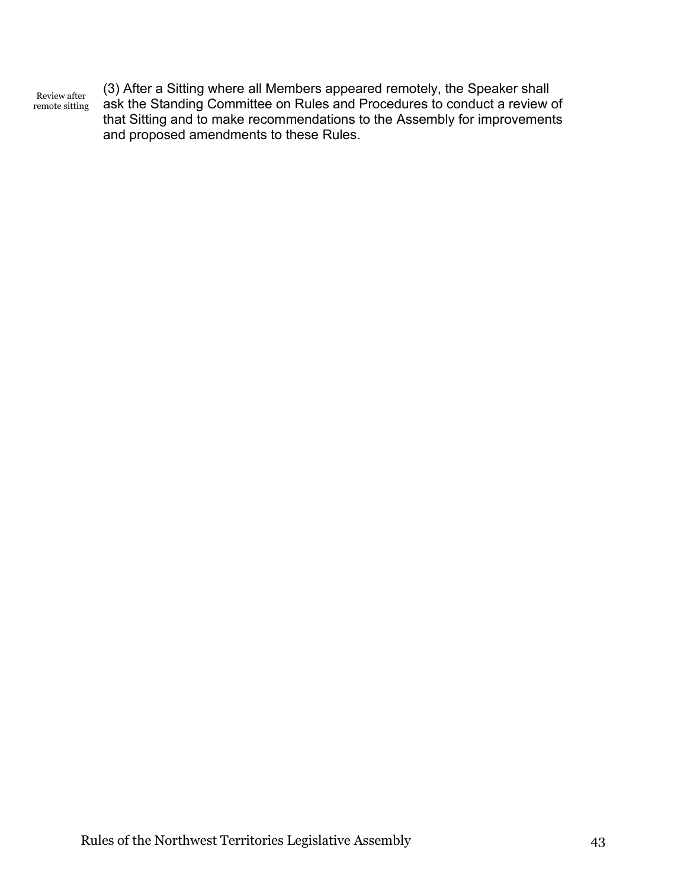Review after remote sitting

(3) After a Sitting where all Members appeared remotely, the Speaker shall ask the Standing Committee on Rules and Procedures to conduct a review of that Sitting and to make recommendations to the Assembly for improvements and proposed amendments to these Rules.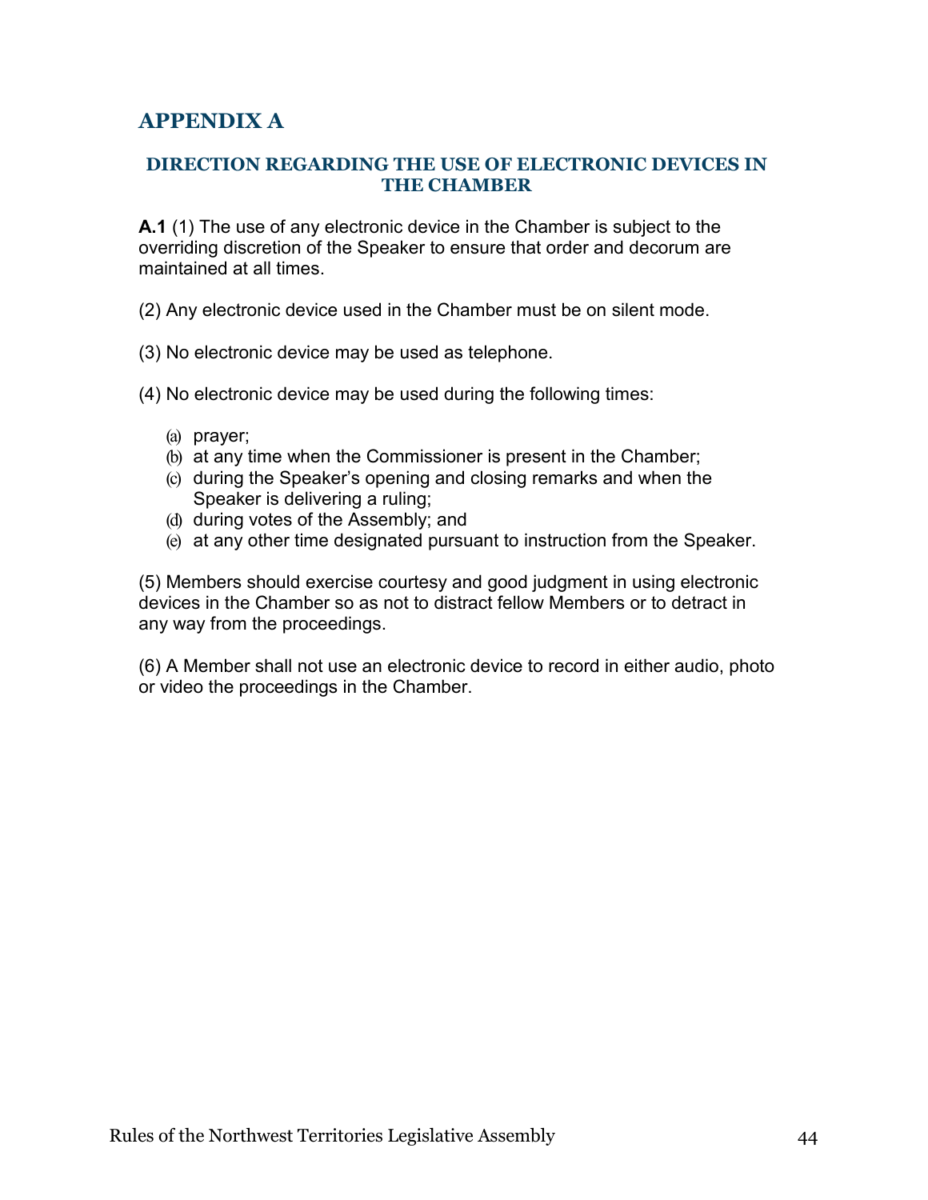# APPENDIX A

### DIRECTION REGARDING THE USE OF ELECTRONIC DEVICES IN THE CHAMBER

**A.1** (1) The use of any electronic device in the Chamber is subject to the overriding discretion of the Speaker to ensure that order and decorum are maintained at all times.

(2) Any electronic device used in the Chamber must be on silent mode.

(3) No electronic device may be used as telephone.

(4) No electronic device may be used during the following times:

(a) prayer;
(b) at any time when the Commissioner is present in the Chamber;
(c) during the Speaker's opening and closing remarks and when the Speaker is delivering a ruling;
(d) during votes of the Assembly; and
(e) at any other time designated pursuant to instruction from the Speaker.

(5) Members should exercise courtesy and good judgment in using electronic devices in the Chamber so as not to distract fellow Members or to detract in any way from the proceedings.

(6) A Member shall not use an electronic device to record in either audio, photo or video the proceedings in the Chamber.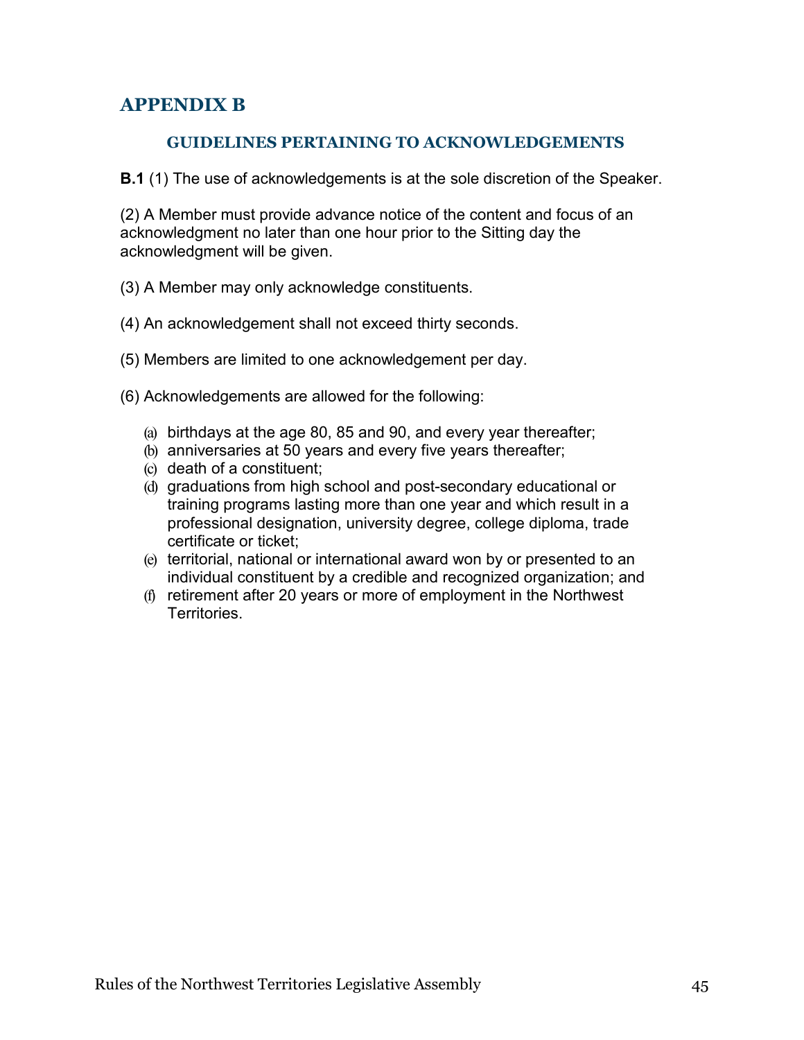# APPENDIX B

### GUIDELINES PERTAINING TO ACKNOWLEDGEMENTS

**B.1** (1) The use of acknowledgements is at the sole discretion of the Speaker.

(2) A Member must provide advance notice of the content and focus of an acknowledgment no later than one hour prior to the Sitting day the acknowledgment will be given.

(3) A Member may only acknowledge constituents.

(4) An acknowledgement shall not exceed thirty seconds.

(5) Members are limited to one acknowledgement per day.

(6) Acknowledgements are allowed for the following:

- (a) birthdays at the age 80, 85 and 90, and every year thereafter;
- (b) anniversaries at 50 years and every five years thereafter;
- (c) death of a constituent;
- (d) graduations from high school and post-secondary educational or training programs lasting more than one year and which result in a professional designation, university degree, college diploma, trade certificate or ticket;
- (e) territorial, national or international award won by or presented to an individual constituent by a credible and recognized organization; and
- (f) retirement after 20 years or more of employment in the Northwest Territories.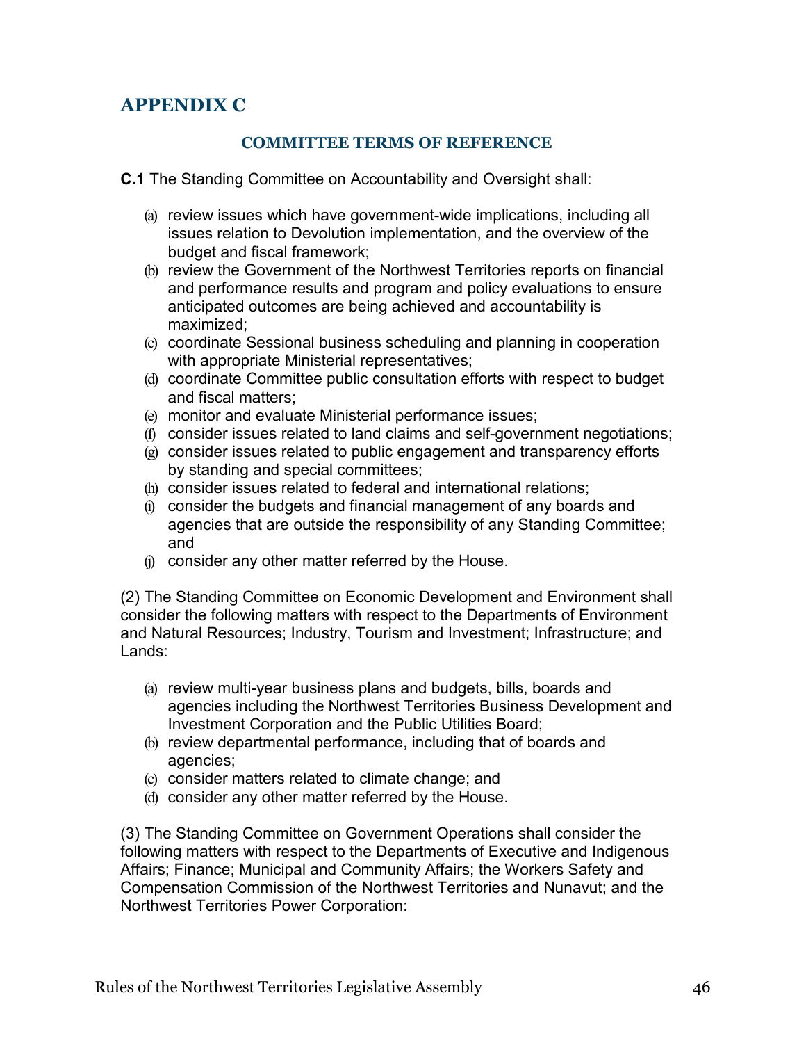# APPENDIX C

### COMMITTEE TERMS OF REFERENCE

**C.1** The Standing Committee on Accountability and Oversight shall:

(a) review issues which have government-wide implications, including all issues relation to Devolution implementation, and the overview of the budget and fiscal framework;
(b) review the Government of the Northwest Territories reports on financial and performance results and program and policy evaluations to ensure anticipated outcomes are being achieved and accountability is maximized;
(c) coordinate Sessional business scheduling and planning in cooperation with appropriate Ministerial representatives;
(d) coordinate Committee public consultation efforts with respect to budget and fiscal matters;
(e) monitor and evaluate Ministerial performance issues;
(f) consider issues related to land claims and self-government negotiations;
(g) consider issues related to public engagement and transparency efforts by standing and special committees;
(h) consider issues related to federal and international relations;
(i) consider the budgets and financial management of any boards and agencies that are outside the responsibility of any Standing Committee; and
(j) consider any other matter referred by the House.

(2) The Standing Committee on Economic Development and Environment shall consider the following matters with respect to the Departments of Environment and Natural Resources; Industry, Tourism and Investment; Infrastructure; and Lands:

(a) review multi-year business plans and budgets, bills, boards and agencies including the Northwest Territories Business Development and Investment Corporation and the Public Utilities Board;
(b) review departmental performance, including that of boards and agencies;
(c) consider matters related to climate change; and
(d) consider any other matter referred by the House.

(3) The Standing Committee on Government Operations shall consider the following matters with respect to the Departments of Executive and Indigenous Affairs; Finance; Municipal and Community Affairs; the Workers Safety and Compensation Commission of the Northwest Territories and Nunavut; and the Northwest Territories Power Corporation: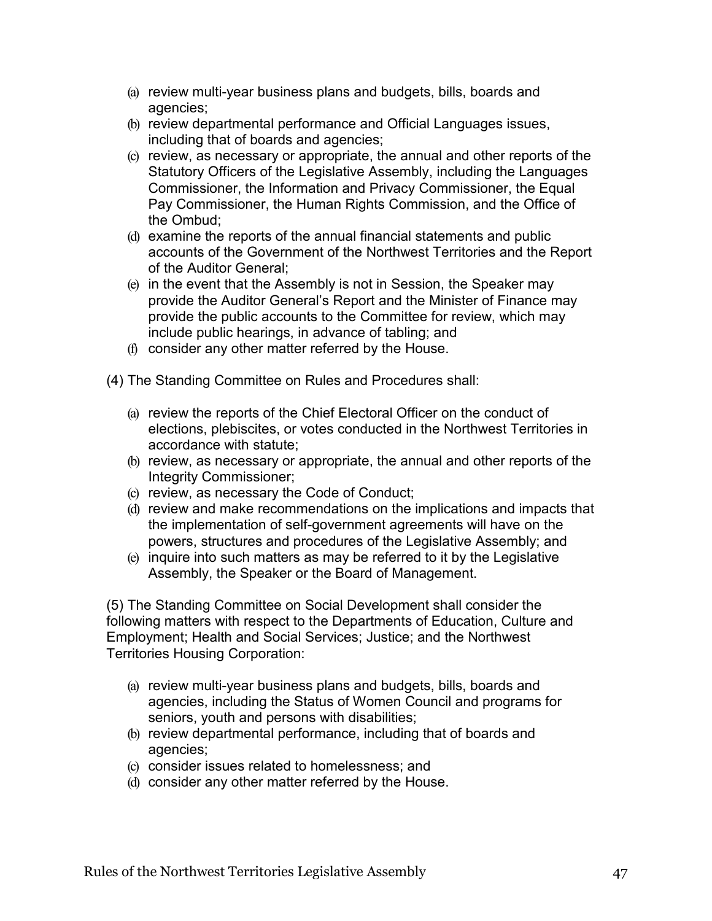(a) review multi-year business plans and budgets, bills, boards and agencies;
(b) review departmental performance and Official Languages issues, including that of boards and agencies;
(c) review, as necessary or appropriate, the annual and other reports of the Statutory Officers of the Legislative Assembly, including the Languages Commissioner, the Information and Privacy Commissioner, the Equal Pay Commissioner, the Human Rights Commission, and the Office of the Ombud;
(d) examine the reports of the annual financial statements and public accounts of the Government of the Northwest Territories and the Report of the Auditor General;
(e) in the event that the Assembly is not in Session, the Speaker may provide the Auditor General's Report and the Minister of Finance may provide the public accounts to the Committee for review, which may include public hearings, in advance of tabling; and
(f) consider any other matter referred by the House.

(4) The Standing Committee on Rules and Procedures shall:

(a) review the reports of the Chief Electoral Officer on the conduct of elections, plebiscites, or votes conducted in the Northwest Territories in accordance with statute;
(b) review, as necessary or appropriate, the annual and other reports of the Integrity Commissioner;
(c) review, as necessary the Code of Conduct;
(d) review and make recommendations on the implications and impacts that the implementation of self-government agreements will have on the powers, structures and procedures of the Legislative Assembly; and
(e) inquire into such matters as may be referred to it by the Legislative Assembly, the Speaker or the Board of Management.

(5) The Standing Committee on Social Development shall consider the following matters with respect to the Departments of Education, Culture and Employment; Health and Social Services; Justice; and the Northwest Territories Housing Corporation:

(a) review multi-year business plans and budgets, bills, boards and agencies, including the Status of Women Council and programs for seniors, youth and persons with disabilities;
(b) review departmental performance, including that of boards and agencies;
(c) consider issues related to homelessness; and
(d) consider any other matter referred by the House.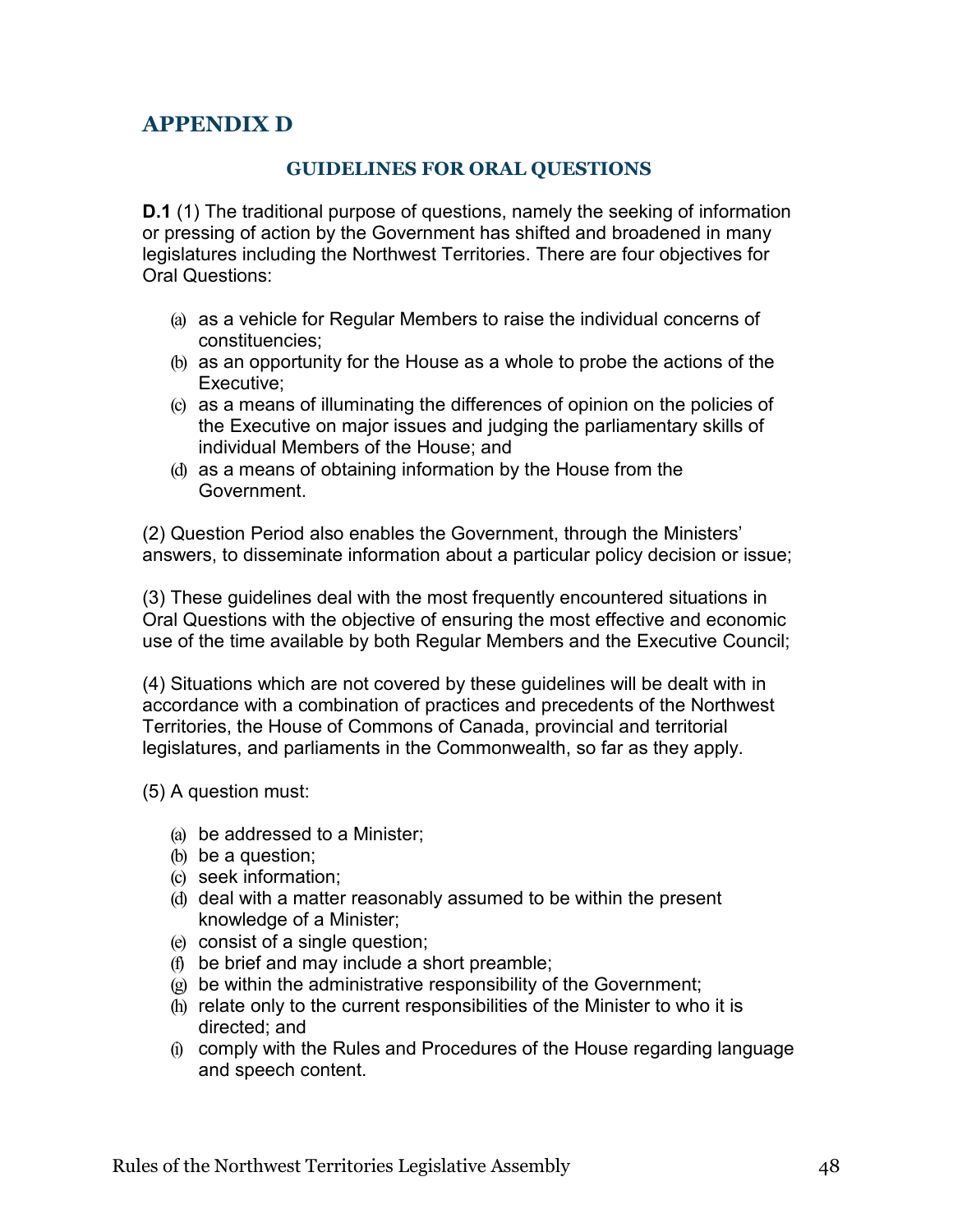# APPENDIX D

### GUIDELINES FOR ORAL QUESTIONS

**D.1** (1) The traditional purpose of questions, namely the seeking of information or pressing of action by the Government has shifted and broadened in many legislatures including the Northwest Territories. There are four objectives for Oral Questions:

- (a) as a vehicle for Regular Members to raise the individual concerns of constituencies;
- (b) as an opportunity for the House as a whole to probe the actions of the Executive;
- (c) as a means of illuminating the differences of opinion on the policies of the Executive on major issues and judging the parliamentary skills of individual Members of the House; and
- (d) as a means of obtaining information by the House from the Government.

(2) Question Period also enables the Government, through the Ministers' answers, to disseminate information about a particular policy decision or issue;

(3) These guidelines deal with the most frequently encountered situations in Oral Questions with the objective of ensuring the most effective and economic use of the time available by both Regular Members and the Executive Council;

(4) Situations which are not covered by these guidelines will be dealt with in accordance with a combination of practices and precedents of the Northwest Territories, the House of Commons of Canada, provincial and territorial legislatures, and parliaments in the Commonwealth, so far as they apply.

(5) A question must:

- (a) be addressed to a Minister;
- (b) be a question;
- (c) seek information;
- (d) deal with a matter reasonably assumed to be within the present knowledge of a Minister;
- (e) consist of a single question;
- (f) be brief and may include a short preamble;
- (g) be within the administrative responsibility of the Government;
- (h) relate only to the current responsibilities of the Minister to who it is directed; and
- (i) comply with the Rules and Procedures of the House regarding language and speech content.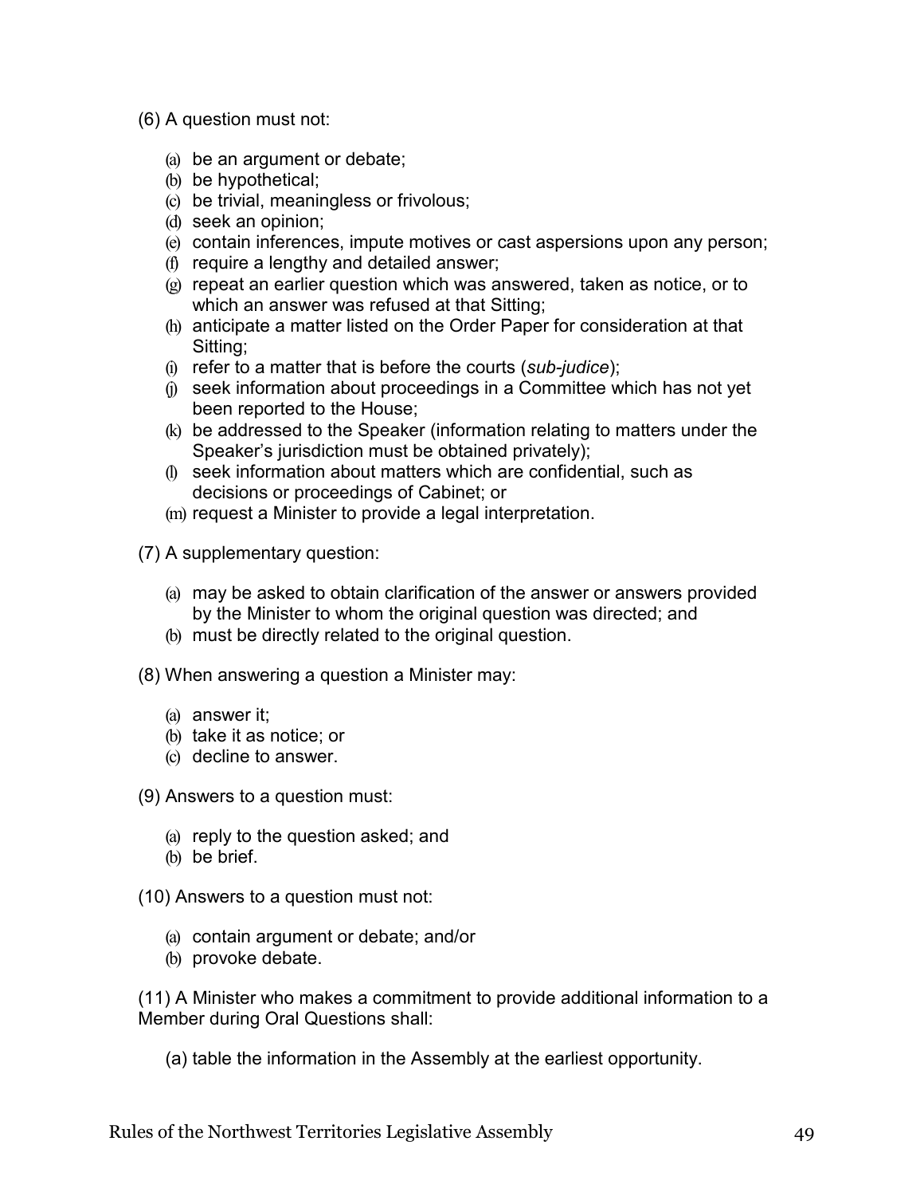(6) A question must not:

- (a) be an argument or debate;
- (b) be hypothetical;
- (c) be trivial, meaningless or frivolous;
- (d) seek an opinion;
- (e) contain inferences, impute motives or cast aspersions upon any person;
- (f) require a lengthy and detailed answer;
- (g) repeat an earlier question which was answered, taken as notice, or to which an answer was refused at that Sitting;
- (h) anticipate a matter listed on the Order Paper for consideration at that Sitting;
- (i) refer to a matter that is before the courts (*sub-judice*);
- (j) seek information about proceedings in a Committee which has not yet been reported to the House;
- (k) be addressed to the Speaker (information relating to matters under the Speaker's jurisdiction must be obtained privately);
- (l) seek information about matters which are confidential, such as decisions or proceedings of Cabinet; or
- (m) request a Minister to provide a legal interpretation.

(7) A supplementary question:

- (a) may be asked to obtain clarification of the answer or answers provided by the Minister to whom the original question was directed; and
- (b) must be directly related to the original question.

(8) When answering a question a Minister may:

- (a) answer it;
- (b) take it as notice; or
- (c) decline to answer.

(9) Answers to a question must:

- (a) reply to the question asked; and
- (b) be brief.

(10) Answers to a question must not:

- (a) contain argument or debate; and/or
- (b) provoke debate.

(11) A Minister who makes a commitment to provide additional information to a Member during Oral Questions shall:

- (a) table the information in the Assembly at the earliest opportunity.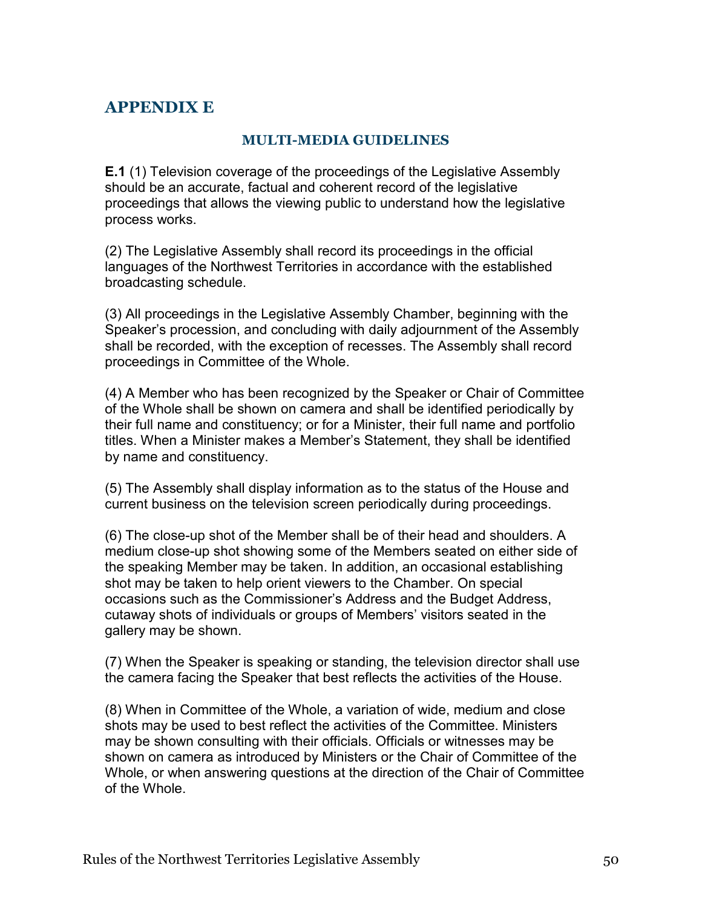# APPENDIX E

### MULTI-MEDIA GUIDELINES

**E.1** (1) Television coverage of the proceedings of the Legislative Assembly should be an accurate, factual and coherent record of the legislative proceedings that allows the viewing public to understand how the legislative process works.

(2) The Legislative Assembly shall record its proceedings in the official languages of the Northwest Territories in accordance with the established broadcasting schedule.

(3) All proceedings in the Legislative Assembly Chamber, beginning with the Speaker's procession, and concluding with daily adjournment of the Assembly shall be recorded, with the exception of recesses. The Assembly shall record proceedings in Committee of the Whole.

(4) A Member who has been recognized by the Speaker or Chair of Committee of the Whole shall be shown on camera and shall be identified periodically by their full name and constituency; or for a Minister, their full name and portfolio titles. When a Minister makes a Member's Statement, they shall be identified by name and constituency.

(5) The Assembly shall display information as to the status of the House and current business on the television screen periodically during proceedings.

(6) The close-up shot of the Member shall be of their head and shoulders. A medium close-up shot showing some of the Members seated on either side of the speaking Member may be taken. In addition, an occasional establishing shot may be taken to help orient viewers to the Chamber. On special occasions such as the Commissioner's Address and the Budget Address, cutaway shots of individuals or groups of Members' visitors seated in the gallery may be shown.

(7) When the Speaker is speaking or standing, the television director shall use the camera facing the Speaker that best reflects the activities of the House.

(8) When in Committee of the Whole, a variation of wide, medium and close shots may be used to best reflect the activities of the Committee. Ministers may be shown consulting with their officials. Officials or witnesses may be shown on camera as introduced by Ministers or the Chair of Committee of the Whole, or when answering questions at the direction of the Chair of Committee of the Whole.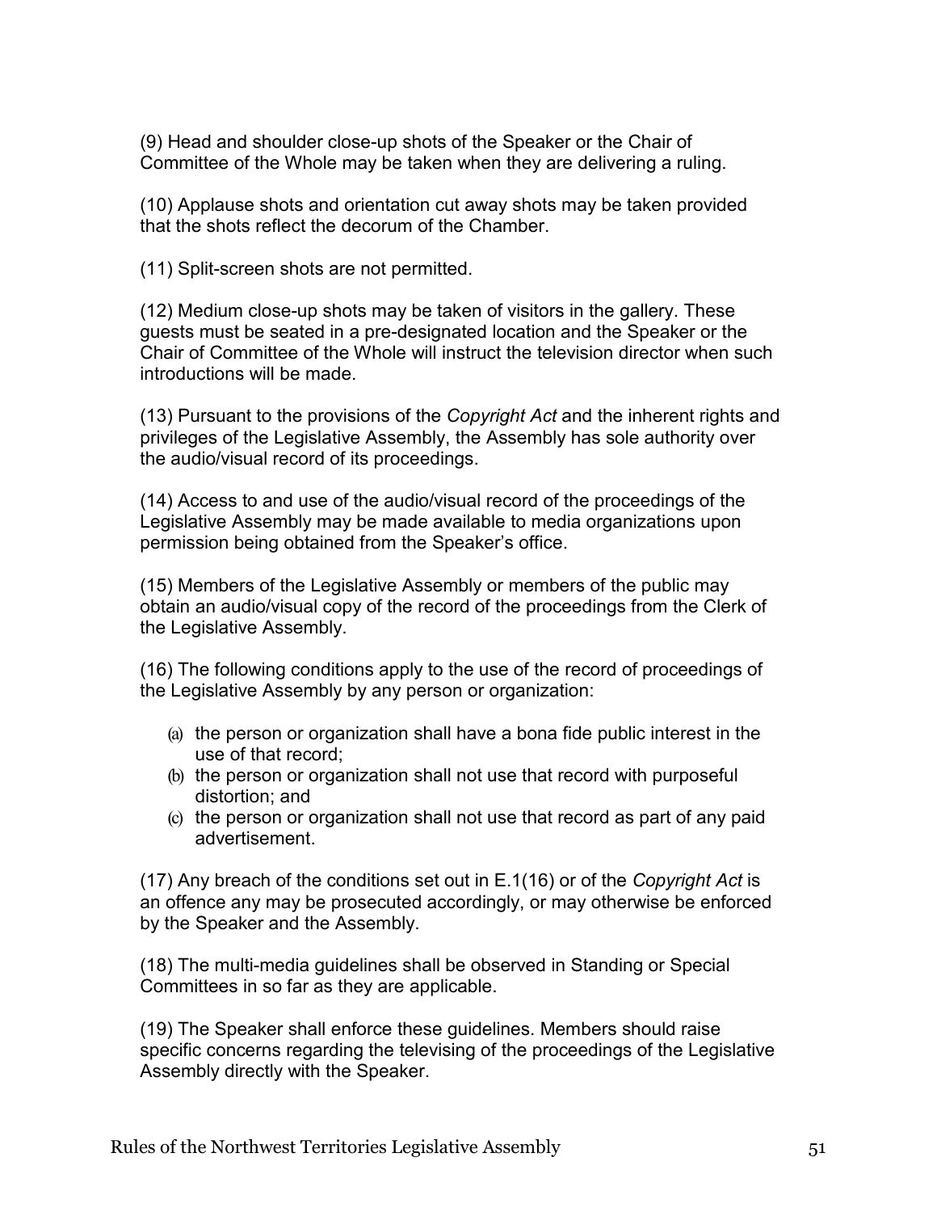(9) Head and shoulder close-up shots of the Speaker or the Chair of Committee of the Whole may be taken when they are delivering a ruling.

(10) Applause shots and orientation cut away shots may be taken provided that the shots reflect the decorum of the Chamber.

(11) Split-screen shots are not permitted.

(12) Medium close-up shots may be taken of visitors in the gallery. These guests must be seated in a pre-designated location and the Speaker or the Chair of Committee of the Whole will instruct the television director when such introductions will be made.

(13) Pursuant to the provisions of the *Copyright Act* and the inherent rights and privileges of the Legislative Assembly, the Assembly has sole authority over the audio/visual record of its proceedings.

(14) Access to and use of the audio/visual record of the proceedings of the Legislative Assembly may be made available to media organizations upon permission being obtained from the Speaker's office.

(15) Members of the Legislative Assembly or members of the public may obtain an audio/visual copy of the record of the proceedings from the Clerk of the Legislative Assembly.

(16) The following conditions apply to the use of the record of proceedings of the Legislative Assembly by any person or organization:

- (a) the person or organization shall have a bona fide public interest in the use of that record;
- (b) the person or organization shall not use that record with purposeful distortion; and
- (c) the person or organization shall not use that record as part of any paid advertisement.

(17) Any breach of the conditions set out in E.1(16) or of the *Copyright Act* is an offence any may be prosecuted accordingly, or may otherwise be enforced by the Speaker and the Assembly.

(18) The multi-media guidelines shall be observed in Standing or Special Committees in so far as they are applicable.

(19) The Speaker shall enforce these guidelines. Members should raise specific concerns regarding the televising of the proceedings of the Legislative Assembly directly with the Speaker.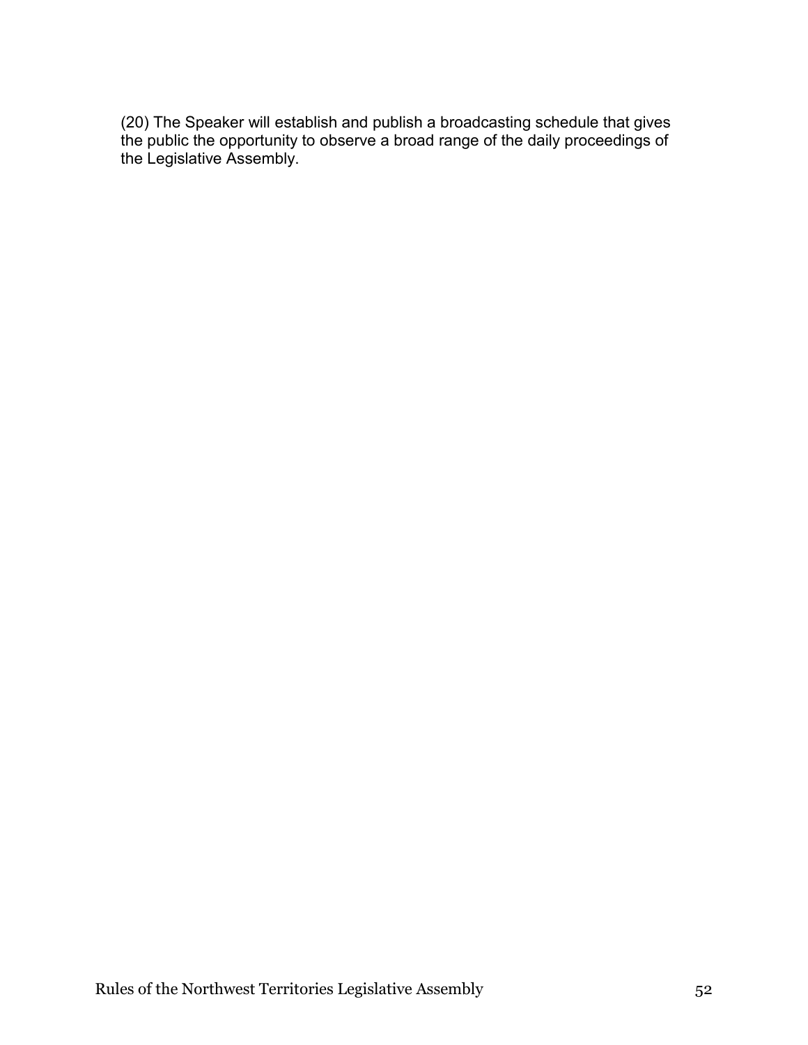(20) The Speaker will establish and publish a broadcasting schedule that gives the public the opportunity to observe a broad range of the daily proceedings of the Legislative Assembly.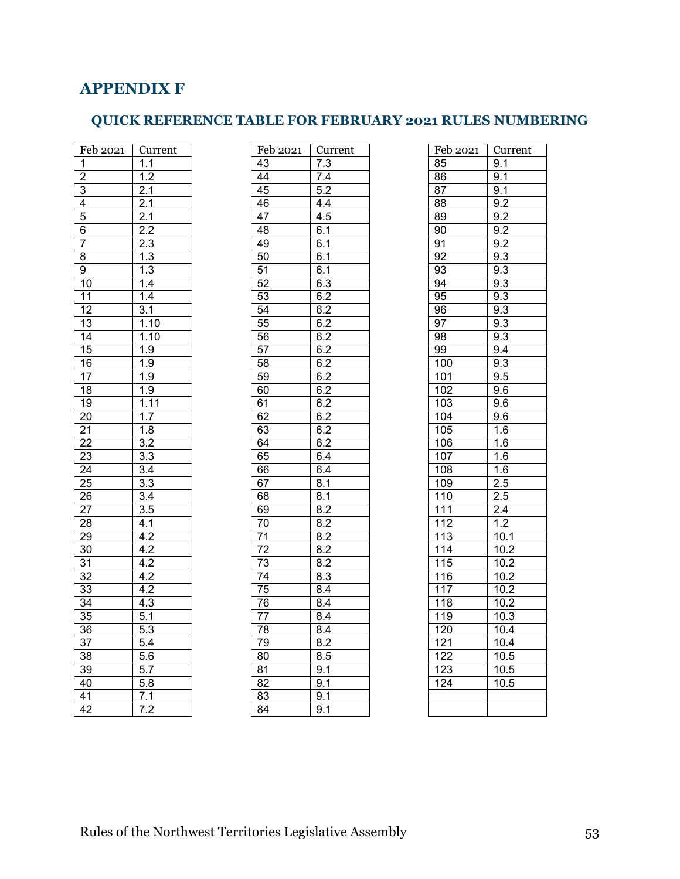# APPENDIX F

## QUICK REFERENCE TABLE FOR FEBRUARY 2021 RULES NUMBERING

| Feb 2021 | Current |
|---|---|
| 1 | 1.1 |
| 2 | 1.2 |
| 3 | 2.1 |
| 4 | 2.1 |
| 5 | 2.1 |
| 6 | 2.2 |
| 7 | 2.3 |
| 8 | 1.3 |
| 9 | 1.3 |
| 10 | 1.4 |
| 11 | 1.4 |
| 12 | 3.1 |
| 13 | 1.10 |
| 14 | 1.10 |
| 15 | 1.9 |
| 16 | 1.9 |
| 17 | 1.9 |
| 18 | 1.9 |
| 19 | 1.11 |
| 20 | 1.7 |
| 21 | 1.8 |
| 22 | 3.2 |
| 23 | 3.3 |
| 24 | 3.4 |
| 25 | 3.3 |
| 26 | 3.4 |
| 27 | 3.5 |
| 28 | 4.1 |
| 29 | 4.2 |
| 30 | 4.2 |
| 31 | 4.2 |
| 32 | 4.2 |
| 33 | 4.2 |
| 34 | 4.3 |
| 35 | 5.1 |
| 36 | 5.3 |
| 37 | 5.4 |
| 38 | 5.6 |
| 39 | 5.7 |
| 40 | 5.8 |
| 41 | 7.1 |
| 42 | 7.2 |

| Feb 2021 | Current |
|---|---|
| 43 | 7.3 |
| 44 | 7.4 |
| 45 | 5.2 |
| 46 | 4.4 |
| 47 | 4.5 |
| 48 | 6.1 |
| 49 | 6.1 |
| 50 | 6.1 |
| 51 | 6.1 |
| 52 | 6.3 |
| 53 | 6.2 |
| 54 | 6.2 |
| 55 | 6.2 |
| 56 | 6.2 |
| 57 | 6.2 |
| 58 | 6.2 |
| 59 | 6.2 |
| 60 | 6.2 |
| 61 | 6.2 |
| 62 | 6.2 |
| 63 | 6.2 |
| 64 | 6.2 |
| 65 | 6.4 |
| 66 | 6.4 |
| 67 | 8.1 |
| 68 | 8.1 |
| 69 | 8.2 |
| 70 | 8.2 |
| 71 | 8.2 |
| 72 | 8.2 |
| 73 | 8.2 |
| 74 | 8.3 |
| 75 | 8.4 |
| 76 | 8.4 |
| 77 | 8.4 |
| 78 | 8.4 |
| 79 | 8.2 |
| 80 | 8.5 |
| 81 | 9.1 |
| 82 | 9.1 |
| 83 | 9.1 |
| 84 | 9.1 |

| Feb 2021 | Current |
|---|---|
| 85 | 9.1 |
| 86 | 9.1 |
| 87 | 9.1 |
| 88 | 9.2 |
| 89 | 9.2 |
| 90 | 9.2 |
| 91 | 9.2 |
| 92 | 9.3 |
| 93 | 9.3 |
| 94 | 9.3 |
| 95 | 9.3 |
| 96 | 9.3 |
| 97 | 9.3 |
| 98 | 9.3 |
| 99 | 9.4 |
| 100 | 9.3 |
| 101 | 9.5 |
| 102 | 9.6 |
| 103 | 9.6 |
| 104 | 9.6 |
| 105 | 1.6 |
| 106 | 1.6 |
| 107 | 1.6 |
| 108 | 1.6 |
| 109 | 2.5 |
| 110 | 2.5 |
| 111 | 2.4 |
| 112 | 1.2 |
| 113 | 10.1 |
| 114 | 10.2 |
| 115 | 10.2 |
| 116 | 10.2 |
| 117 | 10.2 |
| 118 | 10.2 |
| 119 | 10.3 |
| 120 | 10.4 |
| 121 | 10.4 |
| 122 | 10.5 |
| 123 | 10.5 |
| 124 | 10.5 |
| | |
| | |